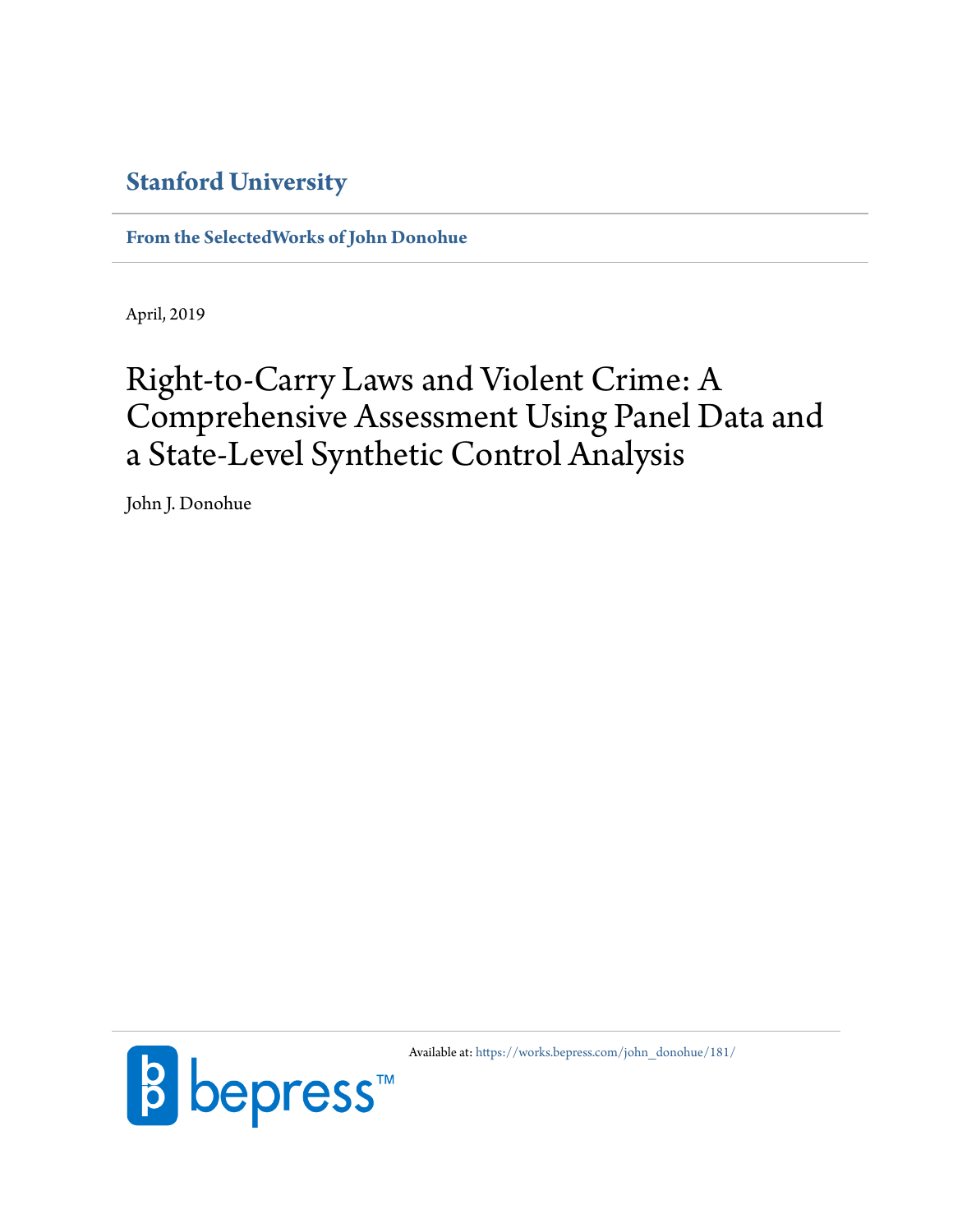**Stanford University**

**From the SelectedWorks of John Donohue**

April, 2019

# Right-to-Carry Laws and Violent Crime: A Comprehensive Assessment Using Panel Data and a State-Level Synthetic Control Analysis

John J. Donohue

Available at: https://works.bepress.com/john_donohue/181/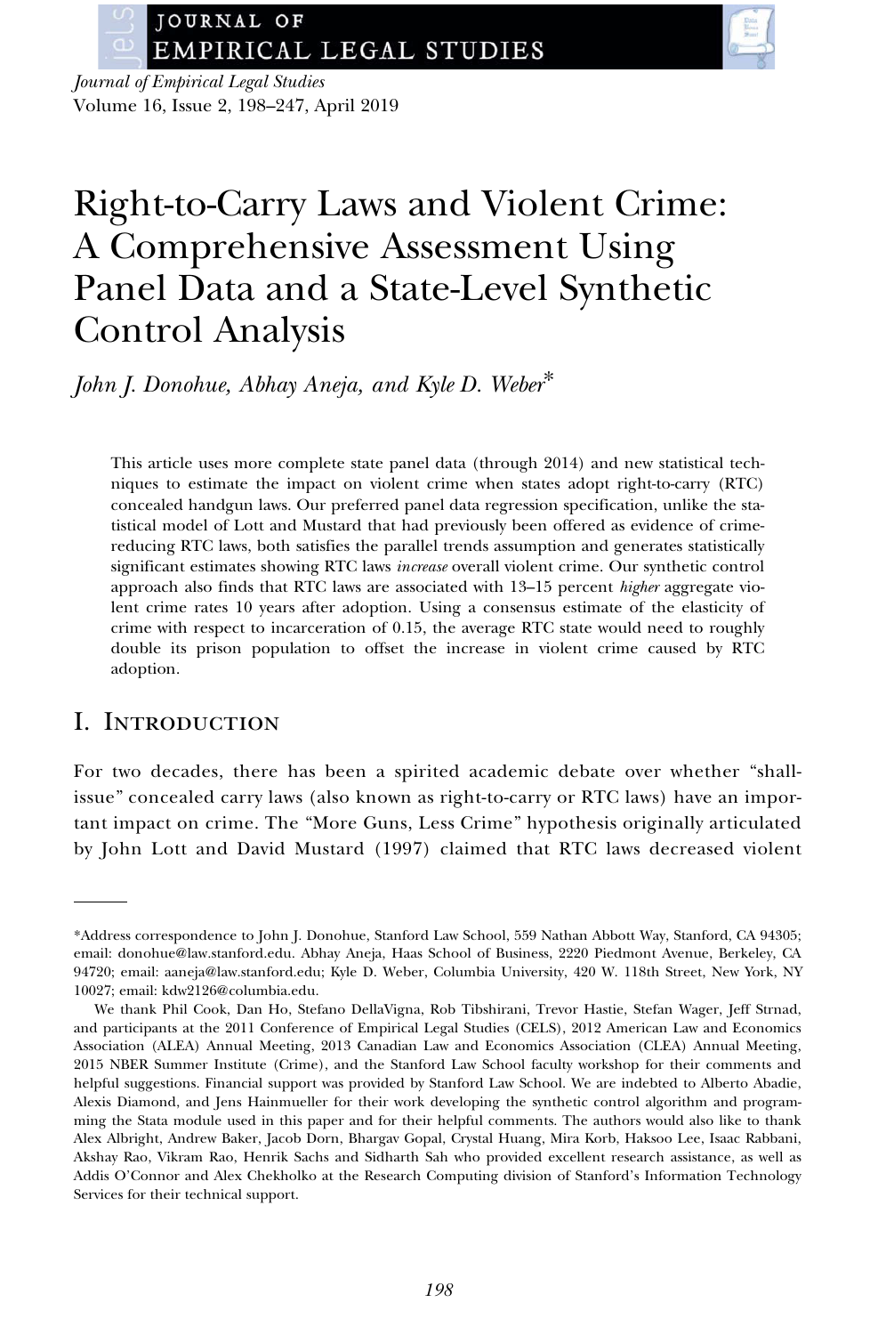Journal of Empirical Legal Studies
Volume 16, Issue 2, 198–247, April 2019

# Right-to-Carry Laws and Violent Crime: A Comprehensive Assessment Using Panel Data and a State-Level Synthetic Control Analysis

*John J. Donohue, Abhay Aneja, and Kyle D. Weber*\*

This article uses more complete state panel data (through 2014) and new statistical techniques to estimate the impact on violent crime when states adopt right-to-carry (RTC) concealed handgun laws. Our preferred panel data regression specification, unlike the statistical model of Lott and Mustard that had previously been offered as evidence of crime-reducing RTC laws, both satisfies the parallel trends assumption and generates statistically significant estimates showing RTC laws *increase* overall violent crime. Our synthetic control approach also finds that RTC laws are associated with 13–15 percent *higher* aggregate violent crime rates 10 years after adoption. Using a consensus estimate of the elasticity of crime with respect to incarceration of 0.15, the average RTC state would need to roughly double its prison population to offset the increase in violent crime caused by RTC adoption.

## I. Introduction

For two decades, there has been a spirited academic debate over whether "shall-issue" concealed carry laws (also known as right-to-carry or RTC laws) have an important impact on crime. The "More Guns, Less Crime" hypothesis originally articulated by John Lott and David Mustard (1997) claimed that RTC laws decreased violent

---

\*Address correspondence to John J. Donohue, Stanford Law School, 559 Nathan Abbott Way, Stanford, CA 94305; email: donohue@law.stanford.edu. Abhay Aneja, Haas School of Business, 2220 Piedmont Avenue, Berkeley, CA 94720; email: aaneja@law.stanford.edu; Kyle D. Weber, Columbia University, 420 W. 118th Street, New York, NY 10027; email: kdw2126@columbia.edu.

We thank Phil Cook, Dan Ho, Stefano DellaVigna, Rob Tibshirani, Trevor Hastie, Stefan Wager, Jeff Strnad, and participants at the 2011 Conference of Empirical Legal Studies (CELS), 2012 American Law and Economics Association (ALEA) Annual Meeting, 2013 Canadian Law and Economics Association (CLEA) Annual Meeting, 2015 NBER Summer Institute (Crime), and the Stanford Law School faculty workshop for their comments and helpful suggestions. Financial support was provided by Stanford Law School. We are indebted to Alberto Abadie, Alexis Diamond, and Jens Hainmueller for their work developing the synthetic control algorithm and programming the Stata module used in this paper and for their helpful comments. The authors would also like to thank Alex Albright, Andrew Baker, Jacob Dorn, Bhargav Gopal, Crystal Huang, Mira Korb, Haksoo Lee, Isaac Rabbani, Akshay Rao, Vikram Rao, Henrik Sachs and Sidharth Sah who provided excellent research assistance, as well as Addis O'Connor and Alex Chekholko at the Research Computing division of Stanford's Information Technology Services for their technical support.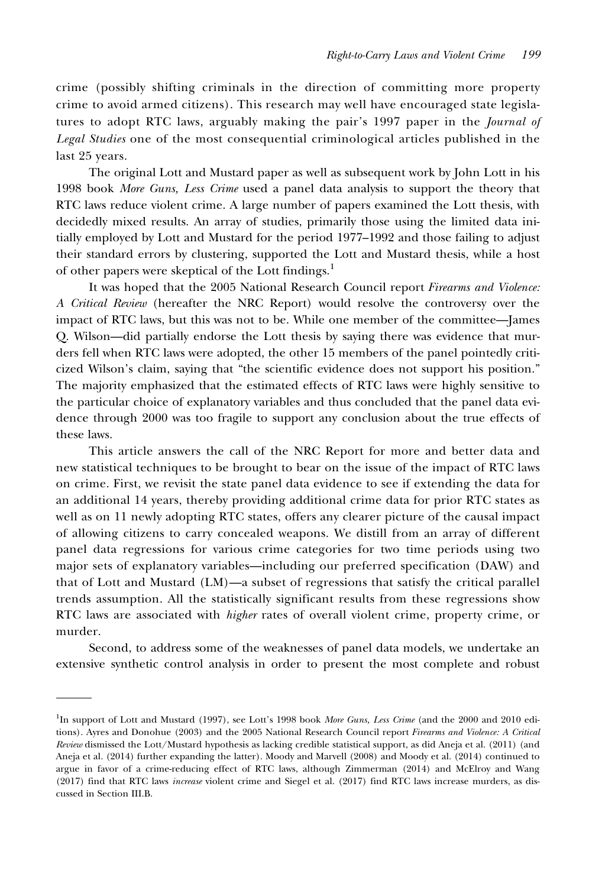crime (possibly shifting criminals in the direction of committing more property crime to avoid armed citizens). This research may well have encouraged state legislatures to adopt RTC laws, arguably making the pair's 1997 paper in the *Journal of Legal Studies* one of the most consequential criminological articles published in the last 25 years.

The original Lott and Mustard paper as well as subsequent work by John Lott in his 1998 book *More Guns, Less Crime* used a panel data analysis to support the theory that RTC laws reduce violent crime. A large number of papers examined the Lott thesis, with decidedly mixed results. An array of studies, primarily those using the limited data initially employed by Lott and Mustard for the period 1977–1992 and those failing to adjust their standard errors by clustering, supported the Lott and Mustard thesis, while a host of other papers were skeptical of the Lott findings.[1]

It was hoped that the 2005 National Research Council report *Firearms and Violence: A Critical Review* (hereafter the NRC Report) would resolve the controversy over the impact of RTC laws, but this was not to be. While one member of the committee—James Q. Wilson—did partially endorse the Lott thesis by saying there was evidence that murders fell when RTC laws were adopted, the other 15 members of the panel pointedly criticized Wilson's claim, saying that "the scientific evidence does not support his position." The majority emphasized that the estimated effects of RTC laws were highly sensitive to the particular choice of explanatory variables and thus concluded that the panel data evidence through 2000 was too fragile to support any conclusion about the true effects of these laws.

This article answers the call of the NRC Report for more and better data and new statistical techniques to be brought to bear on the issue of the impact of RTC laws on crime. First, we revisit the state panel data evidence to see if extending the data for an additional 14 years, thereby providing additional crime data for prior RTC states as well as on 11 newly adopting RTC states, offers any clearer picture of the causal impact of allowing citizens to carry concealed weapons. We distill from an array of different panel data regressions for various crime categories for two time periods using two major sets of explanatory variables—including our preferred specification (DAW) and that of Lott and Mustard (LM)—a subset of regressions that satisfy the critical parallel trends assumption. All the statistically significant results from these regressions show RTC laws are associated with *higher* rates of overall violent crime, property crime, or murder.

Second, to address some of the weaknesses of panel data models, we undertake an extensive synthetic control analysis in order to present the most complete and robust

---

[1]In support of Lott and Mustard (1997), see Lott's 1998 book *More Guns, Less Crime* (and the 2000 and 2010 editions). Ayres and Donohue (2003) and the 2005 National Research Council report *Firearms and Violence: A Critical Review* dismissed the Lott/Mustard hypothesis as lacking credible statistical support, as did Aneja et al. (2011) (and Aneja et al. (2014) further expanding the latter). Moody and Marvell (2008) and Moody et al. (2014) continued to argue in favor of a crime-reducing effect of RTC laws, although Zimmerman (2014) and McElroy and Wang (2017) find that RTC laws *increase* violent crime and Siegel et al. (2017) find RTC laws increase murders, as discussed in Section III.B.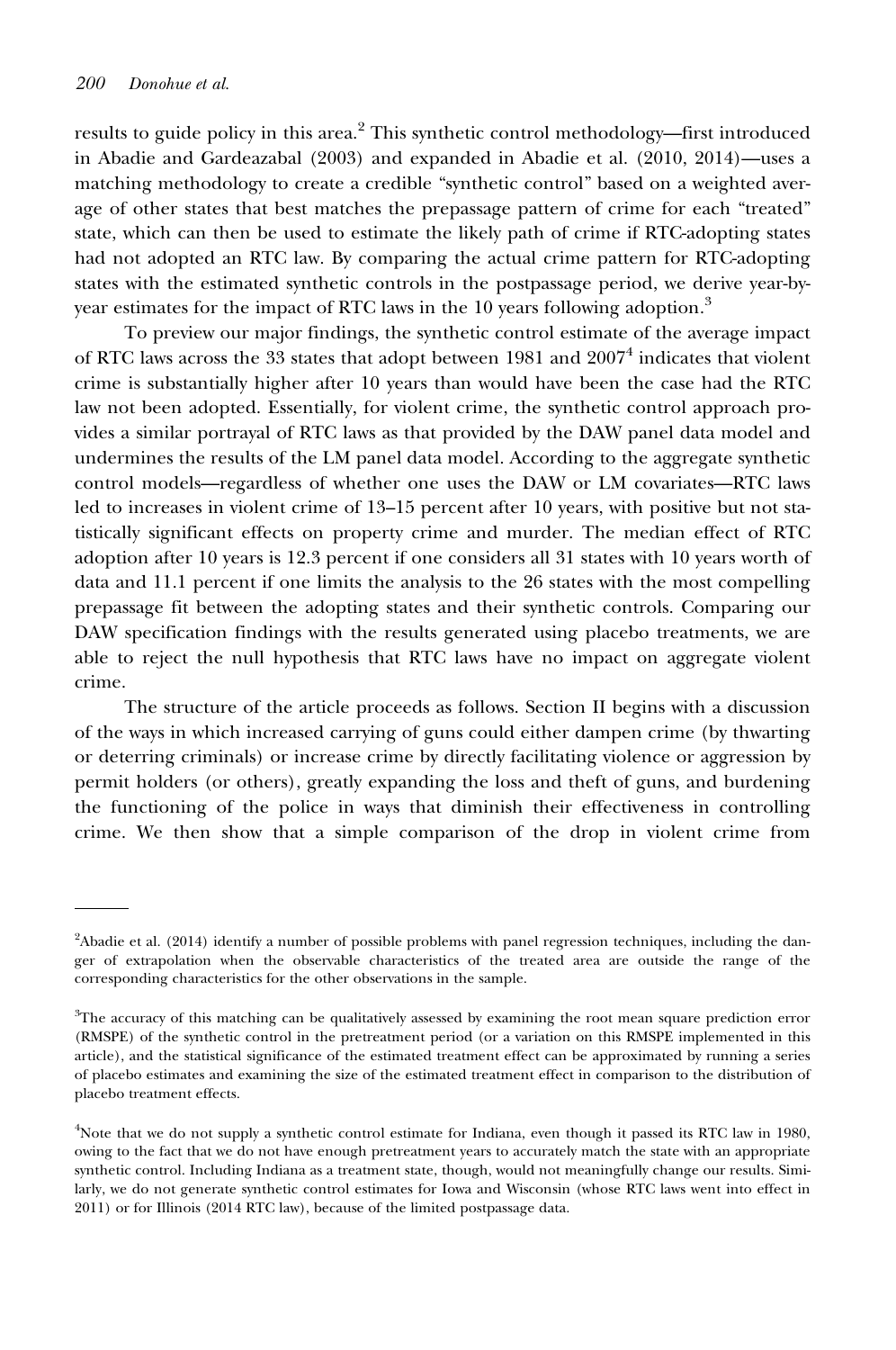results to guide policy in this area.[2] This synthetic control methodology—first introduced in Abadie and Gardeazabal (2003) and expanded in Abadie et al. (2010, 2014)—uses a matching methodology to create a credible "synthetic control" based on a weighted average of other states that best matches the prepassage pattern of crime for each "treated" state, which can then be used to estimate the likely path of crime if RTC-adopting states had not adopted an RTC law. By comparing the actual crime pattern for RTC-adopting states with the estimated synthetic controls in the postpassage period, we derive year-by-year estimates for the impact of RTC laws in the 10 years following adoption.[3]

To preview our major findings, the synthetic control estimate of the average impact of RTC laws across the 33 states that adopt between 1981 and 2007[4] indicates that violent crime is substantially higher after 10 years than would have been the case had the RTC law not been adopted. Essentially, for violent crime, the synthetic control approach provides a similar portrayal of RTC laws as that provided by the DAW panel data model and undermines the results of the LM panel data model. According to the aggregate synthetic control models—regardless of whether one uses the DAW or LM covariates—RTC laws led to increases in violent crime of 13–15 percent after 10 years, with positive but not statistically significant effects on property crime and murder. The median effect of RTC adoption after 10 years is 12.3 percent if one considers all 31 states with 10 years worth of data and 11.1 percent if one limits the analysis to the 26 states with the most compelling prepassage fit between the adopting states and their synthetic controls. Comparing our DAW specification findings with the results generated using placebo treatments, we are able to reject the null hypothesis that RTC laws have no impact on aggregate violent crime.

The structure of the article proceeds as follows. Section II begins with a discussion of the ways in which increased carrying of guns could either dampen crime (by thwarting or deterring criminals) or increase crime by directly facilitating violence or aggression by permit holders (or others), greatly expanding the loss and theft of guns, and burdening the functioning of the police in ways that diminish their effectiveness in controlling crime. We then show that a simple comparison of the drop in violent crime from

---

[2] Abadie et al. (2014) identify a number of possible problems with panel regression techniques, including the danger of extrapolation when the observable characteristics of the treated area are outside the range of the corresponding characteristics for the other observations in the sample.

[3] The accuracy of this matching can be qualitatively assessed by examining the root mean square prediction error (RMSPE) of the synthetic control in the pretreatment period (or a variation on this RMSPE implemented in this article), and the statistical significance of the estimated treatment effect can be approximated by running a series of placebo estimates and examining the size of the estimated treatment effect in comparison to the distribution of placebo treatment effects.

[4] Note that we do not supply a synthetic control estimate for Indiana, even though it passed its RTC law in 1980, owing to the fact that we do not have enough pretreatment years to accurately match the state with an appropriate synthetic control. Including Indiana as a treatment state, though, would not meaningfully change our results. Similarly, we do not generate synthetic control estimates for Iowa and Wisconsin (whose RTC laws went into effect in 2011) or for Illinois (2014 RTC law), because of the limited postpassage data.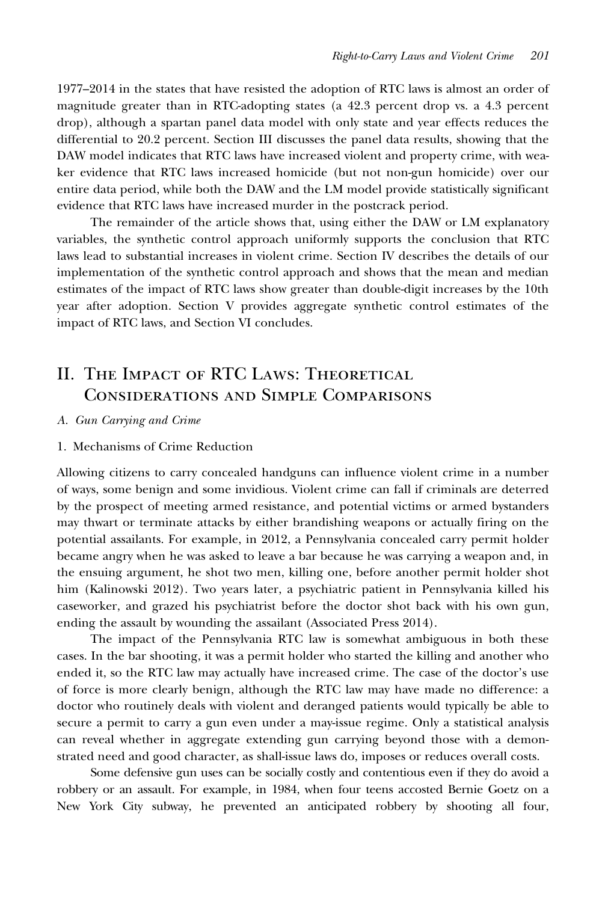1977–2014 in the states that have resisted the adoption of RTC laws is almost an order of magnitude greater than in RTC-adopting states (a 42.3 percent drop vs. a 4.3 percent drop), although a spartan panel data model with only state and year effects reduces the differential to 20.2 percent. Section III discusses the panel data results, showing that the DAW model indicates that RTC laws have increased violent and property crime, with weaker evidence that RTC laws increased homicide (but not non-gun homicide) over our entire data period, while both the DAW and the LM model provide statistically significant evidence that RTC laws have increased murder in the postcrack period.

The remainder of the article shows that, using either the DAW or LM explanatory variables, the synthetic control approach uniformly supports the conclusion that RTC laws lead to substantial increases in violent crime. Section IV describes the details of our implementation of the synthetic control approach and shows that the mean and median estimates of the impact of RTC laws show greater than double-digit increases by the 10th year after adoption. Section V provides aggregate synthetic control estimates of the impact of RTC laws, and Section VI concludes.

## II. The Impact of RTC Laws: Theoretical Considerations and Simple Comparisons

### *A. Gun Carrying and Crime*

#### 1. Mechanisms of Crime Reduction

Allowing citizens to carry concealed handguns can influence violent crime in a number of ways, some benign and some invidious. Violent crime can fall if criminals are deterred by the prospect of meeting armed resistance, and potential victims or armed bystanders may thwart or terminate attacks by either brandishing weapons or actually firing on the potential assailants. For example, in 2012, a Pennsylvania concealed carry permit holder became angry when he was asked to leave a bar because he was carrying a weapon and, in the ensuing argument, he shot two men, killing one, before another permit holder shot him (Kalinowski 2012). Two years later, a psychiatric patient in Pennsylvania killed his caseworker, and grazed his psychiatrist before the doctor shot back with his own gun, ending the assault by wounding the assailant (Associated Press 2014).

The impact of the Pennsylvania RTC law is somewhat ambiguous in both these cases. In the bar shooting, it was a permit holder who started the killing and another who ended it, so the RTC law may actually have increased crime. The case of the doctor's use of force is more clearly benign, although the RTC law may have made no difference: a doctor who routinely deals with violent and deranged patients would typically be able to secure a permit to carry a gun even under a may-issue regime. Only a statistical analysis can reveal whether in aggregate extending gun carrying beyond those with a demonstrated need and good character, as shall-issue laws do, imposes or reduces overall costs.

Some defensive gun uses can be socially costly and contentious even if they do avoid a robbery or an assault. For example, in 1984, when four teens accosted Bernie Goetz on a New York City subway, he prevented an anticipated robbery by shooting all four,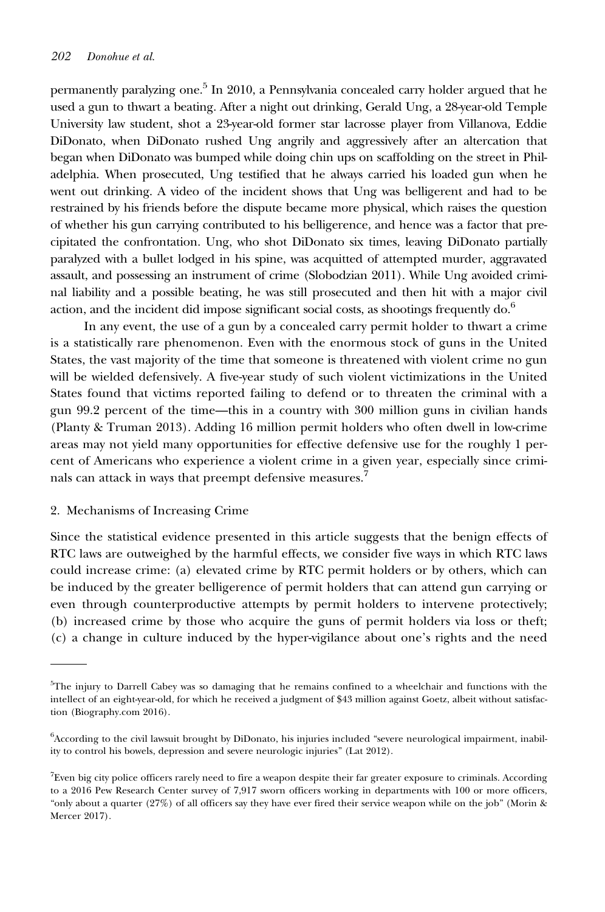permanently paralyzing one.[5] In 2010, a Pennsylvania concealed carry holder argued that he used a gun to thwart a beating. After a night out drinking, Gerald Ung, a 28-year-old Temple University law student, shot a 23-year-old former star lacrosse player from Villanova, Eddie DiDonato, when DiDonato rushed Ung angrily and aggressively after an altercation that began when DiDonato was bumped while doing chin ups on scaffolding on the street in Philadelphia. When prosecuted, Ung testified that he always carried his loaded gun when he went out drinking. A video of the incident shows that Ung was belligerent and had to be restrained by his friends before the dispute became more physical, which raises the question of whether his gun carrying contributed to his belligerence, and hence was a factor that precipitated the confrontation. Ung, who shot DiDonato six times, leaving DiDonato partially paralyzed with a bullet lodged in his spine, was acquitted of attempted murder, aggravated assault, and possessing an instrument of crime (Slobodzian 2011). While Ung avoided criminal liability and a possible beating, he was still prosecuted and then hit with a major civil action, and the incident did impose significant social costs, as shootings frequently do.[6]

In any event, the use of a gun by a concealed carry permit holder to thwart a crime is a statistically rare phenomenon. Even with the enormous stock of guns in the United States, the vast majority of the time that someone is threatened with violent crime no gun will be wielded defensively. A five-year study of such violent victimizations in the United States found that victims reported failing to defend or to threaten the criminal with a gun 99.2 percent of the time—this in a country with 300 million guns in civilian hands (Planty & Truman 2013). Adding 16 million permit holders who often dwell in low-crime areas may not yield many opportunities for effective defensive use for the roughly 1 percent of Americans who experience a violent crime in a given year, especially since criminals can attack in ways that preempt defensive measures.[7]

## 2. Mechanisms of Increasing Crime

Since the statistical evidence presented in this article suggests that the benign effects of RTC laws are outweighed by the harmful effects, we consider five ways in which RTC laws could increase crime: (a) elevated crime by RTC permit holders or by others, which can be induced by the greater belligerence of permit holders that can attend gun carrying or even through counterproductive attempts by permit holders to intervene protectively; (b) increased crime by those who acquire the guns of permit holders via loss or theft; (c) a change in culture induced by the hyper-vigilance about one's rights and the need

---

[5]The injury to Darrell Cabey was so damaging that he remains confined to a wheelchair and functions with the intellect of an eight-year-old, for which he received a judgment of $43 million against Goetz, albeit without satisfaction (Biography.com 2016).

[6]According to the civil lawsuit brought by DiDonato, his injuries included "severe neurological impairment, inability to control his bowels, depression and severe neurologic injuries" (Lat 2012).

[7]Even big city police officers rarely need to fire a weapon despite their far greater exposure to criminals. According to a 2016 Pew Research Center survey of 7,917 sworn officers working in departments with 100 or more officers, "only about a quarter (27%) of all officers say they have ever fired their service weapon while on the job" (Morin & Mercer 2017).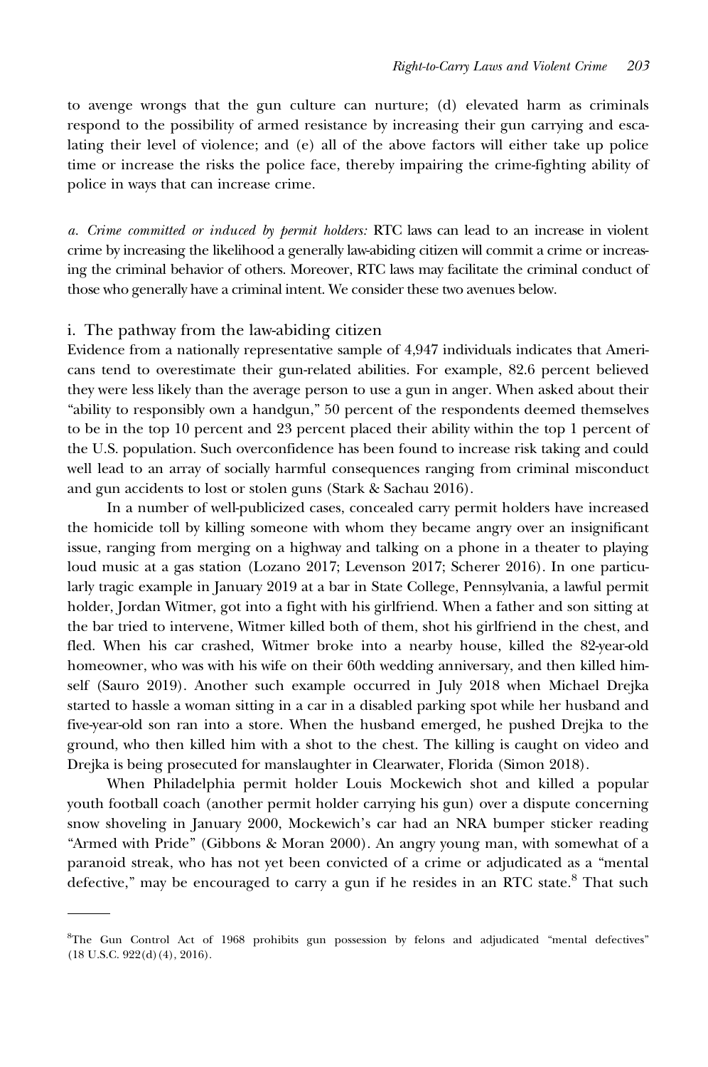to avenge wrongs that the gun culture can nurture; (d) elevated harm as criminals respond to the possibility of armed resistance by increasing their gun carrying and escalating their level of violence; and (e) all of the above factors will either take up police time or increase the risks the police face, thereby impairing the crime-fighting ability of police in ways that can increase crime.

*a. Crime committed or induced by permit holders:* RTC laws can lead to an increase in violent crime by increasing the likelihood a generally law-abiding citizen will commit a crime or increasing the criminal behavior of others. Moreover, RTC laws may facilitate the criminal conduct of those who generally have a criminal intent. We consider these two avenues below.

### i. The pathway from the law-abiding citizen

Evidence from a nationally representative sample of 4,947 individuals indicates that Americans tend to overestimate their gun-related abilities. For example, 82.6 percent believed they were less likely than the average person to use a gun in anger. When asked about their "ability to responsibly own a handgun," 50 percent of the respondents deemed themselves to be in the top 10 percent and 23 percent placed their ability within the top 1 percent of the U.S. population. Such overconfidence has been found to increase risk taking and could well lead to an array of socially harmful consequences ranging from criminal misconduct and gun accidents to lost or stolen guns (Stark & Sachau 2016).

In a number of well-publicized cases, concealed carry permit holders have increased the homicide toll by killing someone with whom they became angry over an insignificant issue, ranging from merging on a highway and talking on a phone in a theater to playing loud music at a gas station (Lozano 2017; Levenson 2017; Scherer 2016). In one particularly tragic example in January 2019 at a bar in State College, Pennsylvania, a lawful permit holder, Jordan Witmer, got into a fight with his girlfriend. When a father and son sitting at the bar tried to intervene, Witmer killed both of them, shot his girlfriend in the chest, and fled. When his car crashed, Witmer broke into a nearby house, killed the 82-year-old homeowner, who was with his wife on their 60th wedding anniversary, and then killed himself (Sauro 2019). Another such example occurred in July 2018 when Michael Drejka started to hassle a woman sitting in a car in a disabled parking spot while her husband and five-year-old son ran into a store. When the husband emerged, he pushed Drejka to the ground, who then killed him with a shot to the chest. The killing is caught on video and Drejka is being prosecuted for manslaughter in Clearwater, Florida (Simon 2018).

When Philadelphia permit holder Louis Mockewich shot and killed a popular youth football coach (another permit holder carrying his gun) over a dispute concerning snow shoveling in January 2000, Mockewich's car had an NRA bumper sticker reading "Armed with Pride" (Gibbons & Moran 2000). An angry young man, with somewhat of a paranoid streak, who has not yet been convicted of a crime or adjudicated as a "mental defective," may be encouraged to carry a gun if he resides in an RTC state.[8] That such

---

[8]The Gun Control Act of 1968 prohibits gun possession by felons and adjudicated "mental defectives" (18 U.S.C. 922(d)(4), 2016).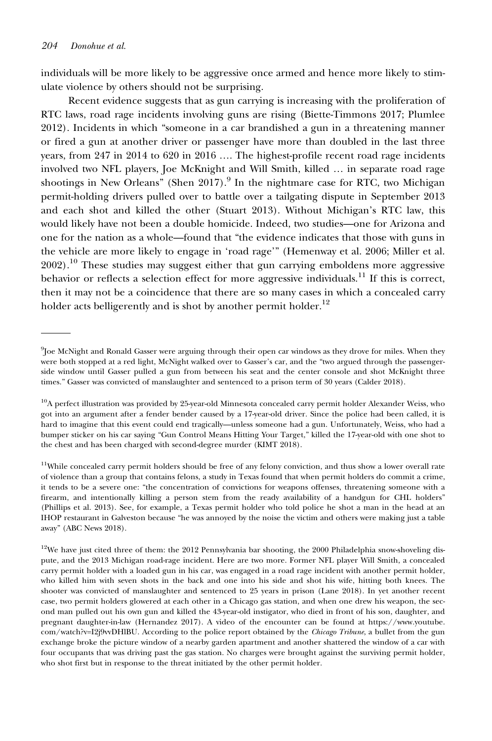individuals will be more likely to be aggressive once armed and hence more likely to stimulate violence by others should not be surprising.

Recent evidence suggests that as gun carrying is increasing with the proliferation of RTC laws, road rage incidents involving guns are rising (Biette-Timmons 2017; Plumlee 2012). Incidents in which "someone in a car brandished a gun in a threatening manner or fired a gun at another driver or passenger have more than doubled in the last three years, from 247 in 2014 to 620 in 2016 …. The highest-profile recent road rage incidents involved two NFL players, Joe McKnight and Will Smith, killed … in separate road rage shootings in New Orleans" (Shen 2017).[9] In the nightmare case for RTC, two Michigan permit-holding drivers pulled over to battle over a tailgating dispute in September 2013 and each shot and killed the other (Stuart 2013). Without Michigan's RTC law, this would likely have not been a double homicide. Indeed, two studies—one for Arizona and one for the nation as a whole—found that "the evidence indicates that those with guns in the vehicle are more likely to engage in 'road rage'" (Hemenway et al. 2006; Miller et al. 2002).[10] These studies may suggest either that gun carrying emboldens more aggressive behavior or reflects a selection effect for more aggressive individuals.[11] If this is correct, then it may not be a coincidence that there are so many cases in which a concealed carry holder acts belligerently and is shot by another permit holder.[12]

---

[9]Joe McNight and Ronald Gasser were arguing through their open car windows as they drove for miles. When they were both stopped at a red light, McNight walked over to Gasser's car, and the "two argued through the passenger-side window until Gasser pulled a gun from between his seat and the center console and shot McKnight three times." Gasser was convicted of manslaughter and sentenced to a prison term of 30 years (Calder 2018).

[10]A perfect illustration was provided by 25-year-old Minnesota concealed carry permit holder Alexander Weiss, who got into an argument after a fender bender caused by a 17-year-old driver. Since the police had been called, it is hard to imagine that this event could end tragically—unless someone had a gun. Unfortunately, Weiss, who had a bumper sticker on his car saying "Gun Control Means Hitting Your Target," killed the 17-year-old with one shot to the chest and has been charged with second-degree murder (KIMT 2018).

[11]While concealed carry permit holders should be free of any felony conviction, and thus show a lower overall rate of violence than a group that contains felons, a study in Texas found that when permit holders do commit a crime, it tends to be a severe one: "the concentration of convictions for weapons offenses, threatening someone with a firearm, and intentionally killing a person stem from the ready availability of a handgun for CHL holders" (Phillips et al. 2013). See, for example, a Texas permit holder who told police he shot a man in the head at an IHOP restaurant in Galveston because "he was annoyed by the noise the victim and others were making just a table away" (ABC News 2018).

[12]We have just cited three of them: the 2012 Pennsylvania bar shooting, the 2000 Philadelphia snow-shoveling dispute, and the 2013 Michigan road-rage incident. Here are two more. Former NFL player Will Smith, a concealed carry permit holder with a loaded gun in his car, was engaged in a road rage incident with another permit holder, who killed him with seven shots in the back and one into his side and shot his wife, hitting both knees. The shooter was convicted of manslaughter and sentenced to 25 years in prison (Lane 2018). In yet another recent case, two permit holders glowered at each other in a Chicago gas station, and when one drew his weapon, the second man pulled out his own gun and killed the 43-year-old instigator, who died in front of his son, daughter, and pregnant daughter-in-law (Hernandez 2017). A video of the encounter can be found at https://www.youtube.com/watch?v=I2j9vvDHlBU. According to the police report obtained by the *Chicago Tribune*, a bullet from the gun exchange broke the picture window of a nearby garden apartment and another shattered the window of a car with four occupants that was driving past the gas station. No charges were brought against the surviving permit holder, who shot first but in response to the threat initiated by the other permit holder.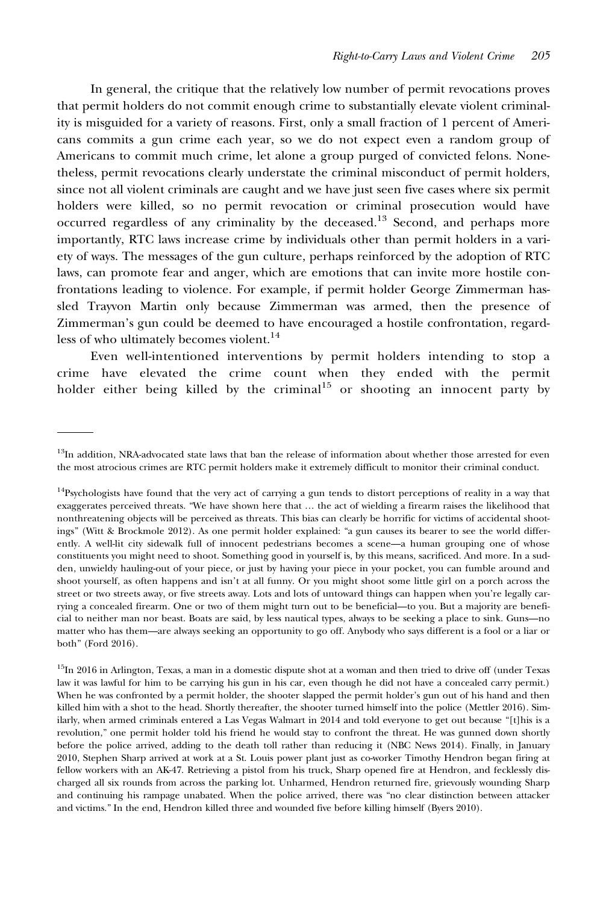In general, the critique that the relatively low number of permit revocations proves that permit holders do not commit enough crime to substantially elevate violent criminality is misguided for a variety of reasons. First, only a small fraction of 1 percent of Americans commits a gun crime each year, so we do not expect even a random group of Americans to commit much crime, let alone a group purged of convicted felons. Nonetheless, permit revocations clearly understate the criminal misconduct of permit holders, since not all violent criminals are caught and we have just seen five cases where six permit holders were killed, so no permit revocation or criminal prosecution would have occurred regardless of any criminality by the deceased.[13] Second, and perhaps more importantly, RTC laws increase crime by individuals other than permit holders in a variety of ways. The messages of the gun culture, perhaps reinforced by the adoption of RTC laws, can promote fear and anger, which are emotions that can invite more hostile confrontations leading to violence. For example, if permit holder George Zimmerman hassled Trayvon Martin only because Zimmerman was armed, then the presence of Zimmerman's gun could be deemed to have encouraged a hostile confrontation, regardless of who ultimately becomes violent.[14]

Even well-intentioned interventions by permit holders intending to stop a crime have elevated the crime count when they ended with the permit holder either being killed by the criminal[15] or shooting an innocent party by

---

[13]In addition, NRA-advocated state laws that ban the release of information about whether those arrested for even the most atrocious crimes are RTC permit holders make it extremely difficult to monitor their criminal conduct.

[14]Psychologists have found that the very act of carrying a gun tends to distort perceptions of reality in a way that exaggerates perceived threats. "We have shown here that … the act of wielding a firearm raises the likelihood that nonthreatening objects will be perceived as threats. This bias can clearly be horrific for victims of accidental shootings" (Witt & Brockmole 2012). As one permit holder explained: "a gun causes its bearer to see the world differently. A well-lit city sidewalk full of innocent pedestrians becomes a scene—a human grouping one of whose constituents you might need to shoot. Something good in yourself is, by this means, sacrificed. And more. In a sudden, unwieldy hauling-out of your piece, or just by having your piece in your pocket, you can fumble around and shoot yourself, as often happens and isn't at all funny. Or you might shoot some little girl on a porch across the street or two streets away, or five streets away. Lots and lots of untoward things can happen when you're legally carrying a concealed firearm. One or two of them might turn out to be beneficial—to you. But a majority are beneficial to neither man nor beast. Boats are said, by less nautical types, always to be seeking a place to sink. Guns—no matter who has them—are always seeking an opportunity to go off. Anybody who says different is a fool or a liar or both" (Ford 2016).

[15]In 2016 in Arlington, Texas, a man in a domestic dispute shot at a woman and then tried to drive off (under Texas law it was lawful for him to be carrying his gun in his car, even though he did not have a concealed carry permit.) When he was confronted by a permit holder, the shooter slapped the permit holder's gun out of his hand and then killed him with a shot to the head. Shortly thereafter, the shooter turned himself into the police (Mettler 2016). Similarly, when armed criminals entered a Las Vegas Walmart in 2014 and told everyone to get out because "[t]his is a revolution," one permit holder told his friend he would stay to confront the threat. He was gunned down shortly before the police arrived, adding to the death toll rather than reducing it (NBC News 2014). Finally, in January 2010, Stephen Sharp arrived at work at a St. Louis power plant just as co-worker Timothy Hendron began firing at fellow workers with an AK-47. Retrieving a pistol from his truck, Sharp opened fire at Hendron, and fecklessly discharged all six rounds from across the parking lot. Unharmed, Hendron returned fire, grievously wounding Sharp and continuing his rampage unabated. When the police arrived, there was "no clear distinction between attacker and victims." In the end, Hendron killed three and wounded five before killing himself (Byers 2010).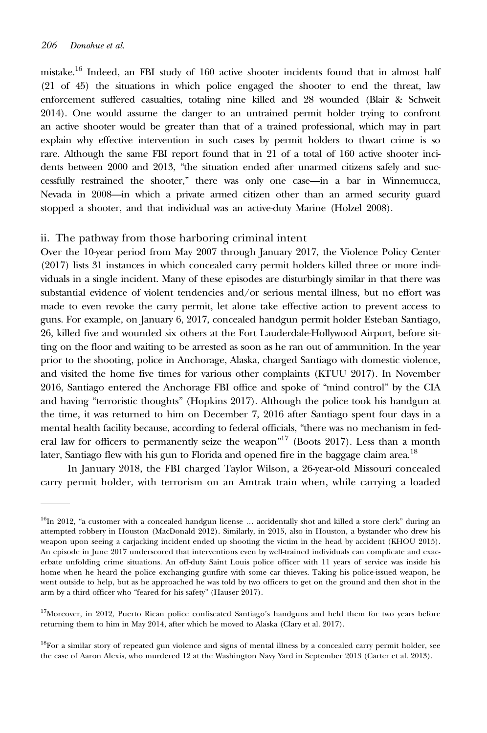mistake.[16] Indeed, an FBI study of 160 active shooter incidents found that in almost half (21 of 45) the situations in which police engaged the shooter to end the threat, law enforcement suffered casualties, totaling nine killed and 28 wounded (Blair & Schweit 2014). One would assume the danger to an untrained permit holder trying to confront an active shooter would be greater than that of a trained professional, which may in part explain why effective intervention in such cases by permit holders to thwart crime is so rare. Although the same FBI report found that in 21 of a total of 160 active shooter incidents between 2000 and 2013, "the situation ended after unarmed citizens safely and successfully restrained the shooter," there was only one case—in a bar in Winnemucca, Nevada in 2008—in which a private armed citizen other than an armed security guard stopped a shooter, and that individual was an active-duty Marine (Holzel 2008).

### ii. The pathway from those harboring criminal intent

Over the 10-year period from May 2007 through January 2017, the Violence Policy Center (2017) lists 31 instances in which concealed carry permit holders killed three or more individuals in a single incident. Many of these episodes are disturbingly similar in that there was substantial evidence of violent tendencies and/or serious mental illness, but no effort was made to even revoke the carry permit, let alone take effective action to prevent access to guns. For example, on January 6, 2017, concealed handgun permit holder Esteban Santiago, 26, killed five and wounded six others at the Fort Lauderdale-Hollywood Airport, before sitting on the floor and waiting to be arrested as soon as he ran out of ammunition. In the year prior to the shooting, police in Anchorage, Alaska, charged Santiago with domestic violence, and visited the home five times for various other complaints (KTUU 2017). In November 2016, Santiago entered the Anchorage FBI office and spoke of "mind control" by the CIA and having "terroristic thoughts" (Hopkins 2017). Although the police took his handgun at the time, it was returned to him on December 7, 2016 after Santiago spent four days in a mental health facility because, according to federal officials, "there was no mechanism in federal law for officers to permanently seize the weapon"[17] (Boots 2017). Less than a month later, Santiago flew with his gun to Florida and opened fire in the baggage claim area.[18]

In January 2018, the FBI charged Taylor Wilson, a 26-year-old Missouri concealed carry permit holder, with terrorism on an Amtrak train when, while carrying a loaded

---

[16] In 2012, "a customer with a concealed handgun license … accidentally shot and killed a store clerk" during an attempted robbery in Houston (MacDonald 2012). Similarly, in 2015, also in Houston, a bystander who drew his weapon upon seeing a carjacking incident ended up shooting the victim in the head by accident (KHOU 2015). An episode in June 2017 underscored that interventions even by well-trained individuals can complicate and exacerbate unfolding crime situations. An off-duty Saint Louis police officer with 11 years of service was inside his home when he heard the police exchanging gunfire with some car thieves. Taking his police-issued weapon, he went outside to help, but as he approached he was told by two officers to get on the ground and then shot in the arm by a third officer who "feared for his safety" (Hauser 2017).

[17] Moreover, in 2012, Puerto Rican police confiscated Santiago's handguns and held them for two years before returning them to him in May 2014, after which he moved to Alaska (Clary et al. 2017).

[18] For a similar story of repeated gun violence and signs of mental illness by a concealed carry permit holder, see the case of Aaron Alexis, who murdered 12 at the Washington Navy Yard in September 2013 (Carter et al. 2013).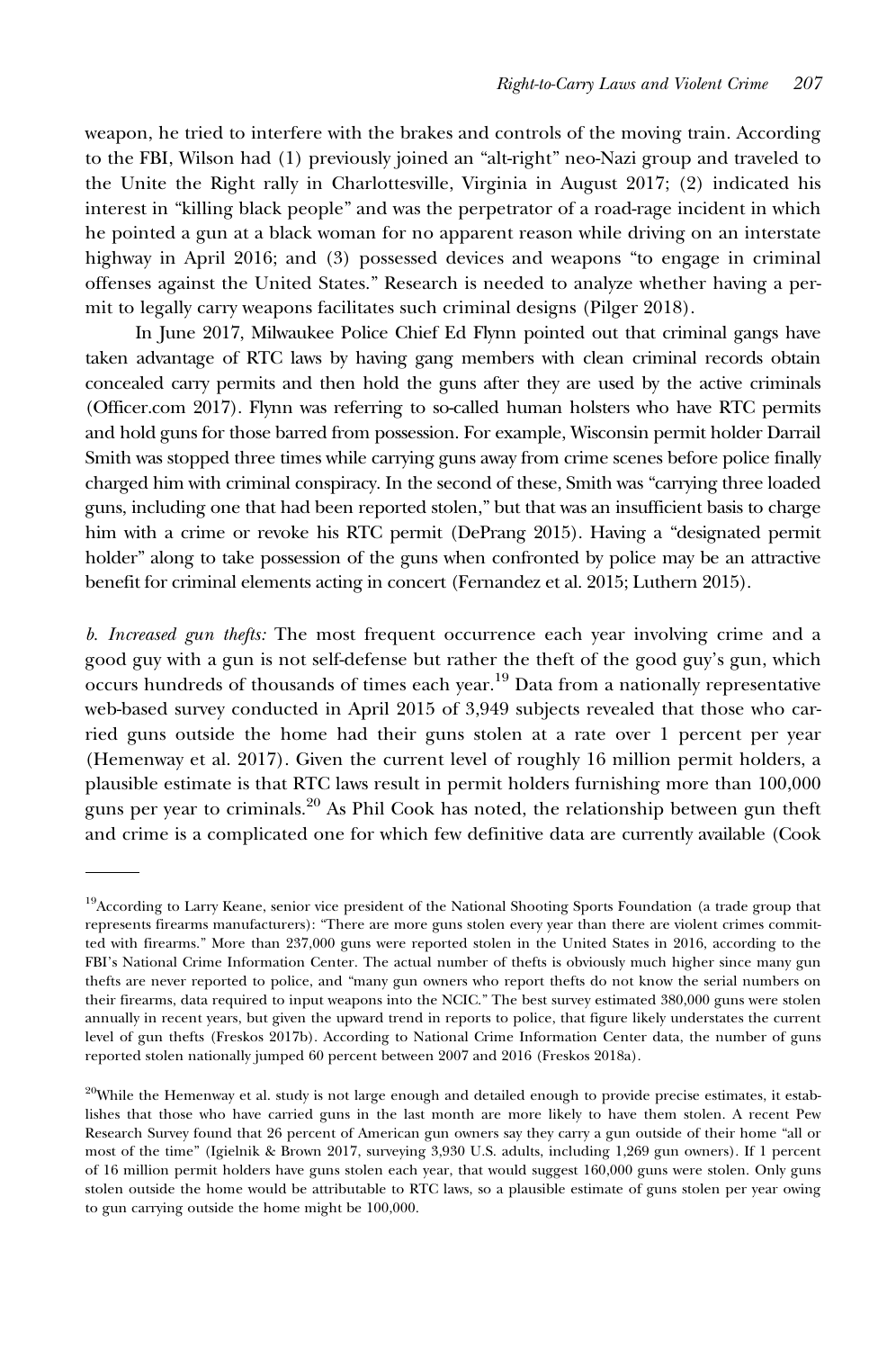weapon, he tried to interfere with the brakes and controls of the moving train. According to the FBI, Wilson had (1) previously joined an "alt-right" neo-Nazi group and traveled to the Unite the Right rally in Charlottesville, Virginia in August 2017; (2) indicated his interest in "killing black people" and was the perpetrator of a road-rage incident in which he pointed a gun at a black woman for no apparent reason while driving on an interstate highway in April 2016; and (3) possessed devices and weapons "to engage in criminal offenses against the United States." Research is needed to analyze whether having a permit to legally carry weapons facilitates such criminal designs (Pilger 2018).

In June 2017, Milwaukee Police Chief Ed Flynn pointed out that criminal gangs have taken advantage of RTC laws by having gang members with clean criminal records obtain concealed carry permits and then hold the guns after they are used by the active criminals (Officer.com 2017). Flynn was referring to so-called human holsters who have RTC permits and hold guns for those barred from possession. For example, Wisconsin permit holder Darrail Smith was stopped three times while carrying guns away from crime scenes before police finally charged him with criminal conspiracy. In the second of these, Smith was "carrying three loaded guns, including one that had been reported stolen," but that was an insufficient basis to charge him with a crime or revoke his RTC permit (DePrang 2015). Having a "designated permit holder" along to take possession of the guns when confronted by police may be an attractive benefit for criminal elements acting in concert (Fernandez et al. 2015; Luthern 2015).

*b. Increased gun thefts:* The most frequent occurrence each year involving crime and a good guy with a gun is not self-defense but rather the theft of the good guy's gun, which occurs hundreds of thousands of times each year.[19] Data from a nationally representative web-based survey conducted in April 2015 of 3,949 subjects revealed that those who carried guns outside the home had their guns stolen at a rate over 1 percent per year (Hemenway et al. 2017). Given the current level of roughly 16 million permit holders, a plausible estimate is that RTC laws result in permit holders furnishing more than 100,000 guns per year to criminals.[20] As Phil Cook has noted, the relationship between gun theft and crime is a complicated one for which few definitive data are currently available (Cook

---

[19]According to Larry Keane, senior vice president of the National Shooting Sports Foundation (a trade group that represents firearms manufacturers): "There are more guns stolen every year than there are violent crimes committed with firearms." More than 237,000 guns were reported stolen in the United States in 2016, according to the FBI's National Crime Information Center. The actual number of thefts is obviously much higher since many gun thefts are never reported to police, and "many gun owners who report thefts do not know the serial numbers on their firearms, data required to input weapons into the NCIC." The best survey estimated 380,000 guns were stolen annually in recent years, but given the upward trend in reports to police, that figure likely understates the current level of gun thefts (Freskos 2017b). According to National Crime Information Center data, the number of guns reported stolen nationally jumped 60 percent between 2007 and 2016 (Freskos 2018a).

[20]While the Hemenway et al. study is not large enough and detailed enough to provide precise estimates, it establishes that those who have carried guns in the last month are more likely to have them stolen. A recent Pew Research Survey found that 26 percent of American gun owners say they carry a gun outside of their home "all or most of the time" (Igielnik & Brown 2017, surveying 3,930 U.S. adults, including 1,269 gun owners). If 1 percent of 16 million permit holders have guns stolen each year, that would suggest 160,000 guns were stolen. Only guns stolen outside the home would be attributable to RTC laws, so a plausible estimate of guns stolen per year owing to gun carrying outside the home might be 100,000.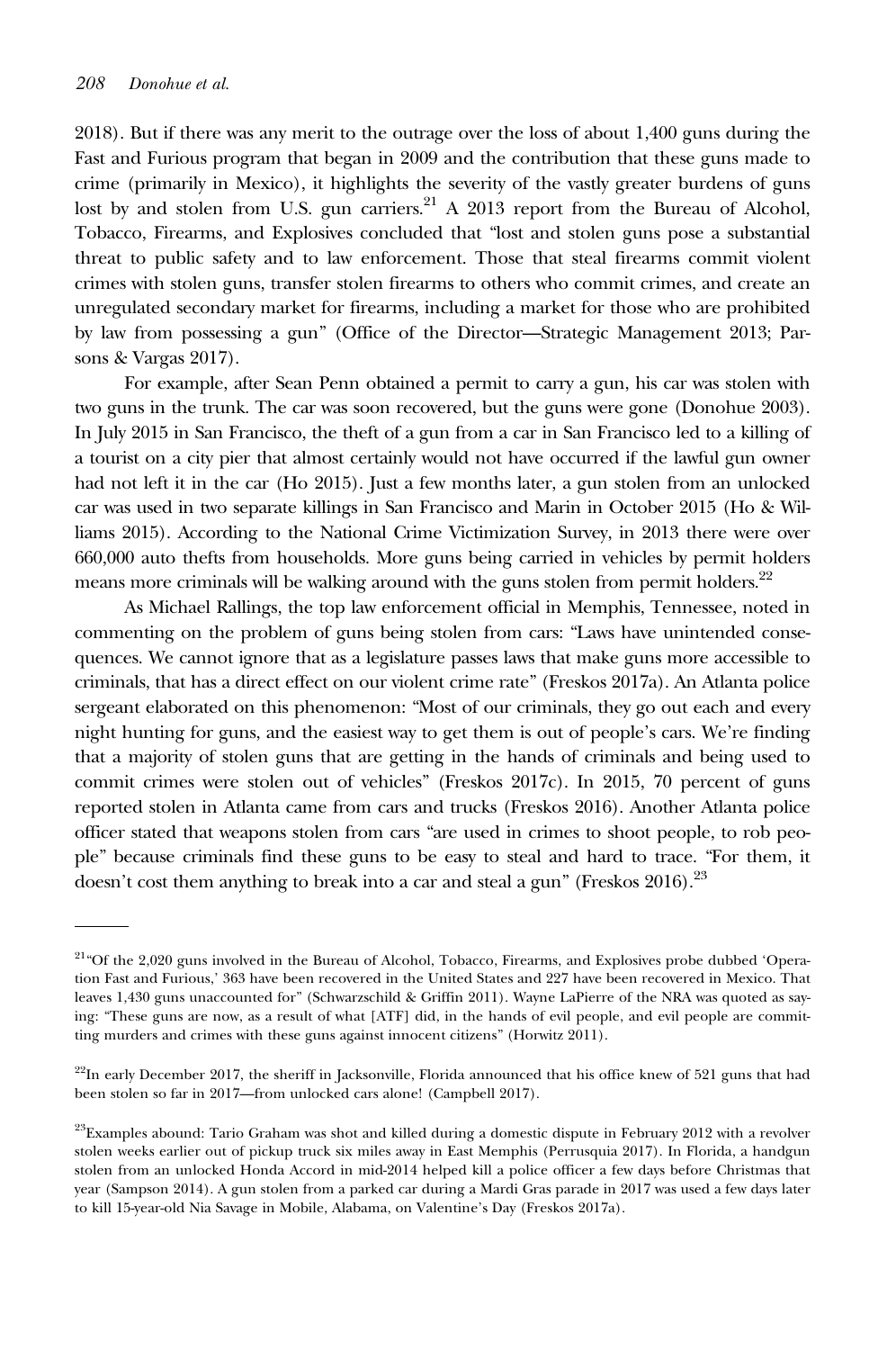2018). But if there was any merit to the outrage over the loss of about 1,400 guns during the Fast and Furious program that began in 2009 and the contribution that these guns made to crime (primarily in Mexico), it highlights the severity of the vastly greater burdens of guns lost by and stolen from U.S. gun carriers.[21] A 2013 report from the Bureau of Alcohol, Tobacco, Firearms, and Explosives concluded that "lost and stolen guns pose a substantial threat to public safety and to law enforcement. Those that steal firearms commit violent crimes with stolen guns, transfer stolen firearms to others who commit crimes, and create an unregulated secondary market for firearms, including a market for those who are prohibited by law from possessing a gun" (Office of the Director—Strategic Management 2013; Parsons & Vargas 2017).

For example, after Sean Penn obtained a permit to carry a gun, his car was stolen with two guns in the trunk. The car was soon recovered, but the guns were gone (Donohue 2003). In July 2015 in San Francisco, the theft of a gun from a car in San Francisco led to a killing of a tourist on a city pier that almost certainly would not have occurred if the lawful gun owner had not left it in the car (Ho 2015). Just a few months later, a gun stolen from an unlocked car was used in two separate killings in San Francisco and Marin in October 2015 (Ho & Williams 2015). According to the National Crime Victimization Survey, in 2013 there were over 660,000 auto thefts from households. More guns being carried in vehicles by permit holders means more criminals will be walking around with the guns stolen from permit holders.[22]

As Michael Rallings, the top law enforcement official in Memphis, Tennessee, noted in commenting on the problem of guns being stolen from cars: "Laws have unintended consequences. We cannot ignore that as a legislature passes laws that make guns more accessible to criminals, that has a direct effect on our violent crime rate" (Freskos 2017a). An Atlanta police sergeant elaborated on this phenomenon: "Most of our criminals, they go out each and every night hunting for guns, and the easiest way to get them is out of people's cars. We're finding that a majority of stolen guns that are getting in the hands of criminals and being used to commit crimes were stolen out of vehicles" (Freskos 2017c). In 2015, 70 percent of guns reported stolen in Atlanta came from cars and trucks (Freskos 2016). Another Atlanta police officer stated that weapons stolen from cars "are used in crimes to shoot people, to rob people" because criminals find these guns to be easy to steal and hard to trace. "For them, it doesn't cost them anything to break into a car and steal a gun" (Freskos 2016).[23]

---

[21]"Of the 2,020 guns involved in the Bureau of Alcohol, Tobacco, Firearms, and Explosives probe dubbed 'Operation Fast and Furious,' 363 have been recovered in the United States and 227 have been recovered in Mexico. That leaves 1,430 guns unaccounted for" (Schwarzschild & Griffin 2011). Wayne LaPierre of the NRA was quoted as saying: "These guns are now, as a result of what [ATF] did, in the hands of evil people, and evil people are committing murders and crimes with these guns against innocent citizens" (Horwitz 2011).

[22]In early December 2017, the sheriff in Jacksonville, Florida announced that his office knew of 521 guns that had been stolen so far in 2017—from unlocked cars alone! (Campbell 2017).

[23]Examples abound: Tario Graham was shot and killed during a domestic dispute in February 2012 with a revolver stolen weeks earlier out of pickup truck six miles away in East Memphis (Perrusquia 2017). In Florida, a handgun stolen from an unlocked Honda Accord in mid-2014 helped kill a police officer a few days before Christmas that year (Sampson 2014). A gun stolen from a parked car during a Mardi Gras parade in 2017 was used a few days later to kill 15-year-old Nia Savage in Mobile, Alabama, on Valentine's Day (Freskos 2017a).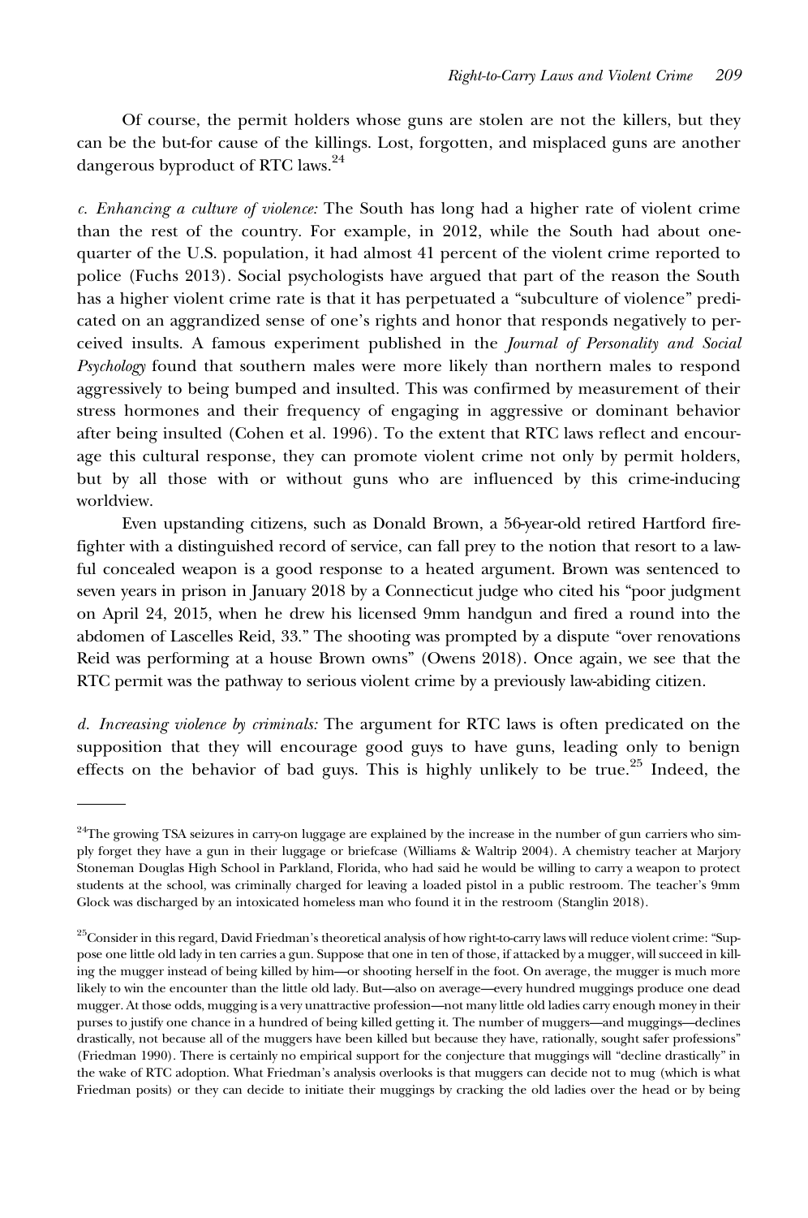Of course, the permit holders whose guns are stolen are not the killers, but they can be the but-for cause of the killings. Lost, forgotten, and misplaced guns are another dangerous byproduct of RTC laws.[24]

*c. Enhancing a culture of violence:* The South has long had a higher rate of violent crime than the rest of the country. For example, in 2012, while the South had about one-quarter of the U.S. population, it had almost 41 percent of the violent crime reported to police (Fuchs 2013). Social psychologists have argued that part of the reason the South has a higher violent crime rate is that it has perpetuated a "subculture of violence" predicated on an aggrandized sense of one's rights and honor that responds negatively to perceived insults. A famous experiment published in the *Journal of Personality and Social Psychology* found that southern males were more likely than northern males to respond aggressively to being bumped and insulted. This was confirmed by measurement of their stress hormones and their frequency of engaging in aggressive or dominant behavior after being insulted (Cohen et al. 1996). To the extent that RTC laws reflect and encourage this cultural response, they can promote violent crime not only by permit holders, but by all those with or without guns who are influenced by this crime-inducing worldview.

Even upstanding citizens, such as Donald Brown, a 56-year-old retired Hartford firefighter with a distinguished record of service, can fall prey to the notion that resort to a lawful concealed weapon is a good response to a heated argument. Brown was sentenced to seven years in prison in January 2018 by a Connecticut judge who cited his "poor judgment on April 24, 2015, when he drew his licensed 9mm handgun and fired a round into the abdomen of Lascelles Reid, 33." The shooting was prompted by a dispute "over renovations Reid was performing at a house Brown owns" (Owens 2018). Once again, we see that the RTC permit was the pathway to serious violent crime by a previously law-abiding citizen.

*d. Increasing violence by criminals:* The argument for RTC laws is often predicated on the supposition that they will encourage good guys to have guns, leading only to benign effects on the behavior of bad guys. This is highly unlikely to be true.[25] Indeed, the

---

[24]The growing TSA seizures in carry-on luggage are explained by the increase in the number of gun carriers who simply forget they have a gun in their luggage or briefcase (Williams & Waltrip 2004). A chemistry teacher at Marjory Stoneman Douglas High School in Parkland, Florida, who had said he would be willing to carry a weapon to protect students at the school, was criminally charged for leaving a loaded pistol in a public restroom. The teacher's 9mm Glock was discharged by an intoxicated homeless man who found it in the restroom (Stanglin 2018).

[25]Consider in this regard, David Friedman's theoretical analysis of how right-to-carry laws will reduce violent crime: "Suppose one little old lady in ten carries a gun. Suppose that one in ten of those, if attacked by a mugger, will succeed in killing the mugger instead of being killed by him—or shooting herself in the foot. On average, the mugger is much more likely to win the encounter than the little old lady. But—also on average—every hundred muggings produce one dead mugger. At those odds, mugging is a very unattractive profession—not many little old ladies carry enough money in their purses to justify one chance in a hundred of being killed getting it. The number of muggers—and muggings—declines drastically, not because all of the muggers have been killed but because they have, rationally, sought safer professions" (Friedman 1990). There is certainly no empirical support for the conjecture that muggings will "decline drastically" in the wake of RTC adoption. What Friedman's analysis overlooks is that muggers can decide not to mug (which is what Friedman posits) or they can decide to initiate their muggings by cracking the old ladies over the head or by being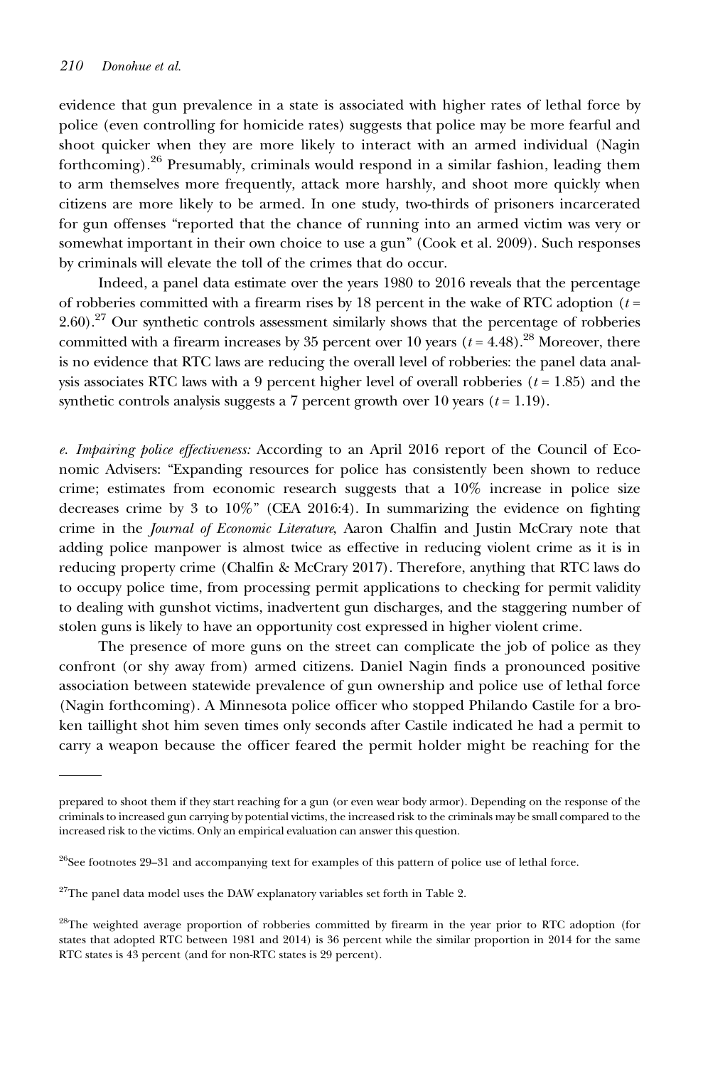evidence that gun prevalence in a state is associated with higher rates of lethal force by police (even controlling for homicide rates) suggests that police may be more fearful and shoot quicker when they are more likely to interact with an armed individual (Nagin forthcoming).[26] Presumably, criminals would respond in a similar fashion, leading them to arm themselves more frequently, attack more harshly, and shoot more quickly when citizens are more likely to be armed. In one study, two-thirds of prisoners incarcerated for gun offenses "reported that the chance of running into an armed victim was very or somewhat important in their own choice to use a gun" (Cook et al. 2009). Such responses by criminals will elevate the toll of the crimes that do occur.

Indeed, a panel data estimate over the years 1980 to 2016 reveals that the percentage of robberies committed with a firearm rises by 18 percent in the wake of RTC adoption ($t$ = 2.60).[27] Our synthetic controls assessment similarly shows that the percentage of robberies committed with a firearm increases by 35 percent over 10 years ($t$ = 4.48).[28] Moreover, there is no evidence that RTC laws are reducing the overall level of robberies: the panel data analysis associates RTC laws with a 9 percent higher level of overall robberies ($t$ = 1.85) and the synthetic controls analysis suggests a 7 percent growth over 10 years ($t$ = 1.19).

*e. Impairing police effectiveness:* According to an April 2016 report of the Council of Economic Advisers: "Expanding resources for police has consistently been shown to reduce crime; estimates from economic research suggests that a 10% increase in police size decreases crime by 3 to 10%" (CEA 2016:4). In summarizing the evidence on fighting crime in the *Journal of Economic Literature*, Aaron Chalfin and Justin McCrary note that adding police manpower is almost twice as effective in reducing violent crime as it is in reducing property crime (Chalfin & McCrary 2017). Therefore, anything that RTC laws do to occupy police time, from processing permit applications to checking for permit validity to dealing with gunshot victims, inadvertent gun discharges, and the staggering number of stolen guns is likely to have an opportunity cost expressed in higher violent crime.

The presence of more guns on the street can complicate the job of police as they confront (or shy away from) armed citizens. Daniel Nagin finds a pronounced positive association between statewide prevalence of gun ownership and police use of lethal force (Nagin forthcoming). A Minnesota police officer who stopped Philando Castile for a broken taillight shot him seven times only seconds after Castile indicated he had a permit to carry a weapon because the officer feared the permit holder might be reaching for the

---

prepared to shoot them if they start reaching for a gun (or even wear body armor). Depending on the response of the criminals to increased gun carrying by potential victims, the increased risk to the criminals may be small compared to the increased risk to the victims. Only an empirical evaluation can answer this question.

[26]See footnotes 29–31 and accompanying text for examples of this pattern of police use of lethal force.

[27]The panel data model uses the DAW explanatory variables set forth in Table 2.

[28]The weighted average proportion of robberies committed by firearm in the year prior to RTC adoption (for states that adopted RTC between 1981 and 2014) is 36 percent while the similar proportion in 2014 for the same RTC states is 43 percent (and for non-RTC states is 29 percent).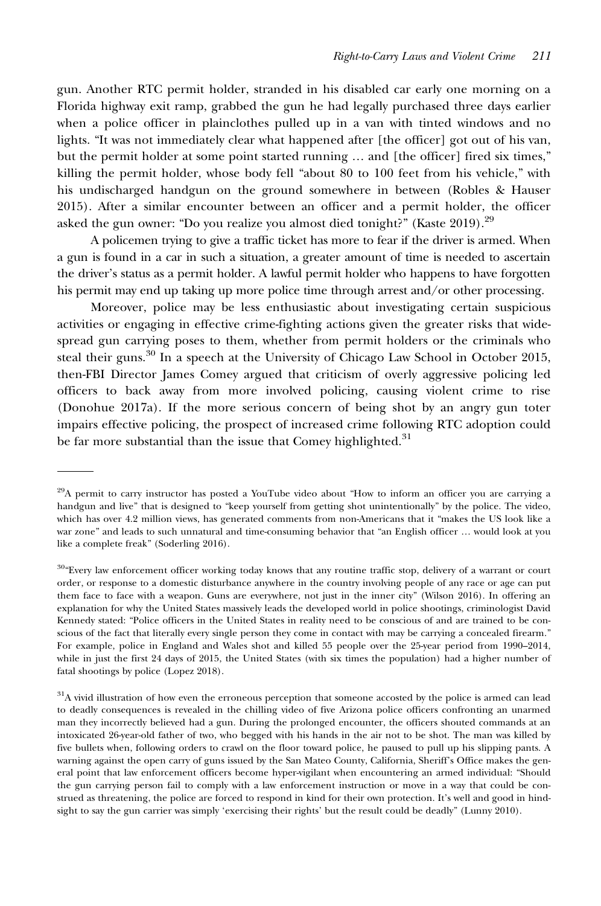gun. Another RTC permit holder, stranded in his disabled car early one morning on a Florida highway exit ramp, grabbed the gun he had legally purchased three days earlier when a police officer in plainclothes pulled up in a van with tinted windows and no lights. "It was not immediately clear what happened after [the officer] got out of his van, but the permit holder at some point started running … and [the officer] fired six times," killing the permit holder, whose body fell "about 80 to 100 feet from his vehicle," with his undischarged handgun on the ground somewhere in between (Robles & Hauser 2015). After a similar encounter between an officer and a permit holder, the officer asked the gun owner: "Do you realize you almost died tonight?" (Kaste 2019).[29]

A policemen trying to give a traffic ticket has more to fear if the driver is armed. When a gun is found in a car in such a situation, a greater amount of time is needed to ascertain the driver's status as a permit holder. A lawful permit holder who happens to have forgotten his permit may end up taking up more police time through arrest and/or other processing.

Moreover, police may be less enthusiastic about investigating certain suspicious activities or engaging in effective crime-fighting actions given the greater risks that widespread gun carrying poses to them, whether from permit holders or the criminals who steal their guns.[30] In a speech at the University of Chicago Law School in October 2015, then-FBI Director James Comey argued that criticism of overly aggressive policing led officers to back away from more involved policing, causing violent crime to rise (Donohue 2017a). If the more serious concern of being shot by an angry gun toter impairs effective policing, the prospect of increased crime following RTC adoption could be far more substantial than the issue that Comey highlighted.[31]

---

[29]A permit to carry instructor has posted a YouTube video about "How to inform an officer you are carrying a handgun and live" that is designed to "keep yourself from getting shot unintentionally" by the police. The video, which has over 4.2 million views, has generated comments from non-Americans that it "makes the US look like a war zone" and leads to such unnatural and time-consuming behavior that "an English officer … would look at you like a complete freak" (Soderling 2016).

[30]"Every law enforcement officer working today knows that any routine traffic stop, delivery of a warrant or court order, or response to a domestic disturbance anywhere in the country involving people of any race or age can put them face to face with a weapon. Guns are everywhere, not just in the inner city" (Wilson 2016). In offering an explanation for why the United States massively leads the developed world in police shootings, criminologist David Kennedy stated: "Police officers in the United States in reality need to be conscious of and are trained to be conscious of the fact that literally every single person they come in contact with may be carrying a concealed firearm." For example, police in England and Wales shot and killed 55 people over the 25-year period from 1990–2014, while in just the first 24 days of 2015, the United States (with six times the population) had a higher number of fatal shootings by police (Lopez 2018).

[31]A vivid illustration of how even the erroneous perception that someone accosted by the police is armed can lead to deadly consequences is revealed in the chilling video of five Arizona police officers confronting an unarmed man they incorrectly believed had a gun. During the prolonged encounter, the officers shouted commands at an intoxicated 26-year-old father of two, who begged with his hands in the air not to be shot. The man was killed by five bullets when, following orders to crawl on the floor toward police, he paused to pull up his slipping pants. A warning against the open carry of guns issued by the San Mateo County, California, Sheriff's Office makes the general point that law enforcement officers become hyper-vigilant when encountering an armed individual: "Should the gun carrying person fail to comply with a law enforcement instruction or move in a way that could be construed as threatening, the police are forced to respond in kind for their own protection. It's well and good in hindsight to say the gun carrier was simply 'exercising their rights' but the result could be deadly" (Lunny 2010).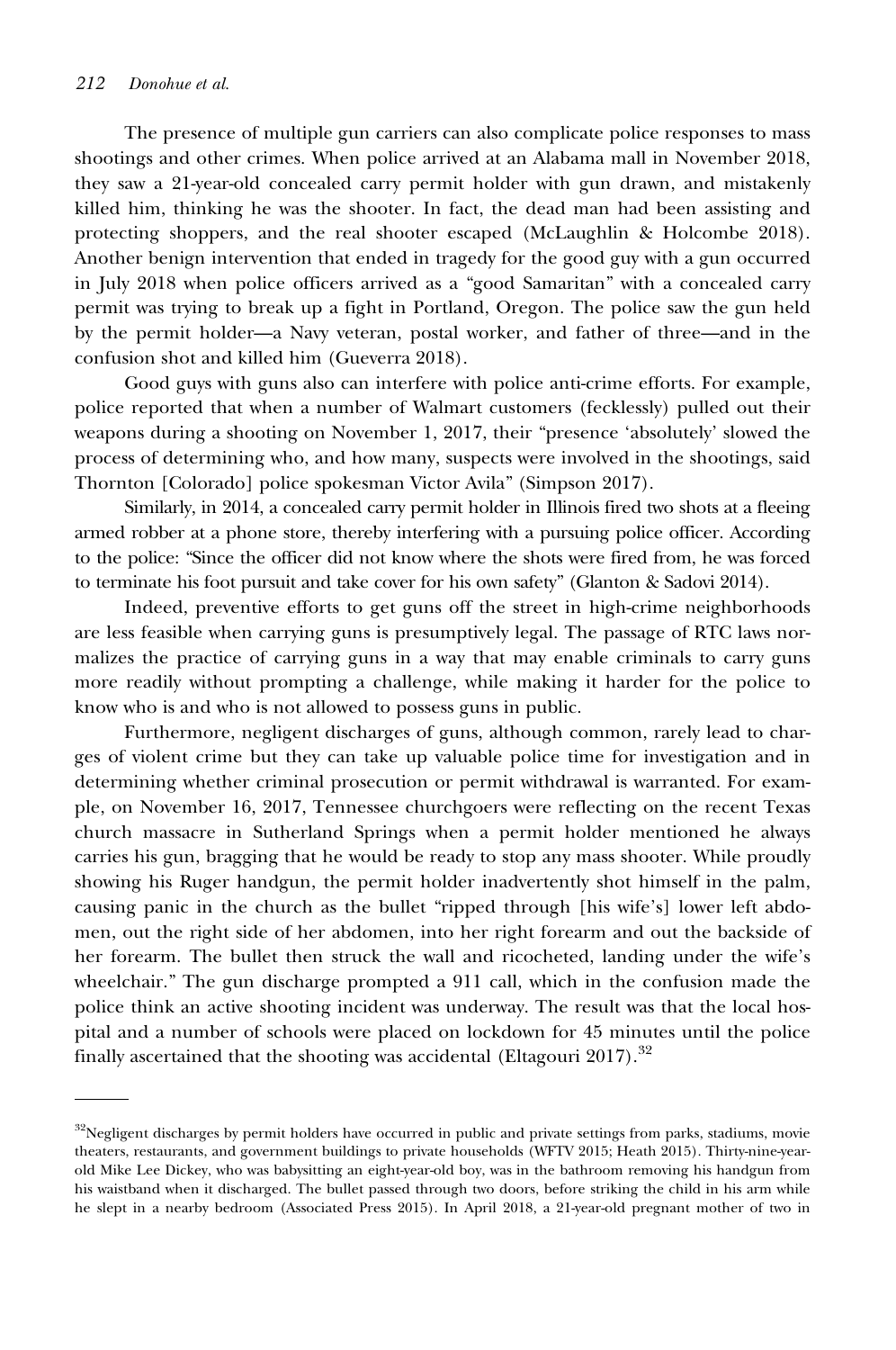The presence of multiple gun carriers can also complicate police responses to mass shootings and other crimes. When police arrived at an Alabama mall in November 2018, they saw a 21-year-old concealed carry permit holder with gun drawn, and mistakenly killed him, thinking he was the shooter. In fact, the dead man had been assisting and protecting shoppers, and the real shooter escaped (McLaughlin & Holcombe 2018). Another benign intervention that ended in tragedy for the good guy with a gun occurred in July 2018 when police officers arrived as a "good Samaritan" with a concealed carry permit was trying to break up a fight in Portland, Oregon. The police saw the gun held by the permit holder—a Navy veteran, postal worker, and father of three—and in the confusion shot and killed him (Gueverra 2018).

Good guys with guns also can interfere with police anti-crime efforts. For example, police reported that when a number of Walmart customers (fecklessly) pulled out their weapons during a shooting on November 1, 2017, their "presence 'absolutely' slowed the process of determining who, and how many, suspects were involved in the shootings, said Thornton [Colorado] police spokesman Victor Avila" (Simpson 2017).

Similarly, in 2014, a concealed carry permit holder in Illinois fired two shots at a fleeing armed robber at a phone store, thereby interfering with a pursuing police officer. According to the police: "Since the officer did not know where the shots were fired from, he was forced to terminate his foot pursuit and take cover for his own safety" (Glanton & Sadovi 2014).

Indeed, preventive efforts to get guns off the street in high-crime neighborhoods are less feasible when carrying guns is presumptively legal. The passage of RTC laws normalizes the practice of carrying guns in a way that may enable criminals to carry guns more readily without prompting a challenge, while making it harder for the police to know who is and who is not allowed to possess guns in public.

Furthermore, negligent discharges of guns, although common, rarely lead to charges of violent crime but they can take up valuable police time for investigation and in determining whether criminal prosecution or permit withdrawal is warranted. For example, on November 16, 2017, Tennessee churchgoers were reflecting on the recent Texas church massacre in Sutherland Springs when a permit holder mentioned he always carries his gun, bragging that he would be ready to stop any mass shooter. While proudly showing his Ruger handgun, the permit holder inadvertently shot himself in the palm, causing panic in the church as the bullet "ripped through [his wife's] lower left abdomen, out the right side of her abdomen, into her right forearm and out the backside of her forearm. The bullet then struck the wall and ricocheted, landing under the wife's wheelchair." The gun discharge prompted a 911 call, which in the confusion made the police think an active shooting incident was underway. The result was that the local hospital and a number of schools were placed on lockdown for 45 minutes until the police finally ascertained that the shooting was accidental (Eltagouri 2017).[32]

---

[32]Negligent discharges by permit holders have occurred in public and private settings from parks, stadiums, movie theaters, restaurants, and government buildings to private households (WFTV 2015; Heath 2015). Thirty-nine-year-old Mike Lee Dickey, who was babysitting an eight-year-old boy, was in the bathroom removing his handgun from his waistband when it discharged. The bullet passed through two doors, before striking the child in his arm while he slept in a nearby bedroom (Associated Press 2015). In April 2018, a 21-year-old pregnant mother of two in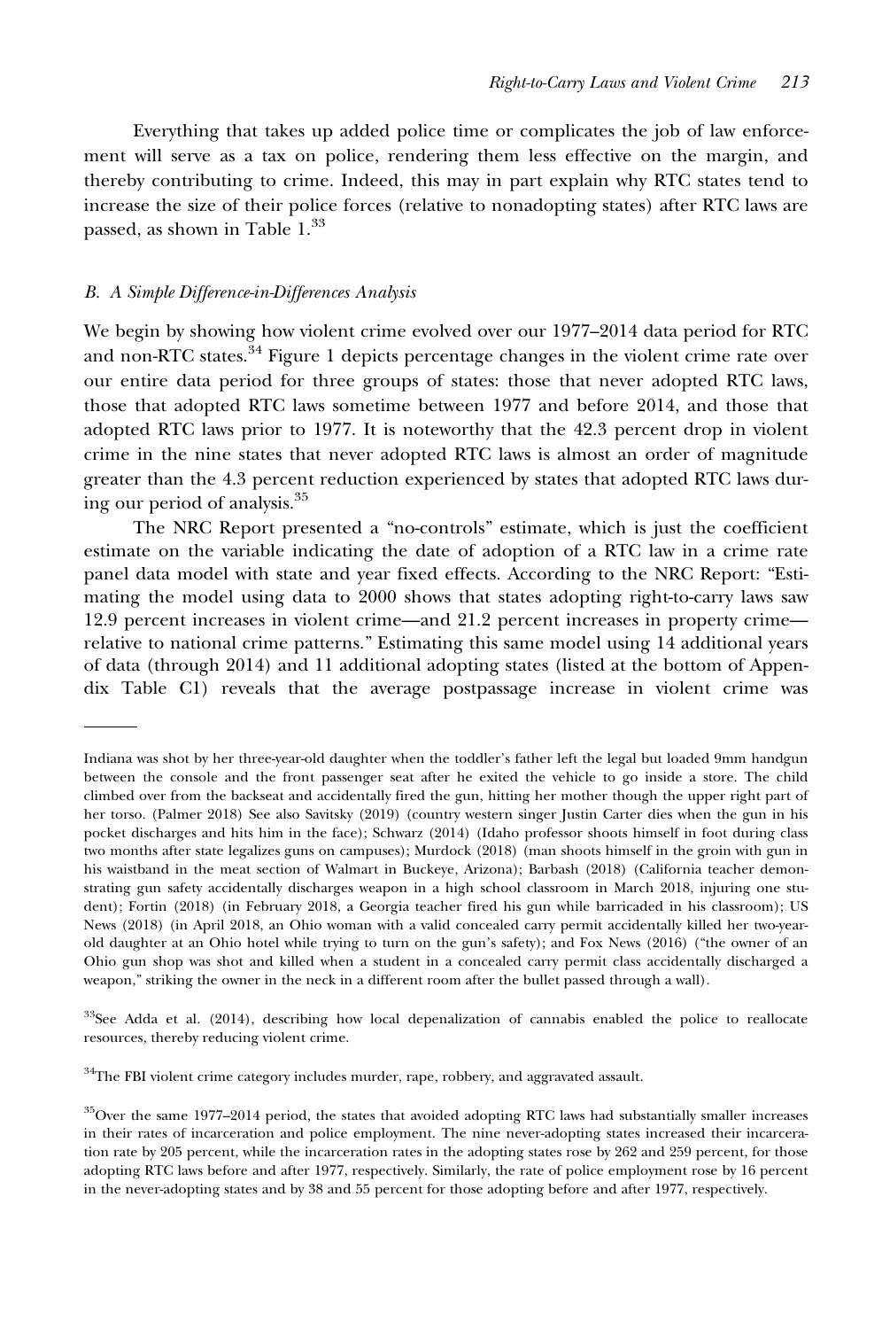Everything that takes up added police time or complicates the job of law enforcement will serve as a tax on police, rendering them less effective on the margin, and thereby contributing to crime. Indeed, this may in part explain why RTC states tend to increase the size of their police forces (relative to nonadopting states) after RTC laws are passed, as shown in Table 1.[33]

### B. A Simple Difference-in-Differences Analysis

We begin by showing how violent crime evolved over our 1977–2014 data period for RTC and non-RTC states.[34] Figure 1 depicts percentage changes in the violent crime rate over our entire data period for three groups of states: those that never adopted RTC laws, those that adopted RTC laws sometime between 1977 and before 2014, and those that adopted RTC laws prior to 1977. It is noteworthy that the 42.3 percent drop in violent crime in the nine states that never adopted RTC laws is almost an order of magnitude greater than the 4.3 percent reduction experienced by states that adopted RTC laws during our period of analysis.[35]

The NRC Report presented a "no-controls" estimate, which is just the coefficient estimate on the variable indicating the date of adoption of a RTC law in a crime rate panel data model with state and year fixed effects. According to the NRC Report: "Estimating the model using data to 2000 shows that states adopting right-to-carry laws saw 12.9 percent increases in violent crime—and 21.2 percent increases in property crime—relative to national crime patterns." Estimating this same model using 14 additional years of data (through 2014) and 11 additional adopting states (listed at the bottom of Appendix Table C1) reveals that the average postpassage increase in violent crime was

---

Indiana was shot by her three-year-old daughter when the toddler's father left the legal but loaded 9mm handgun between the console and the front passenger seat after he exited the vehicle to go inside a store. The child climbed over from the backseat and accidentally fired the gun, hitting her mother though the upper right part of her torso. (Palmer 2018) See also Savitsky (2019) (country western singer Justin Carter dies when the gun in his pocket discharges and hits him in the face); Schwarz (2014) (Idaho professor shoots himself in foot during class two months after state legalizes guns on campuses); Murdock (2018) (man shoots himself in the groin with gun in his waistband in the meat section of Walmart in Buckeye, Arizona); Barbash (2018) (California teacher demonstrating gun safety accidentally discharges weapon in a high school classroom in March 2018, injuring one student); Fortin (2018) (in February 2018, a Georgia teacher fired his gun while barricaded in his classroom); US News (2018) (in April 2018, an Ohio woman with a valid concealed carry permit accidentally killed her two-year-old daughter at an Ohio hotel while trying to turn on the gun's safety); and Fox News (2016) ("the owner of an Ohio gun shop was shot and killed when a student in a concealed carry permit class accidentally discharged a weapon," striking the owner in the neck in a different room after the bullet passed through a wall).

[33]See Adda et al. (2014), describing how local depenalization of cannabis enabled the police to reallocate resources, thereby reducing violent crime.

[34]The FBI violent crime category includes murder, rape, robbery, and aggravated assault.

[35]Over the same 1977–2014 period, the states that avoided adopting RTC laws had substantially smaller increases in their rates of incarceration and police employment. The nine never-adopting states increased their incarceration rate by 205 percent, while the incarceration rates in the adopting states rose by 262 and 259 percent, for those adopting RTC laws before and after 1977, respectively. Similarly, the rate of police employment rose by 16 percent in the never-adopting states and by 38 and 55 percent for those adopting before and after 1977, respectively.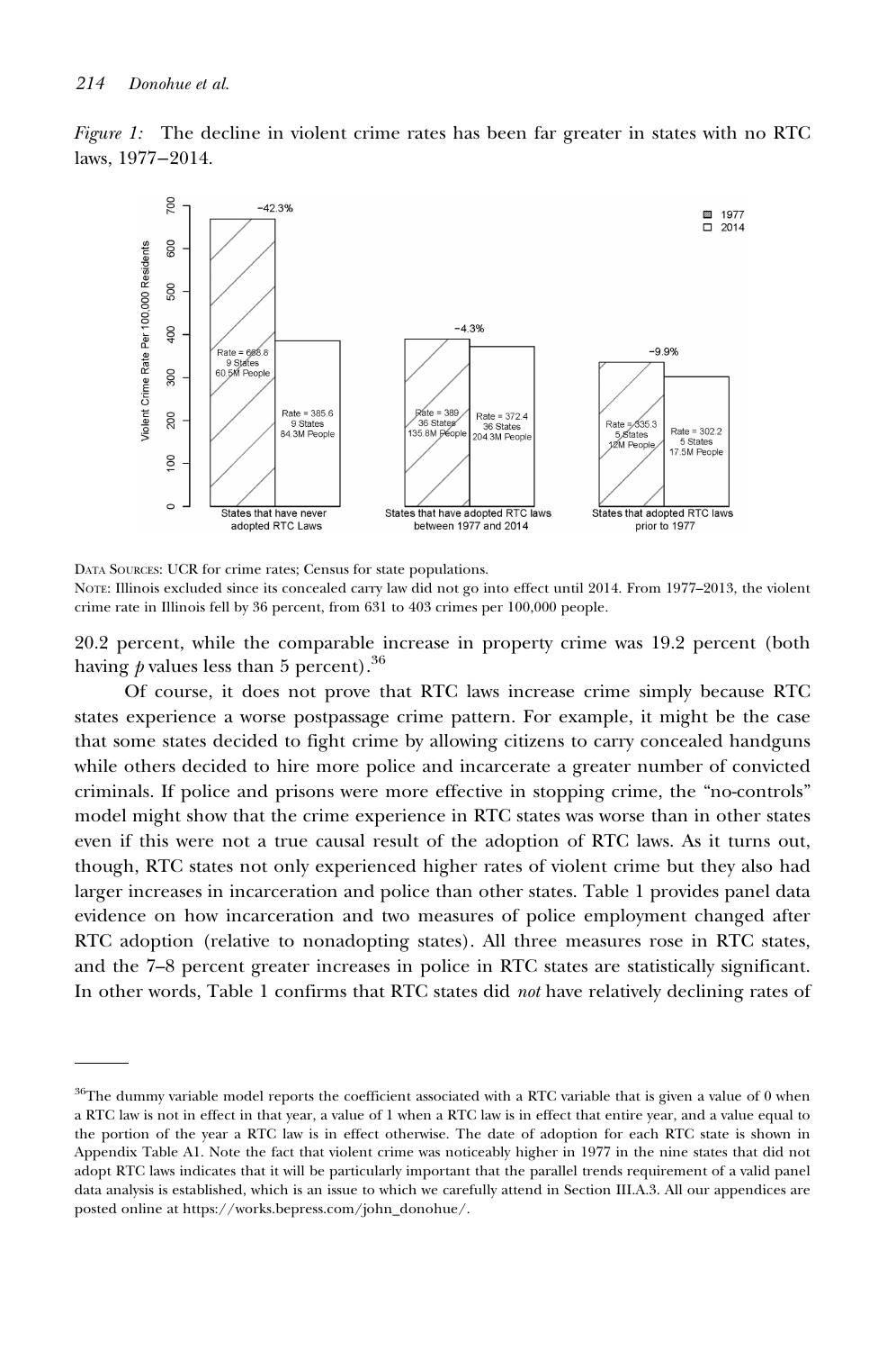*Figure 1:* The decline in violent crime rates has been far greater in states with no RTC laws, 1977–2014.

DATA SOURCES: UCR for crime rates; Census for state populations.
NOTE: Illinois excluded since its concealed carry law did not go into effect until 2014. From 1977–2013, the violent crime rate in Illinois fell by 36 percent, from 631 to 403 crimes per 100,000 people.

20.2 percent, while the comparable increase in property crime was 19.2 percent (both having $p$ values less than 5 percent).[36]

Of course, it does not prove that RTC laws increase crime simply because RTC states experience a worse postpassage crime pattern. For example, it might be the case that some states decided to fight crime by allowing citizens to carry concealed handguns while others decided to hire more police and incarcerate a greater number of convicted criminals. If police and prisons were more effective in stopping crime, the "no-controls" model might show that the crime experience in RTC states was worse than in other states even if this were not a true causal result of the adoption of RTC laws. As it turns out, though, RTC states not only experienced higher rates of violent crime but they also had larger increases in incarceration and police than other states. Table 1 provides panel data evidence on how incarceration and two measures of police employment changed after RTC adoption (relative to nonadopting states). All three measures rose in RTC states, and the 7–8 percent greater increases in police in RTC states are statistically significant. In other words, Table 1 confirms that RTC states did *not* have relatively declining rates of

[36]The dummy variable model reports the coefficient associated with a RTC variable that is given a value of 0 when a RTC law is not in effect in that year, a value of 1 when a RTC law is in effect that entire year, and a value equal to the portion of the year a RTC law is in effect otherwise. The date of adoption for each RTC state is shown in Appendix Table A1. Note the fact that violent crime was noticeably higher in 1977 in the nine states that did not adopt RTC laws indicates that it will be particularly important that the parallel trends requirement of a valid panel data analysis is established, which is an issue to which we carefully attend in Section III.A.3. All our appendices are posted online at https://works.bepress.com/john_donohue/.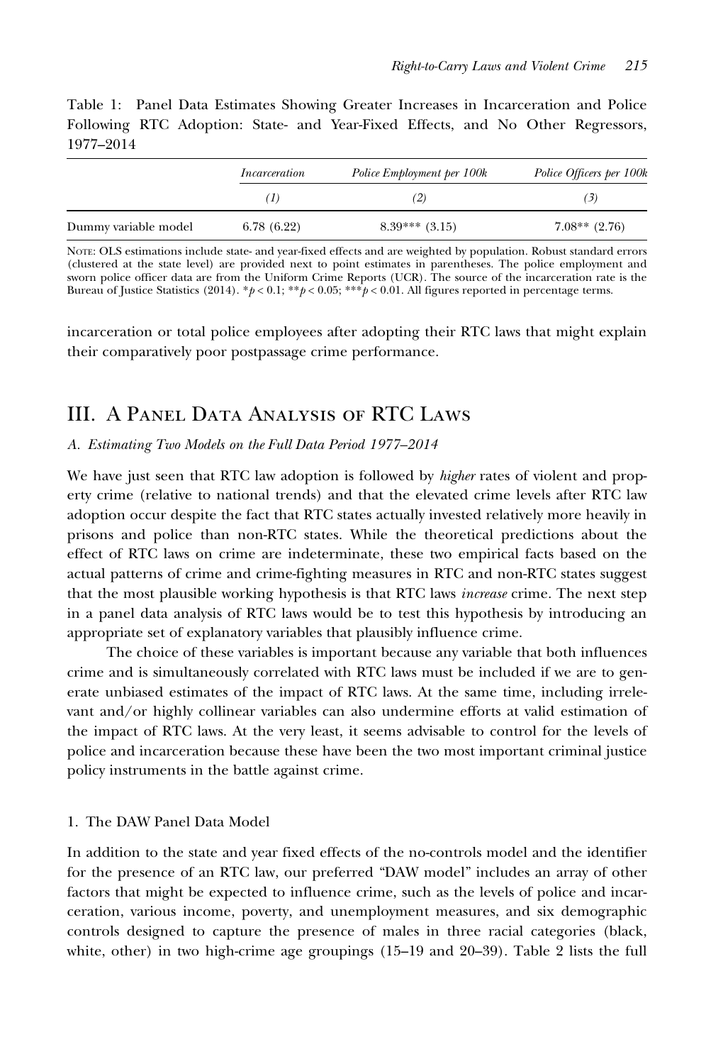Table 1: Panel Data Estimates Showing Greater Increases in Incarceration and Police Following RTC Adoption: State- and Year-Fixed Effects, and No Other Regressors, 1977–2014

| | *Incarceration* | *Police Employment per 100k* | *Police Officers per 100k* |
|---|---|---|---|
| | *(1)* | *(2)* | *(3)* |
| Dummy variable model | 6.78 (6.22) | 8.39*** (3.15) | 7.08** (2.76) |

NOTE: OLS estimations include state- and year-fixed effects and are weighted by population. Robust standard errors (clustered at the state level) are provided next to point estimates in parentheses. The police employment and sworn police officer data are from the Uniform Crime Reports (UCR). The source of the incarceration rate is the Bureau of Justice Statistics (2014). $^{*}p < 0.1$; $^{**}p < 0.05$; $^{***}p < 0.01$. All figures reported in percentage terms.

incarceration or total police employees after adopting their RTC laws that might explain their comparatively poor postpassage crime performance.

## III. A Panel Data Analysis of RTC Laws

### *A. Estimating Two Models on the Full Data Period 1977–2014*

We have just seen that RTC law adoption is followed by *higher* rates of violent and property crime (relative to national trends) and that the elevated crime levels after RTC law adoption occur despite the fact that RTC states actually invested relatively more heavily in prisons and police than non-RTC states. While the theoretical predictions about the effect of RTC laws on crime are indeterminate, these two empirical facts based on the actual patterns of crime and crime-fighting measures in RTC and non-RTC states suggest that the most plausible working hypothesis is that RTC laws *increase* crime. The next step in a panel data analysis of RTC laws would be to test this hypothesis by introducing an appropriate set of explanatory variables that plausibly influence crime.

The choice of these variables is important because any variable that both influences crime and is simultaneously correlated with RTC laws must be included if we are to generate unbiased estimates of the impact of RTC laws. At the same time, including irrelevant and/or highly collinear variables can also undermine efforts at valid estimation of the impact of RTC laws. At the very least, it seems advisable to control for the levels of police and incarceration because these have been the two most important criminal justice policy instruments in the battle against crime.

#### 1. The DAW Panel Data Model

In addition to the state and year fixed effects of the no-controls model and the identifier for the presence of an RTC law, our preferred "DAW model" includes an array of other factors that might be expected to influence crime, such as the levels of police and incarceration, various income, poverty, and unemployment measures, and six demographic controls designed to capture the presence of males in three racial categories (black, white, other) in two high-crime age groupings (15–19 and 20–39). Table 2 lists the full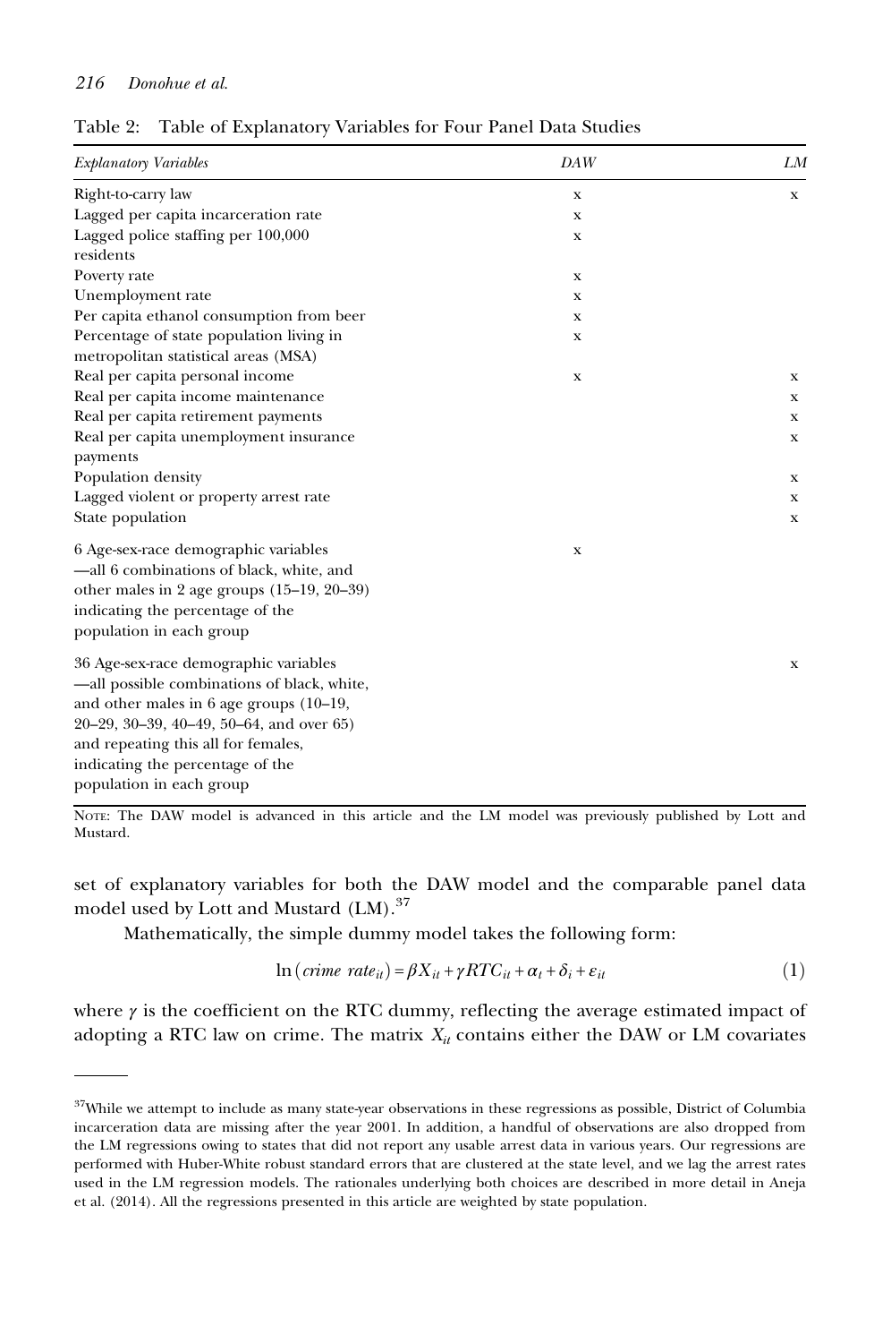Table 2: Table of Explanatory Variables for Four Panel Data Studies

| *Explanatory Variables* | *DAW* | *LM* |
|---|---|---|
| Right-to-carry law | x | x |
| Lagged per capita incarceration rate | x | |
| Lagged police staffing per 100,000 residents | x | |
| Poverty rate | x | |
| Unemployment rate | x | |
| Per capita ethanol consumption from beer | x | |
| Percentage of state population living in metropolitan statistical areas (MSA) | x | |
| Real per capita personal income | x | x |
| Real per capita income maintenance | | x |
| Real per capita retirement payments | | x |
| Real per capita unemployment insurance payments | | x |
| Population density | | x |
| Lagged violent or property arrest rate | | x |
| State population | | x |
| 6 Age-sex-race demographic variables —all 6 combinations of black, white, and other males in 2 age groups (15–19, 20–39) indicating the percentage of the population in each group | x | |
| 36 Age-sex-race demographic variables —all possible combinations of black, white, and other males in 6 age groups (10–19, 20–29, 30–39, 40–49, 50–64, and over 65) and repeating this all for females, indicating the percentage of the population in each group | | x |

NOTE: The DAW model is advanced in this article and the LM model was previously published by Lott and Mustard.

set of explanatory variables for both the DAW model and the comparable panel data model used by Lott and Mustard (LM).[37]

Mathematically, the simple dummy model takes the following form:

$$\ln(\text{crime rate}_{it}) = \beta X_{it} + \gamma RTC_{it} + \alpha_t + \delta_i + \varepsilon_{it} \tag{1}$$

where $\gamma$ is the coefficient on the RTC dummy, reflecting the average estimated impact of adopting a RTC law on crime. The matrix $X_{it}$ contains either the DAW or LM covariates

[37]While we attempt to include as many state-year observations in these regressions as possible, District of Columbia incarceration data are missing after the year 2001. In addition, a handful of observations are also dropped from the LM regressions owing to states that did not report any usable arrest data in various years. Our regressions are performed with Huber-White robust standard errors that are clustered at the state level, and we lag the arrest rates used in the LM regression models. The rationales underlying both choices are described in more detail in Aneja et al. (2014). All the regressions presented in this article are weighted by state population.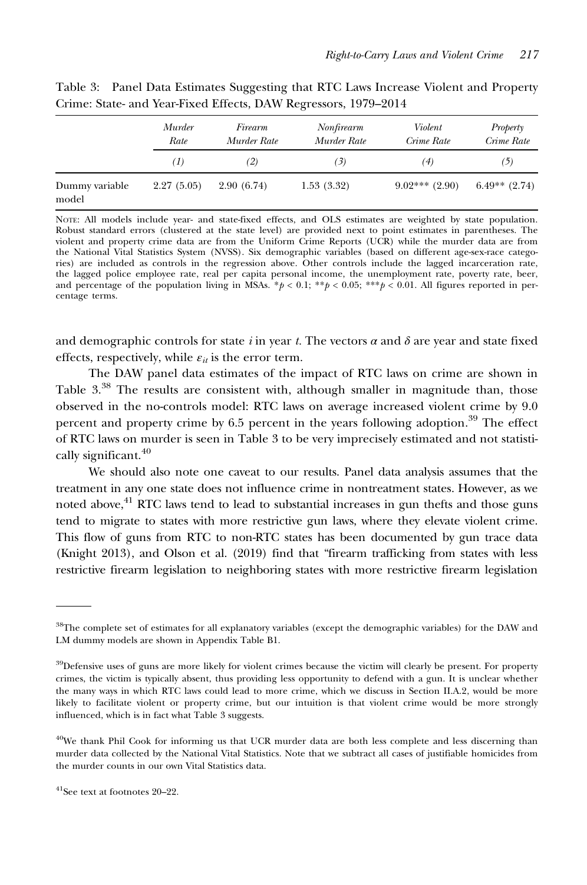Table 3: Panel Data Estimates Suggesting that RTC Laws Increase Violent and Property Crime: State- and Year-Fixed Effects, DAW Regressors, 1979–2014

| | *Murder Rate* | *Firearm Murder Rate* | *Nonfirearm Murder Rate* | *Violent Crime Rate* | *Property Crime Rate* |
|---|---|---|---|---|---|
| | *(1)* | *(2)* | *(3)* | *(4)* | *(5)* |
| Dummy variable model | 2.27 (5.05) | 2.90 (6.74) | 1.53 (3.32) | 9.02*** (2.90) | 6.49** (2.74) |

Note: All models include year- and state-fixed effects, and OLS estimates are weighted by state population. Robust standard errors (clustered at the state level) are provided next to point estimates in parentheses. The violent and property crime data are from the Uniform Crime Reports (UCR) while the murder data are from the National Vital Statistics System (NVSS). Six demographic variables (based on different age-sex-race categories) are included as controls in the regression above. Other controls include the lagged incarceration rate, the lagged police employee rate, real per capita personal income, the unemployment rate, poverty rate, beer, and percentage of the population living in MSAs. \*$p < 0.1$; \*\*$p < 0.05$; \*\*\*$p < 0.01$. All figures reported in percentage terms.

and demographic controls for state $i$ in year $t$. The vectors $\alpha$ and $\delta$ are year and state fixed effects, respectively, while $\varepsilon_{it}$ is the error term.

The DAW panel data estimates of the impact of RTC laws on crime are shown in Table 3.[38] The results are consistent with, although smaller in magnitude than, those observed in the no-controls model: RTC laws on average increased violent crime by 9.0 percent and property crime by 6.5 percent in the years following adoption.[39] The effect of RTC laws on murder is seen in Table 3 to be very imprecisely estimated and not statistically significant.[40]

We should also note one caveat to our results. Panel data analysis assumes that the treatment in any one state does not influence crime in nontreatment states. However, as we noted above,[41] RTC laws tend to lead to substantial increases in gun thefts and those guns tend to migrate to states with more restrictive gun laws, where they elevate violent crime. This flow of guns from RTC to non-RTC states has been documented by gun trace data (Knight 2013), and Olson et al. (2019) find that "firearm trafficking from states with less restrictive firearm legislation to neighboring states with more restrictive firearm legislation

[38]The complete set of estimates for all explanatory variables (except the demographic variables) for the DAW and LM dummy models are shown in Appendix Table B1.

[39]Defensive uses of guns are more likely for violent crimes because the victim will clearly be present. For property crimes, the victim is typically absent, thus providing less opportunity to defend with a gun. It is unclear whether the many ways in which RTC laws could lead to more crime, which we discuss in Section II.A.2, would be more likely to facilitate violent or property crime, but our intuition is that violent crime would be more strongly influenced, which is in fact what Table 3 suggests.

[40]We thank Phil Cook for informing us that UCR murder data are both less complete and less discerning than murder data collected by the National Vital Statistics. Note that we subtract all cases of justifiable homicides from the murder counts in our own Vital Statistics data.

[41]See text at footnotes 20–22.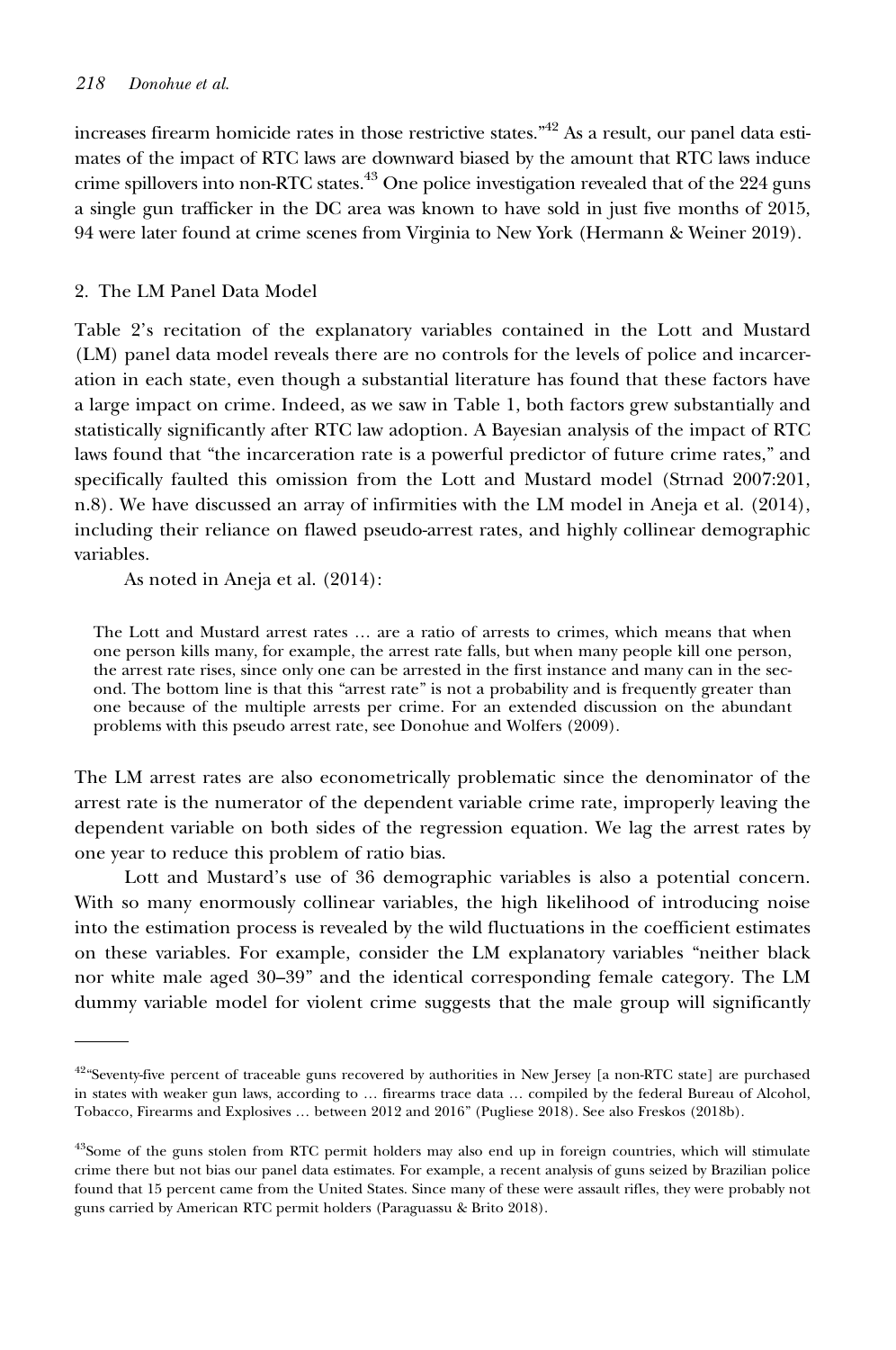increases firearm homicide rates in those restrictive states."[42] As a result, our panel data estimates of the impact of RTC laws are downward biased by the amount that RTC laws induce crime spillovers into non-RTC states.[43] One police investigation revealed that of the 224 guns a single gun trafficker in the DC area was known to have sold in just five months of 2015, 94 were later found at crime scenes from Virginia to New York (Hermann & Weiner 2019).

## 2. The LM Panel Data Model

Table 2's recitation of the explanatory variables contained in the Lott and Mustard (LM) panel data model reveals there are no controls for the levels of police and incarceration in each state, even though a substantial literature has found that these factors have a large impact on crime. Indeed, as we saw in Table 1, both factors grew substantially and statistically significantly after RTC law adoption. A Bayesian analysis of the impact of RTC laws found that "the incarceration rate is a powerful predictor of future crime rates," and specifically faulted this omission from the Lott and Mustard model (Strnad 2007:201, n.8). We have discussed an array of infirmities with the LM model in Aneja et al. (2014), including their reliance on flawed pseudo-arrest rates, and highly collinear demographic variables.

As noted in Aneja et al. (2014):

> The Lott and Mustard arrest rates … are a ratio of arrests to crimes, which means that when one person kills many, for example, the arrest rate falls, but when many people kill one person, the arrest rate rises, since only one can be arrested in the first instance and many can in the second. The bottom line is that this "arrest rate" is not a probability and is frequently greater than one because of the multiple arrests per crime. For an extended discussion on the abundant problems with this pseudo arrest rate, see Donohue and Wolfers (2009).

The LM arrest rates are also econometrically problematic since the denominator of the arrest rate is the numerator of the dependent variable crime rate, improperly leaving the dependent variable on both sides of the regression equation. We lag the arrest rates by one year to reduce this problem of ratio bias.

Lott and Mustard's use of 36 demographic variables is also a potential concern. With so many enormously collinear variables, the high likelihood of introducing noise into the estimation process is revealed by the wild fluctuations in the coefficient estimates on these variables. For example, consider the LM explanatory variables "neither black nor white male aged 30–39" and the identical corresponding female category. The LM dummy variable model for violent crime suggests that the male group will significantly

---

[42] "Seventy-five percent of traceable guns recovered by authorities in New Jersey [a non-RTC state] are purchased in states with weaker gun laws, according to … firearms trace data … compiled by the federal Bureau of Alcohol, Tobacco, Firearms and Explosives … between 2012 and 2016" (Pugliese 2018). See also Freskos (2018b).

[43] Some of the guns stolen from RTC permit holders may also end up in foreign countries, which will stimulate crime there but not bias our panel data estimates. For example, a recent analysis of guns seized by Brazilian police found that 15 percent came from the United States. Since many of these were assault rifles, they were probably not guns carried by American RTC permit holders (Paraguassu & Brito 2018).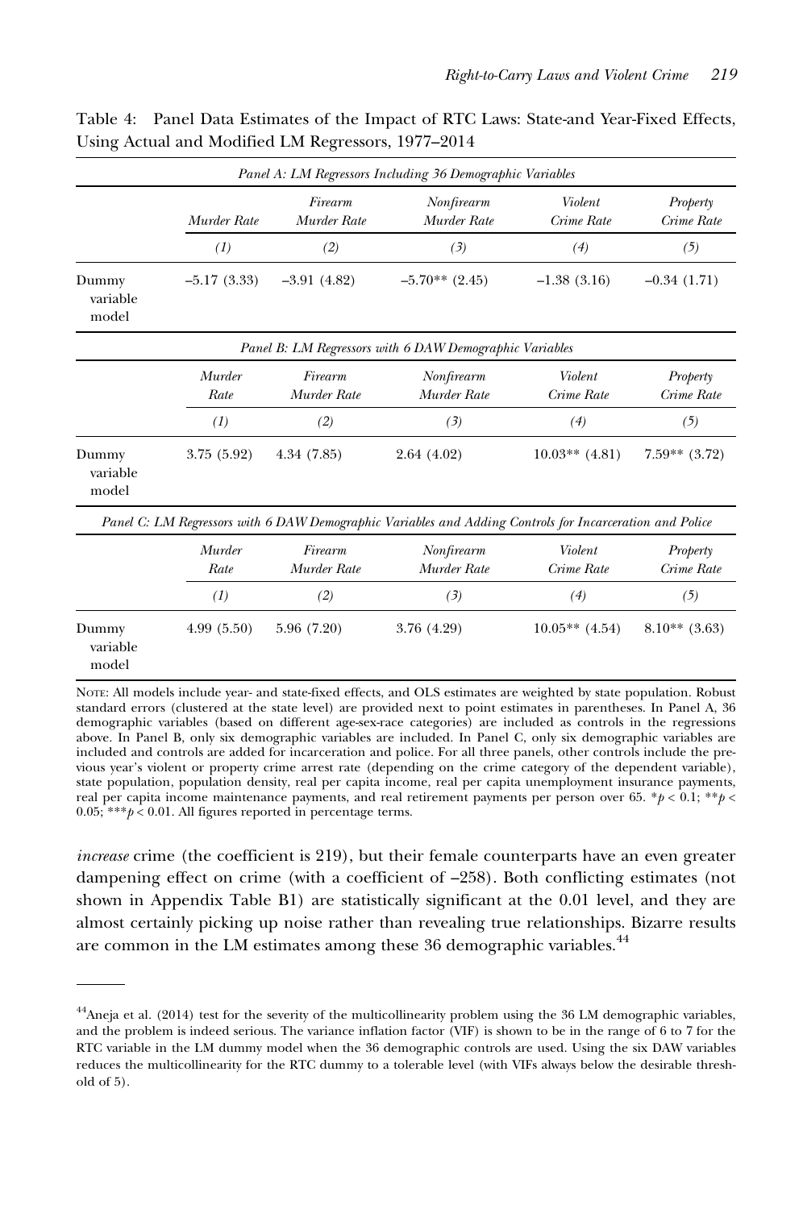Table 4: Panel Data Estimates of the Impact of RTC Laws: State-and Year-Fixed Effects, Using Actual and Modified LM Regressors, 1977–2014

| | Murder Rate | Firearm Murder Rate | Nonfirearm Murder Rate | Violent Crime Rate | Property Crime Rate |
|---|---|---|---|---|---|
| *Panel A: LM Regressors Including 36 Demographic Variables* | | | | | |
| | (1) | (2) | (3) | (4) | (5) |
| Dummy variable model | –5.17 (3.33) | –3.91 (4.82) | –5.70** (2.45) | –1.38 (3.16) | –0.34 (1.71) |
| *Panel B: LM Regressors with 6 DAW Demographic Variables* | | | | | |
| | (1) | (2) | (3) | (4) | (5) |
| Dummy variable model | 3.75 (5.92) | 4.34 (7.85) | 2.64 (4.02) | 10.03** (4.81) | 7.59** (3.72) |
| *Panel C: LM Regressors with 6 DAW Demographic Variables and Adding Controls for Incarceration and Police* | | | | | |
| | (1) | (2) | (3) | (4) | (5) |
| Dummy variable model | 4.99 (5.50) | 5.96 (7.20) | 3.76 (4.29) | 10.05** (4.54) | 8.10** (3.63) |

Note: All models include year- and state-fixed effects, and OLS estimates are weighted by state population. Robust standard errors (clustered at the state level) are provided next to point estimates in parentheses. In Panel A, 36 demographic variables (based on different age-sex-race categories) are included as controls in the regressions above. In Panel B, only six demographic variables are included. In Panel C, only six demographic variables are included and controls are added for incarceration and police. For all three panels, other controls include the previous year's violent or property crime arrest rate (depending on the crime category of the dependent variable), state population, population density, real per capita income, real per capita unemployment insurance payments, real per capita income maintenance payments, and real retirement payments per person over 65. $^{*}p < 0.1$; $^{**}p < 0.05$; $^{***}p < 0.01$. All figures reported in percentage terms.

*increase* crime (the coefficient is 219), but their female counterparts have an even greater dampening effect on crime (with a coefficient of –258). Both conflicting estimates (not shown in Appendix Table B1) are statistically significant at the 0.01 level, and they are almost certainly picking up noise rather than revealing true relationships. Bizarre results are common in the LM estimates among these 36 demographic variables.[44]

---

[44]Aneja et al. (2014) test for the severity of the multicollinearity problem using the 36 LM demographic variables, and the problem is indeed serious. The variance inflation factor (VIF) is shown to be in the range of 6 to 7 for the RTC variable in the LM dummy model when the 36 demographic controls are used. Using the six DAW variables reduces the multicollinearity for the RTC dummy to a tolerable level (with VIFs always below the desirable threshold of 5).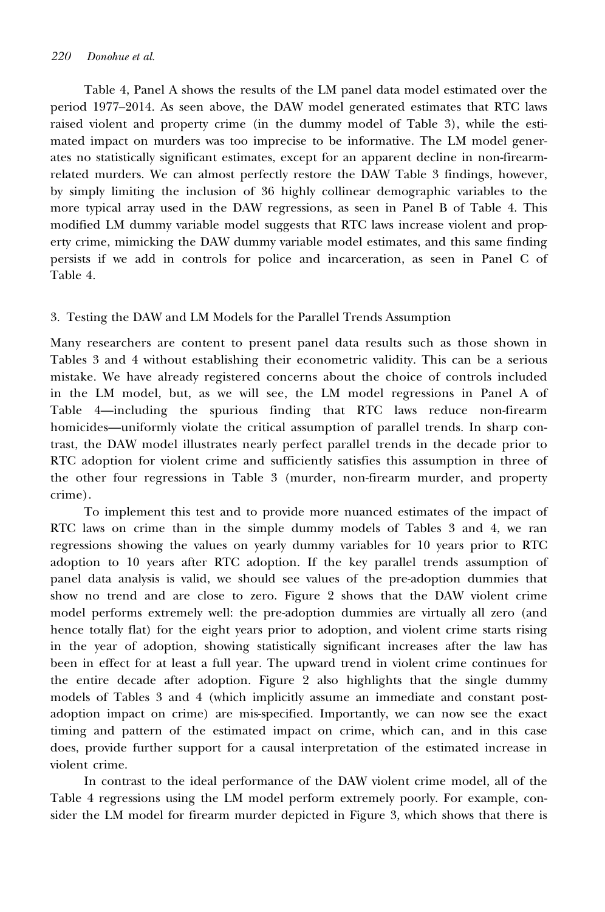Table 4, Panel A shows the results of the LM panel data model estimated over the period 1977–2014. As seen above, the DAW model generated estimates that RTC laws raised violent and property crime (in the dummy model of Table 3), while the estimated impact on murders was too imprecise to be informative. The LM model generates no statistically significant estimates, except for an apparent decline in non-firearm-related murders. We can almost perfectly restore the DAW Table 3 findings, however, by simply limiting the inclusion of 36 highly collinear demographic variables to the more typical array used in the DAW regressions, as seen in Panel B of Table 4. This modified LM dummy variable model suggests that RTC laws increase violent and property crime, mimicking the DAW dummy variable model estimates, and this same finding persists if we add in controls for police and incarceration, as seen in Panel C of Table 4.

### 3. Testing the DAW and LM Models for the Parallel Trends Assumption

Many researchers are content to present panel data results such as those shown in Tables 3 and 4 without establishing their econometric validity. This can be a serious mistake. We have already registered concerns about the choice of controls included in the LM model, but, as we will see, the LM model regressions in Panel A of Table 4—including the spurious finding that RTC laws reduce non-firearm homicides—uniformly violate the critical assumption of parallel trends. In sharp contrast, the DAW model illustrates nearly perfect parallel trends in the decade prior to RTC adoption for violent crime and sufficiently satisfies this assumption in three of the other four regressions in Table 3 (murder, non-firearm murder, and property crime).

To implement this test and to provide more nuanced estimates of the impact of RTC laws on crime than in the simple dummy models of Tables 3 and 4, we ran regressions showing the values on yearly dummy variables for 10 years prior to RTC adoption to 10 years after RTC adoption. If the key parallel trends assumption of panel data analysis is valid, we should see values of the pre-adoption dummies that show no trend and are close to zero. Figure 2 shows that the DAW violent crime model performs extremely well: the pre-adoption dummies are virtually all zero (and hence totally flat) for the eight years prior to adoption, and violent crime starts rising in the year of adoption, showing statistically significant increases after the law has been in effect for at least a full year. The upward trend in violent crime continues for the entire decade after adoption. Figure 2 also highlights that the single dummy models of Tables 3 and 4 (which implicitly assume an immediate and constant post-adoption impact on crime) are mis-specified. Importantly, we can now see the exact timing and pattern of the estimated impact on crime, which can, and in this case does, provide further support for a causal interpretation of the estimated increase in violent crime.

In contrast to the ideal performance of the DAW violent crime model, all of the Table 4 regressions using the LM model perform extremely poorly. For example, consider the LM model for firearm murder depicted in Figure 3, which shows that there is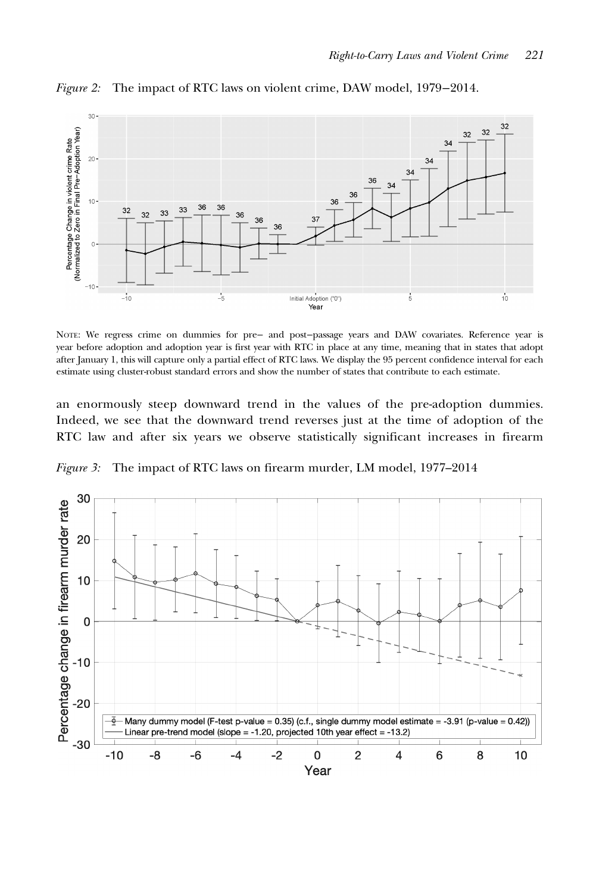*Figure 2:* The impact of RTC laws on violent crime, DAW model, 1979−2014.

NOTE: We regress crime on dummies for pre− and post−passage years and DAW covariates. Reference year is year before adoption and adoption year is first year with RTC in place at any time, meaning that in states that adopt after January 1, this will capture only a partial effect of RTC laws. We display the 95 percent confidence interval for each estimate using cluster-robust standard errors and show the number of states that contribute to each estimate.

an enormously steep downward trend in the values of the pre-adoption dummies. Indeed, we see that the downward trend reverses just at the time of adoption of the RTC law and after six years we observe statistically significant increases in firearm

*Figure 3:* The impact of RTC laws on firearm murder, LM model, 1977–2014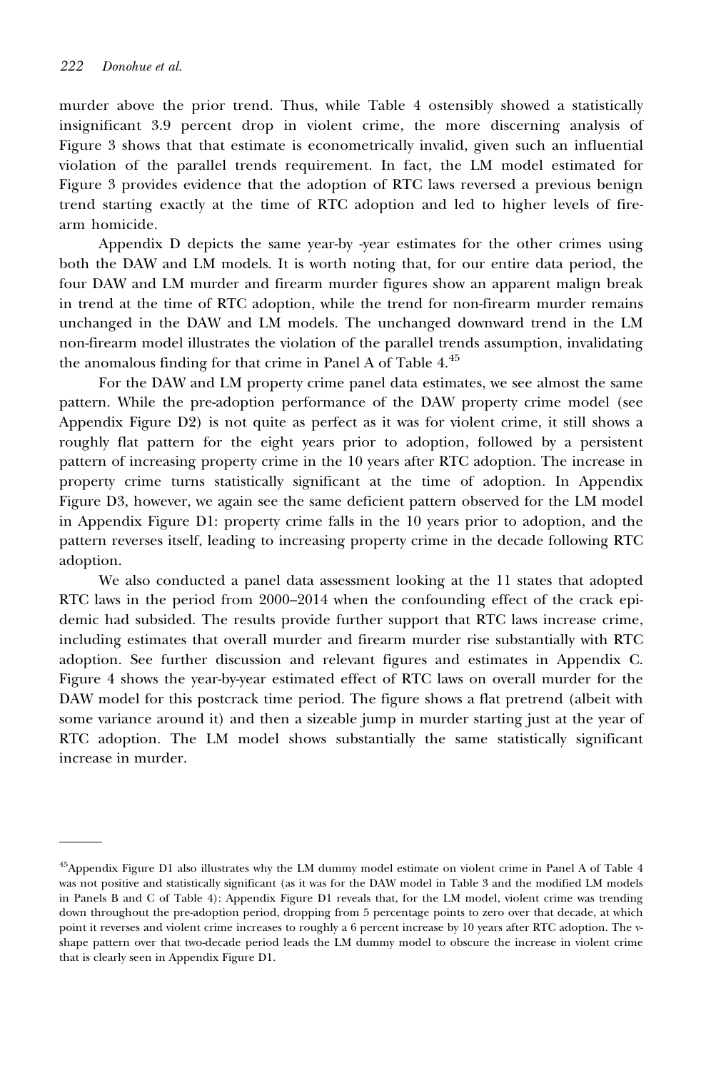murder above the prior trend. Thus, while Table 4 ostensibly showed a statistically insignificant 3.9 percent drop in violent crime, the more discerning analysis of Figure 3 shows that that estimate is econometrically invalid, given such an influential violation of the parallel trends requirement. In fact, the LM model estimated for Figure 3 provides evidence that the adoption of RTC laws reversed a previous benign trend starting exactly at the time of RTC adoption and led to higher levels of firearm homicide.

Appendix D depicts the same year-by -year estimates for the other crimes using both the DAW and LM models. It is worth noting that, for our entire data period, the four DAW and LM murder and firearm murder figures show an apparent malign break in trend at the time of RTC adoption, while the trend for non-firearm murder remains unchanged in the DAW and LM models. The unchanged downward trend in the LM non-firearm model illustrates the violation of the parallel trends assumption, invalidating the anomalous finding for that crime in Panel A of Table 4.[45]

For the DAW and LM property crime panel data estimates, we see almost the same pattern. While the pre-adoption performance of the DAW property crime model (see Appendix Figure D2) is not quite as perfect as it was for violent crime, it still shows a roughly flat pattern for the eight years prior to adoption, followed by a persistent pattern of increasing property crime in the 10 years after RTC adoption. The increase in property crime turns statistically significant at the time of adoption. In Appendix Figure D3, however, we again see the same deficient pattern observed for the LM model in Appendix Figure D1: property crime falls in the 10 years prior to adoption, and the pattern reverses itself, leading to increasing property crime in the decade following RTC adoption.

We also conducted a panel data assessment looking at the 11 states that adopted RTC laws in the period from 2000–2014 when the confounding effect of the crack epidemic had subsided. The results provide further support that RTC laws increase crime, including estimates that overall murder and firearm murder rise substantially with RTC adoption. See further discussion and relevant figures and estimates in Appendix C. Figure 4 shows the year-by-year estimated effect of RTC laws on overall murder for the DAW model for this postcrack time period. The figure shows a flat pretrend (albeit with some variance around it) and then a sizeable jump in murder starting just at the year of RTC adoption. The LM model shows substantially the same statistically significant increase in murder.

---

[45]Appendix Figure D1 also illustrates why the LM dummy model estimate on violent crime in Panel A of Table 4 was not positive and statistically significant (as it was for the DAW model in Table 3 and the modified LM models in Panels B and C of Table 4): Appendix Figure D1 reveals that, for the LM model, violent crime was trending down throughout the pre-adoption period, dropping from 5 percentage points to zero over that decade, at which point it reverses and violent crime increases to roughly a 6 percent increase by 10 years after RTC adoption. The v-shape pattern over that two-decade period leads the LM dummy model to obscure the increase in violent crime that is clearly seen in Appendix Figure D1.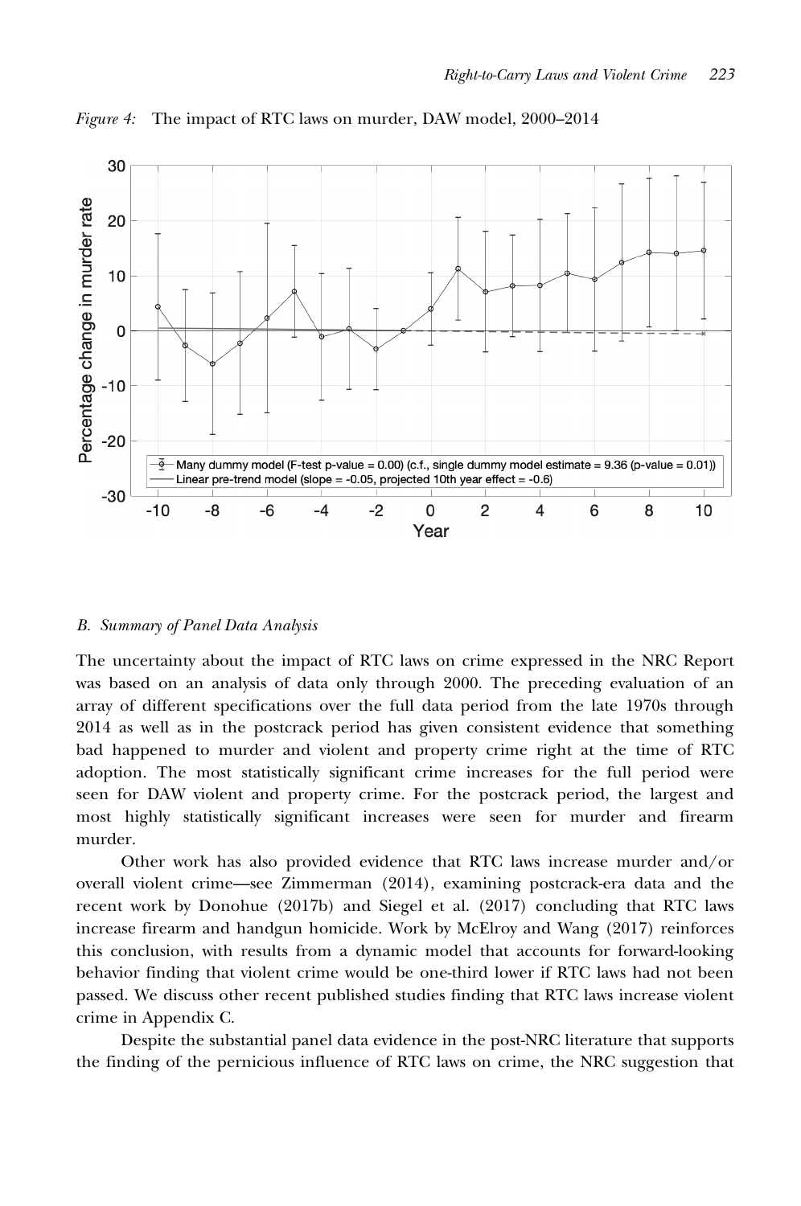*Figure 4:* The impact of RTC laws on murder, DAW model, 2000–2014

### B. *Summary of Panel Data Analysis*

The uncertainty about the impact of RTC laws on crime expressed in the NRC Report was based on an analysis of data only through 2000. The preceding evaluation of an array of different specifications over the full data period from the late 1970s through 2014 as well as in the postcrack period has given consistent evidence that something bad happened to murder and violent and property crime right at the time of RTC adoption. The most statistically significant crime increases for the full period were seen for DAW violent and property crime. For the postcrack period, the largest and most highly statistically significant increases were seen for murder and firearm murder.

Other work has also provided evidence that RTC laws increase murder and/or overall violent crime—see Zimmerman (2014), examining postcrack-era data and the recent work by Donohue (2017b) and Siegel et al. (2017) concluding that RTC laws increase firearm and handgun homicide. Work by McElroy and Wang (2017) reinforces this conclusion, with results from a dynamic model that accounts for forward-looking behavior finding that violent crime would be one-third lower if RTC laws had not been passed. We discuss other recent published studies finding that RTC laws increase violent crime in Appendix C.

Despite the substantial panel data evidence in the post-NRC literature that supports the finding of the pernicious influence of RTC laws on crime, the NRC suggestion that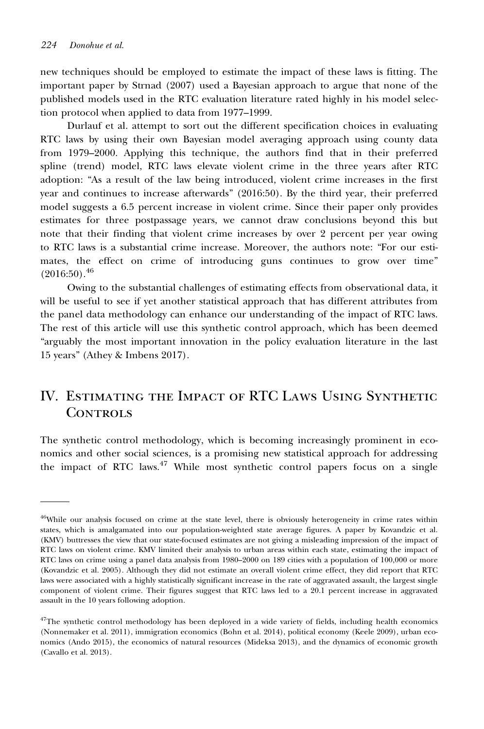new techniques should be employed to estimate the impact of these laws is fitting. The important paper by Strnad (2007) used a Bayesian approach to argue that none of the published models used in the RTC evaluation literature rated highly in his model selection protocol when applied to data from 1977–1999.

Durlauf et al. attempt to sort out the different specification choices in evaluating RTC laws by using their own Bayesian model averaging approach using county data from 1979–2000. Applying this technique, the authors find that in their preferred spline (trend) model, RTC laws elevate violent crime in the three years after RTC adoption: "As a result of the law being introduced, violent crime increases in the first year and continues to increase afterwards" (2016:50). By the third year, their preferred model suggests a 6.5 percent increase in violent crime. Since their paper only provides estimates for three postpassage years, we cannot draw conclusions beyond this but note that their finding that violent crime increases by over 2 percent per year owing to RTC laws is a substantial crime increase. Moreover, the authors note: "For our estimates, the effect on crime of introducing guns continues to grow over time" (2016:50).[46]

Owing to the substantial challenges of estimating effects from observational data, it will be useful to see if yet another statistical approach that has different attributes from the panel data methodology can enhance our understanding of the impact of RTC laws. The rest of this article will use this synthetic control approach, which has been deemed "arguably the most important innovation in the policy evaluation literature in the last 15 years" (Athey & Imbens 2017).

## IV. Estimating the Impact of RTC Laws Using Synthetic Controls

The synthetic control methodology, which is becoming increasingly prominent in economics and other social sciences, is a promising new statistical approach for addressing the impact of RTC laws.[47] While most synthetic control papers focus on a single

---

[46]While our analysis focused on crime at the state level, there is obviously heterogeneity in crime rates within states, which is amalgamated into our population-weighted state average figures. A paper by Kovandzic et al. (KMV) buttresses the view that our state-focused estimates are not giving a misleading impression of the impact of RTC laws on violent crime. KMV limited their analysis to urban areas within each state, estimating the impact of RTC laws on crime using a panel data analysis from 1980–2000 on 189 cities with a population of 100,000 or more (Kovandzic et al. 2005). Although they did not estimate an overall violent crime effect, they did report that RTC laws were associated with a highly statistically significant increase in the rate of aggravated assault, the largest single component of violent crime. Their figures suggest that RTC laws led to a 20.1 percent increase in aggravated assault in the 10 years following adoption.

[47]The synthetic control methodology has been deployed in a wide variety of fields, including health economics (Nonnemaker et al. 2011), immigration economics (Bohn et al. 2014), political economy (Keele 2009), urban economics (Ando 2015), the economics of natural resources (Mideksa 2013), and the dynamics of economic growth (Cavallo et al. 2013).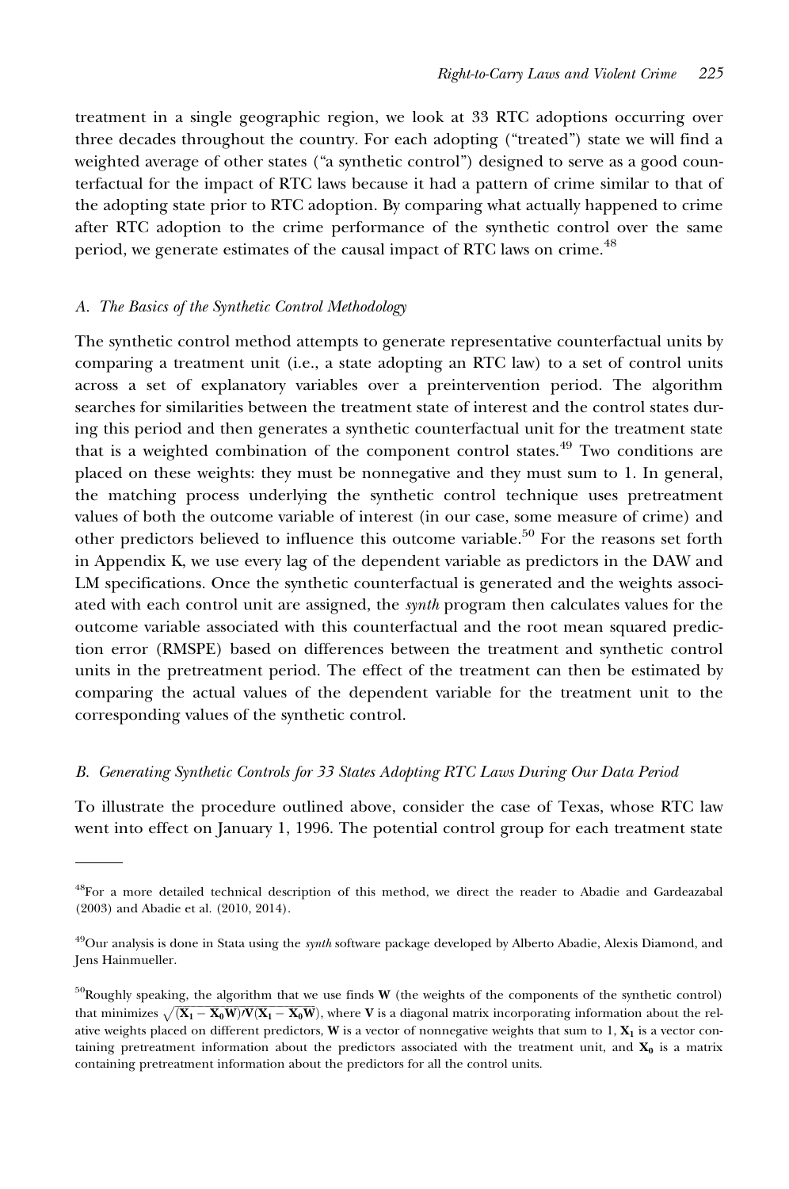treatment in a single geographic region, we look at 33 RTC adoptions occurring over three decades throughout the country. For each adopting ("treated") state we will find a weighted average of other states ("a synthetic control") designed to serve as a good counterfactual for the impact of RTC laws because it had a pattern of crime similar to that of the adopting state prior to RTC adoption. By comparing what actually happened to crime after RTC adoption to the crime performance of the synthetic control over the same period, we generate estimates of the causal impact of RTC laws on crime.[48]

### A. *The Basics of the Synthetic Control Methodology*

The synthetic control method attempts to generate representative counterfactual units by comparing a treatment unit (i.e., a state adopting an RTC law) to a set of control units across a set of explanatory variables over a preintervention period. The algorithm searches for similarities between the treatment state of interest and the control states during this period and then generates a synthetic counterfactual unit for the treatment state that is a weighted combination of the component control states.[49] Two conditions are placed on these weights: they must be nonnegative and they must sum to 1. In general, the matching process underlying the synthetic control technique uses pretreatment values of both the outcome variable of interest (in our case, some measure of crime) and other predictors believed to influence this outcome variable.[50] For the reasons set forth in Appendix K, we use every lag of the dependent variable as predictors in the DAW and LM specifications. Once the synthetic counterfactual is generated and the weights associated with each control unit are assigned, the *synth* program then calculates values for the outcome variable associated with this counterfactual and the root mean squared prediction error (RMSPE) based on differences between the treatment and synthetic control units in the pretreatment period. The effect of the treatment can then be estimated by comparing the actual values of the dependent variable for the treatment unit to the corresponding values of the synthetic control.

### B. *Generating Synthetic Controls for 33 States Adopting RTC Laws During Our Data Period*

To illustrate the procedure outlined above, consider the case of Texas, whose RTC law went into effect on January 1, 1996. The potential control group for each treatment state

---

[48]For a more detailed technical description of this method, we direct the reader to Abadie and Gardeazabal (2003) and Abadie et al. (2010, 2014).

[49]Our analysis is done in Stata using the *synth* software package developed by Alberto Abadie, Alexis Diamond, and Jens Hainmueller.

[50]Roughly speaking, the algorithm that we use finds $\mathbf{W}$ (the weights of the components of the synthetic control) that minimizes $\sqrt{(\mathbf{X_1} - \mathbf{X_0 W})'\mathbf{V}(\mathbf{X_1} - \mathbf{X_0 W})}$, where $\mathbf{V}$ is a diagonal matrix incorporating information about the relative weights placed on different predictors, $\mathbf{W}$ is a vector of nonnegative weights that sum to 1, $\mathbf{X_1}$ is a vector containing pretreatment information about the predictors associated with the treatment unit, and $\mathbf{X_0}$ is a matrix containing pretreatment information about the predictors for all the control units.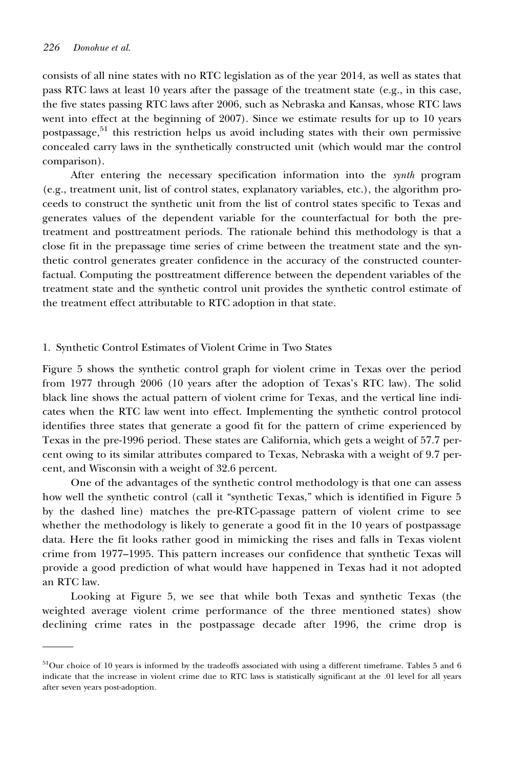consists of all nine states with no RTC legislation as of the year 2014, as well as states that pass RTC laws at least 10 years after the passage of the treatment state (e.g., in this case, the five states passing RTC laws after 2006, such as Nebraska and Kansas, whose RTC laws went into effect at the beginning of 2007). Since we estimate results for up to 10 years postpassage,[51] this restriction helps us avoid including states with their own permissive concealed carry laws in the synthetically constructed unit (which would mar the control comparison).

After entering the necessary specification information into the *synth* program (e.g., treatment unit, list of control states, explanatory variables, etc.), the algorithm proceeds to construct the synthetic unit from the list of control states specific to Texas and generates values of the dependent variable for the counterfactual for both the pretreatment and posttreatment periods. The rationale behind this methodology is that a close fit in the prepassage time series of crime between the treatment state and the synthetic control generates greater confidence in the accuracy of the constructed counterfactual. Computing the posttreatment difference between the dependent variables of the treatment state and the synthetic control unit provides the synthetic control estimate of the treatment effect attributable to RTC adoption in that state.

### 1. Synthetic Control Estimates of Violent Crime in Two States

Figure 5 shows the synthetic control graph for violent crime in Texas over the period from 1977 through 2006 (10 years after the adoption of Texas's RTC law). The solid black line shows the actual pattern of violent crime for Texas, and the vertical line indicates when the RTC law went into effect. Implementing the synthetic control protocol identifies three states that generate a good fit for the pattern of crime experienced by Texas in the pre-1996 period. These states are California, which gets a weight of 57.7 percent owing to its similar attributes compared to Texas, Nebraska with a weight of 9.7 percent, and Wisconsin with a weight of 32.6 percent.

One of the advantages of the synthetic control methodology is that one can assess how well the synthetic control (call it "synthetic Texas," which is identified in Figure 5 by the dashed line) matches the pre-RTC-passage pattern of violent crime to see whether the methodology is likely to generate a good fit in the 10 years of postpassage data. Here the fit looks rather good in mimicking the rises and falls in Texas violent crime from 1977–1995. This pattern increases our confidence that synthetic Texas will provide a good prediction of what would have happened in Texas had it not adopted an RTC law.

Looking at Figure 5, we see that while both Texas and synthetic Texas (the weighted average violent crime performance of the three mentioned states) show declining crime rates in the postpassage decade after 1996, the crime drop is

[51]Our choice of 10 years is informed by the tradeoffs associated with using a different timeframe. Tables 5 and 6 indicate that the increase in violent crime due to RTC laws is statistically significant at the .01 level for all years after seven years post-adoption.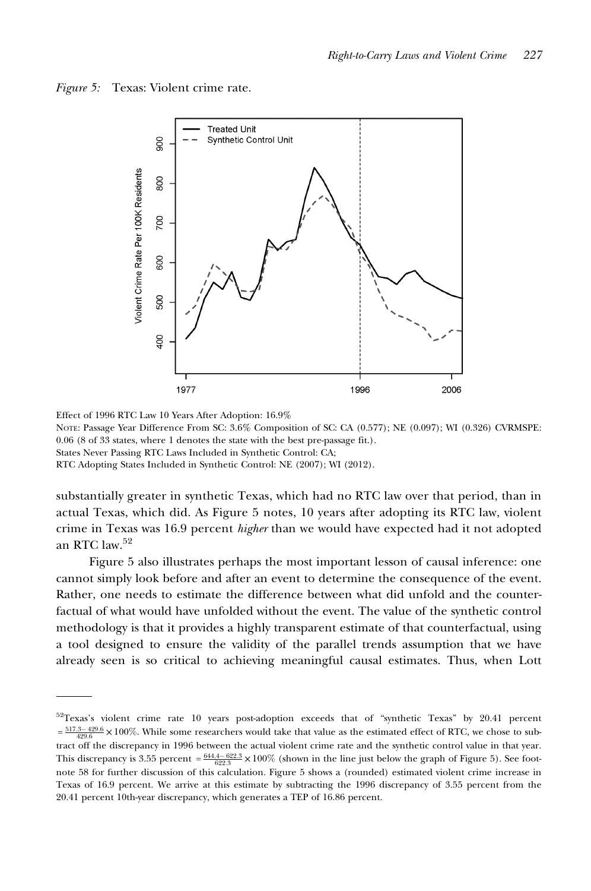*Figure 5:* Texas: Violent crime rate.

Effect of 1996 RTC Law 10 Years After Adoption: 16.9%

NOTE: Passage Year Difference From SC: 3.6% Composition of SC: CA (0.577); NE (0.097); WI (0.326) CVRMSPE: 0.06 (8 of 33 states, where 1 denotes the state with the best pre-passage fit.).

States Never Passing RTC Laws Included in Synthetic Control: CA;

RTC Adopting States Included in Synthetic Control: NE (2007); WI (2012).

substantially greater in synthetic Texas, which had no RTC law over that period, than in actual Texas, which did. As Figure 5 notes, 10 years after adopting its RTC law, violent crime in Texas was 16.9 percent *higher* than we would have expected had it not adopted an RTC law.[52]

Figure 5 also illustrates perhaps the most important lesson of causal inference: one cannot simply look before and after an event to determine the consequence of the event. Rather, one needs to estimate the difference between what did unfold and the counterfactual of what would have unfolded without the event. The value of the synthetic control methodology is that it provides a highly transparent estimate of that counterfactual, using a tool designed to ensure the validity of the parallel trends assumption that we have already seen is so critical to achieving meaningful causal estimates. Thus, when Lott

---

[52]Texas's violent crime rate 10 years post-adoption exceeds that of "synthetic Texas" by 20.41 percent $= \frac{517.3 - 429.6}{429.6} \times 100\%$. While some researchers would take that value as the estimated effect of RTC, we chose to subtract off the discrepancy in 1996 between the actual violent crime rate and the synthetic control value in that year. This discrepancy is 3.55 percent $= \frac{644.4 - 622.3}{622.3} \times 100\%$ (shown in the line just below the graph of Figure 5). See footnote 58 for further discussion of this calculation. Figure 5 shows a (rounded) estimated violent crime increase in Texas of 16.9 percent. We arrive at this estimate by subtracting the 1996 discrepancy of 3.55 percent from the 20.41 percent 10th-year discrepancy, which generates a TEP of 16.86 percent.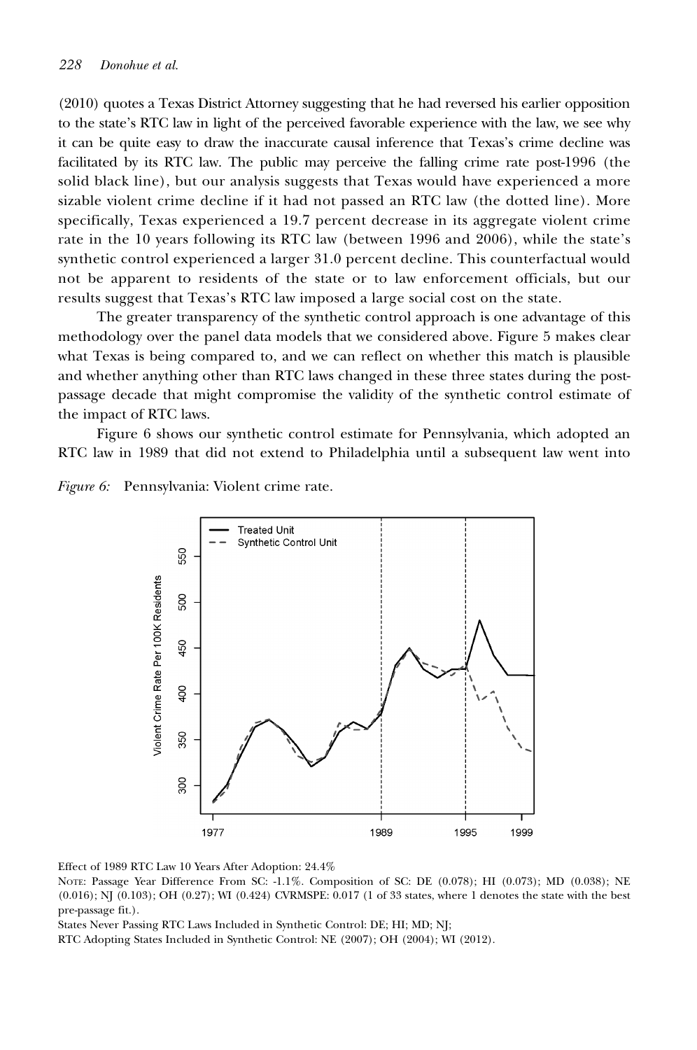(2010) quotes a Texas District Attorney suggesting that he had reversed his earlier opposition to the state's RTC law in light of the perceived favorable experience with the law, we see why it can be quite easy to draw the inaccurate causal inference that Texas's crime decline was facilitated by its RTC law. The public may perceive the falling crime rate post-1996 (the solid black line), but our analysis suggests that Texas would have experienced a more sizable violent crime decline if it had not passed an RTC law (the dotted line). More specifically, Texas experienced a 19.7 percent decrease in its aggregate violent crime rate in the 10 years following its RTC law (between 1996 and 2006), while the state's synthetic control experienced a larger 31.0 percent decline. This counterfactual would not be apparent to residents of the state or to law enforcement officials, but our results suggest that Texas's RTC law imposed a large social cost on the state.

The greater transparency of the synthetic control approach is one advantage of this methodology over the panel data models that we considered above. Figure 5 makes clear what Texas is being compared to, and we can reflect on whether this match is plausible and whether anything other than RTC laws changed in these three states during the post-passage decade that might compromise the validity of the synthetic control estimate of the impact of RTC laws.

Figure 6 shows our synthetic control estimate for Pennsylvania, which adopted an RTC law in 1989 that did not extend to Philadelphia until a subsequent law went into

*Figure 6:* Pennsylvania: Violent crime rate.

Effect of 1989 RTC Law 10 Years After Adoption: 24.4%

NOTE: Passage Year Difference From SC: -1.1%. Composition of SC: DE (0.078); HI (0.073); MD (0.038); NE (0.016); NJ (0.103); OH (0.27); WI (0.424) CVRMSPE: 0.017 (1 of 33 states, where 1 denotes the state with the best pre-passage fit.).

States Never Passing RTC Laws Included in Synthetic Control: DE; HI; MD; NJ;

RTC Adopting States Included in Synthetic Control: NE (2007); OH (2004); WI (2012).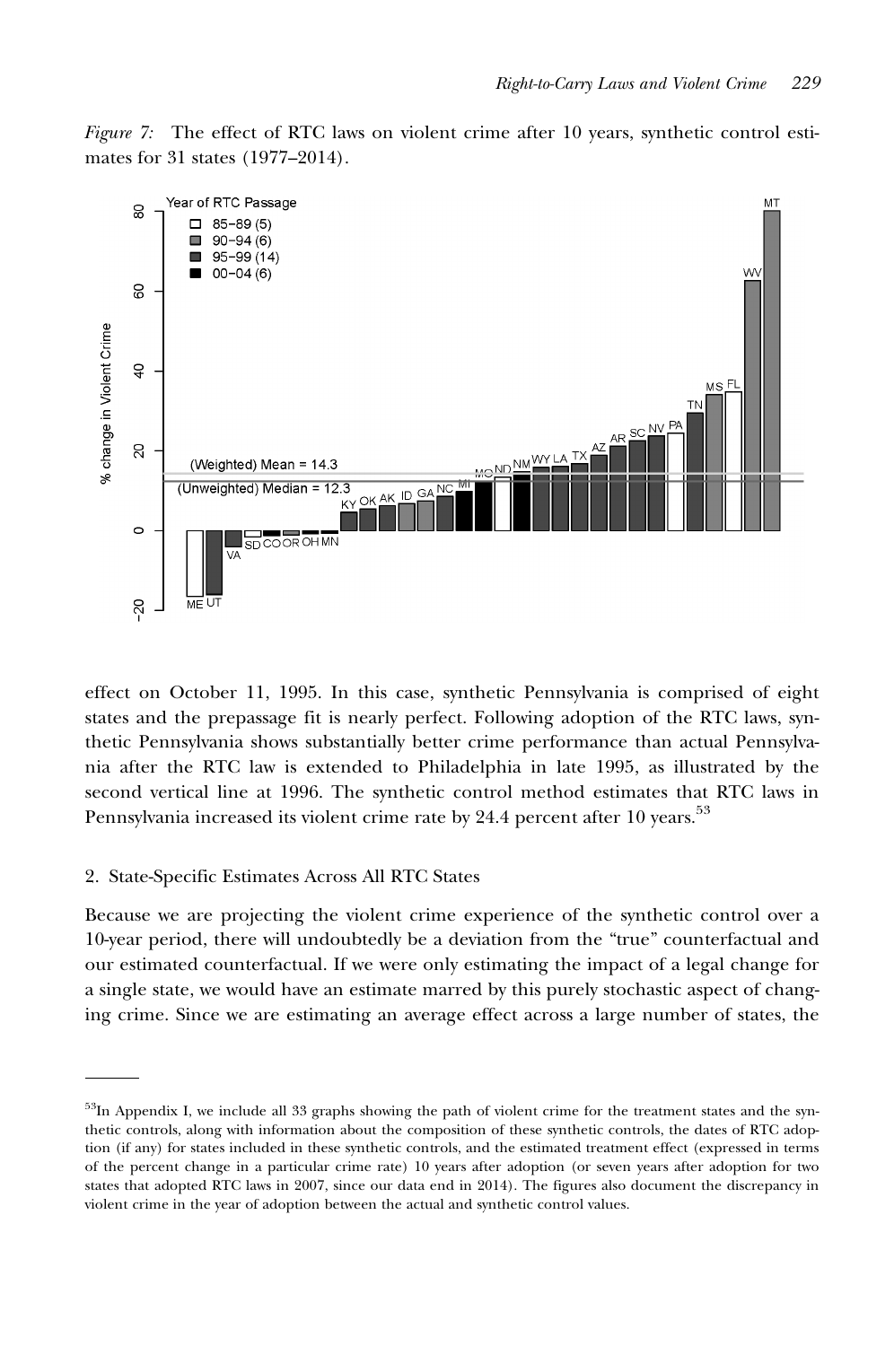*Figure 7:* The effect of RTC laws on violent crime after 10 years, synthetic control estimates for 31 states (1977–2014).

effect on October 11, 1995. In this case, synthetic Pennsylvania is comprised of eight states and the prepassage fit is nearly perfect. Following adoption of the RTC laws, synthetic Pennsylvania shows substantially better crime performance than actual Pennsylvania after the RTC law is extended to Philadelphia in late 1995, as illustrated by the second vertical line at 1996. The synthetic control method estimates that RTC laws in Pennsylvania increased its violent crime rate by 24.4 percent after 10 years.[53]

2. State-Specific Estimates Across All RTC States

Because we are projecting the violent crime experience of the synthetic control over a 10-year period, there will undoubtedly be a deviation from the "true" counterfactual and our estimated counterfactual. If we were only estimating the impact of a legal change for a single state, we would have an estimate marred by this purely stochastic aspect of changing crime. Since we are estimating an average effect across a large number of states, the

[53]In Appendix I, we include all 33 graphs showing the path of violent crime for the treatment states and the synthetic controls, along with information about the composition of these synthetic controls, the dates of RTC adoption (if any) for states included in these synthetic controls, and the estimated treatment effect (expressed in terms of the percent change in a particular crime rate) 10 years after adoption (or seven years after adoption for two states that adopted RTC laws in 2007, since our data end in 2014). The figures also document the discrepancy in violent crime in the year of adoption between the actual and synthetic control values.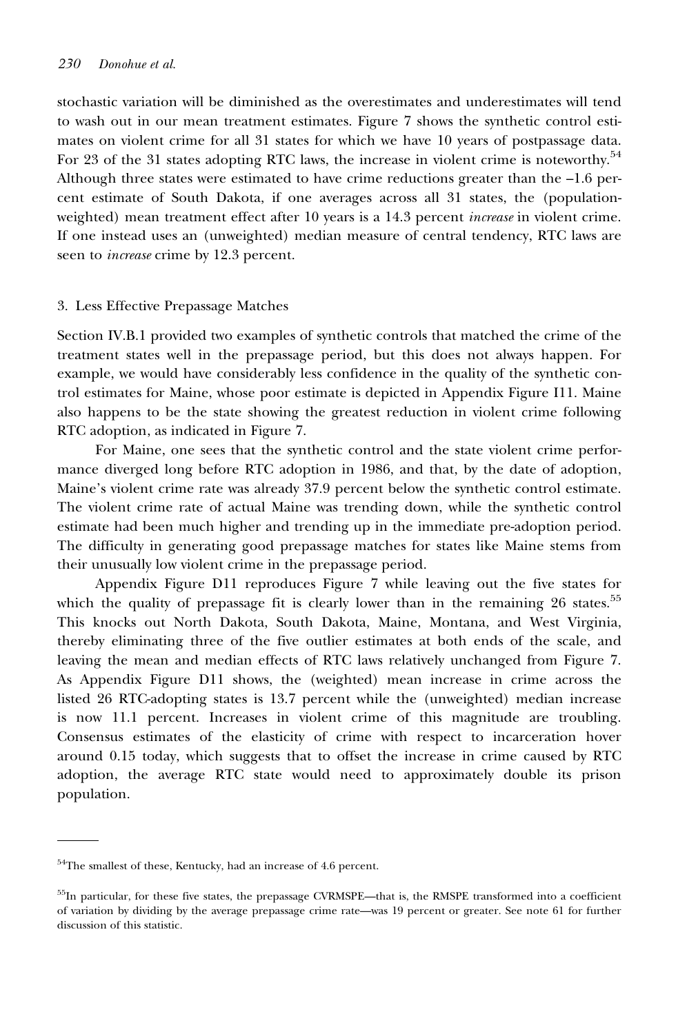stochastic variation will be diminished as the overestimates and underestimates will tend to wash out in our mean treatment estimates. Figure 7 shows the synthetic control estimates on violent crime for all 31 states for which we have 10 years of postpassage data. For 23 of the 31 states adopting RTC laws, the increase in violent crime is noteworthy.[54] Although three states were estimated to have crime reductions greater than the –1.6 percent estimate of South Dakota, if one averages across all 31 states, the (population-weighted) mean treatment effect after 10 years is a 14.3 percent *increase* in violent crime. If one instead uses an (unweighted) median measure of central tendency, RTC laws are seen to *increase* crime by 12.3 percent.

### 3. Less Effective Prepassage Matches

Section IV.B.1 provided two examples of synthetic controls that matched the crime of the treatment states well in the prepassage period, but this does not always happen. For example, we would have considerably less confidence in the quality of the synthetic control estimates for Maine, whose poor estimate is depicted in Appendix Figure I11. Maine also happens to be the state showing the greatest reduction in violent crime following RTC adoption, as indicated in Figure 7.

For Maine, one sees that the synthetic control and the state violent crime performance diverged long before RTC adoption in 1986, and that, by the date of adoption, Maine's violent crime rate was already 37.9 percent below the synthetic control estimate. The violent crime rate of actual Maine was trending down, while the synthetic control estimate had been much higher and trending up in the immediate pre-adoption period. The difficulty in generating good prepassage matches for states like Maine stems from their unusually low violent crime in the prepassage period.

Appendix Figure D11 reproduces Figure 7 while leaving out the five states for which the quality of prepassage fit is clearly lower than in the remaining 26 states.[55] This knocks out North Dakota, South Dakota, Maine, Montana, and West Virginia, thereby eliminating three of the five outlier estimates at both ends of the scale, and leaving the mean and median effects of RTC laws relatively unchanged from Figure 7. As Appendix Figure D11 shows, the (weighted) mean increase in crime across the listed 26 RTC-adopting states is 13.7 percent while the (unweighted) median increase is now 11.1 percent. Increases in violent crime of this magnitude are troubling. Consensus estimates of the elasticity of crime with respect to incarceration hover around 0.15 today, which suggests that to offset the increase in crime caused by RTC adoption, the average RTC state would need to approximately double its prison population.

---

[54] The smallest of these, Kentucky, had an increase of 4.6 percent.

[55] In particular, for these five states, the prepassage CVRMSPE—that is, the RMSPE transformed into a coefficient of variation by dividing by the average prepassage crime rate—was 19 percent or greater. See note 61 for further discussion of this statistic.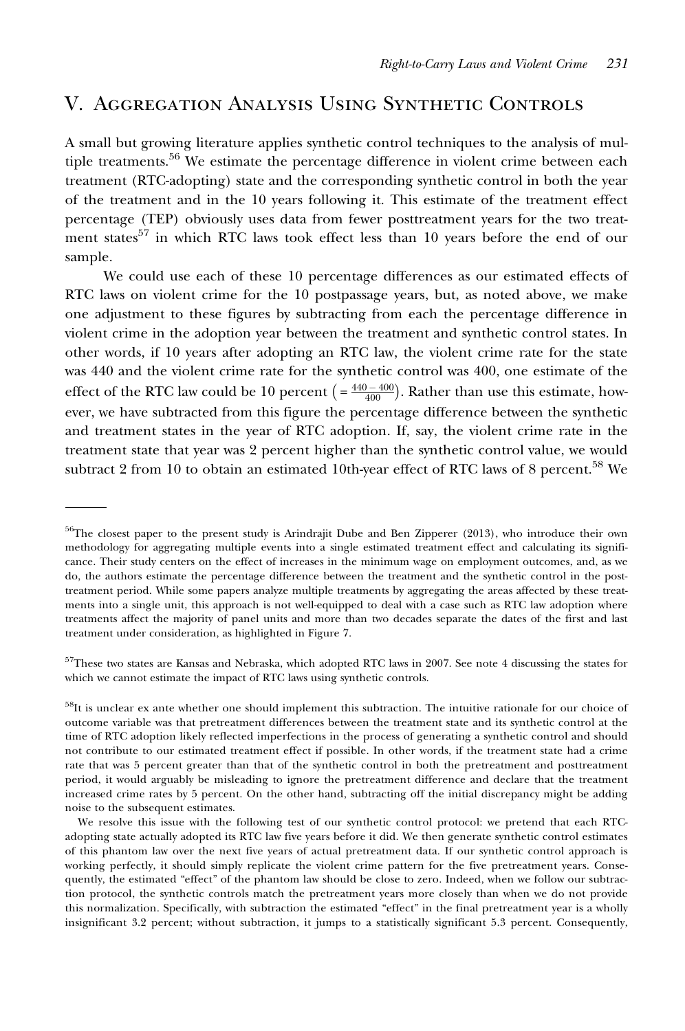## V. Aggregation Analysis Using Synthetic Controls

A small but growing literature applies synthetic control techniques to the analysis of multiple treatments.[56] We estimate the percentage difference in violent crime between each treatment (RTC-adopting) state and the corresponding synthetic control in both the year of the treatment and in the 10 years following it. This estimate of the treatment effect percentage (TEP) obviously uses data from fewer posttreatment years for the two treatment states[57] in which RTC laws took effect less than 10 years before the end of our sample.

We could use each of these 10 percentage differences as our estimated effects of RTC laws on violent crime for the 10 postpassage years, but, as noted above, we make one adjustment to these figures by subtracting from each the percentage difference in violent crime in the adoption year between the treatment and synthetic control states. In other words, if 10 years after adopting an RTC law, the violent crime rate for the state was 440 and the violent crime rate for the synthetic control was 400, one estimate of the effect of the RTC law could be 10 percent $\left(= \frac{440 - 400}{400}\right)$. Rather than use this estimate, however, we have subtracted from this figure the percentage difference between the synthetic and treatment states in the year of RTC adoption. If, say, the violent crime rate in the treatment state that year was 2 percent higher than the synthetic control value, we would subtract 2 from 10 to obtain an estimated 10th-year effect of RTC laws of 8 percent.[58] We

---

[56]The closest paper to the present study is Arindrajit Dube and Ben Zipperer (2013), who introduce their own methodology for aggregating multiple events into a single estimated treatment effect and calculating its significance. Their study centers on the effect of increases in the minimum wage on employment outcomes, and, as we do, the authors estimate the percentage difference between the treatment and the synthetic control in the posttreatment period. While some papers analyze multiple treatments by aggregating the areas affected by these treatments into a single unit, this approach is not well-equipped to deal with a case such as RTC law adoption where treatments affect the majority of panel units and more than two decades separate the dates of the first and last treatment under consideration, as highlighted in Figure 7.

[57]These two states are Kansas and Nebraska, which adopted RTC laws in 2007. See note 4 discussing the states for which we cannot estimate the impact of RTC laws using synthetic controls.

[58]It is unclear ex ante whether one should implement this subtraction. The intuitive rationale for our choice of outcome variable was that pretreatment differences between the treatment state and its synthetic control at the time of RTC adoption likely reflected imperfections in the process of generating a synthetic control and should not contribute to our estimated treatment effect if possible. In other words, if the treatment state had a crime rate that was 5 percent greater than that of the synthetic control in both the pretreatment and posttreatment period, it would arguably be misleading to ignore the pretreatment difference and declare that the treatment increased crime rates by 5 percent. On the other hand, subtracting off the initial discrepancy might be adding noise to the subsequent estimates.

We resolve this issue with the following test of our synthetic control protocol: we pretend that each RTC-adopting state actually adopted its RTC law five years before it did. We then generate synthetic control estimates of this phantom law over the next five years of actual pretreatment data. If our synthetic control approach is working perfectly, it should simply replicate the violent crime pattern for the five pretreatment years. Consequently, the estimated "effect" of the phantom law should be close to zero. Indeed, when we follow our subtraction protocol, the synthetic controls match the pretreatment years more closely than when we do not provide this normalization. Specifically, with subtraction the estimated "effect" in the final pretreatment year is a wholly insignificant 3.2 percent; without subtraction, it jumps to a statistically significant 5.3 percent. Consequently,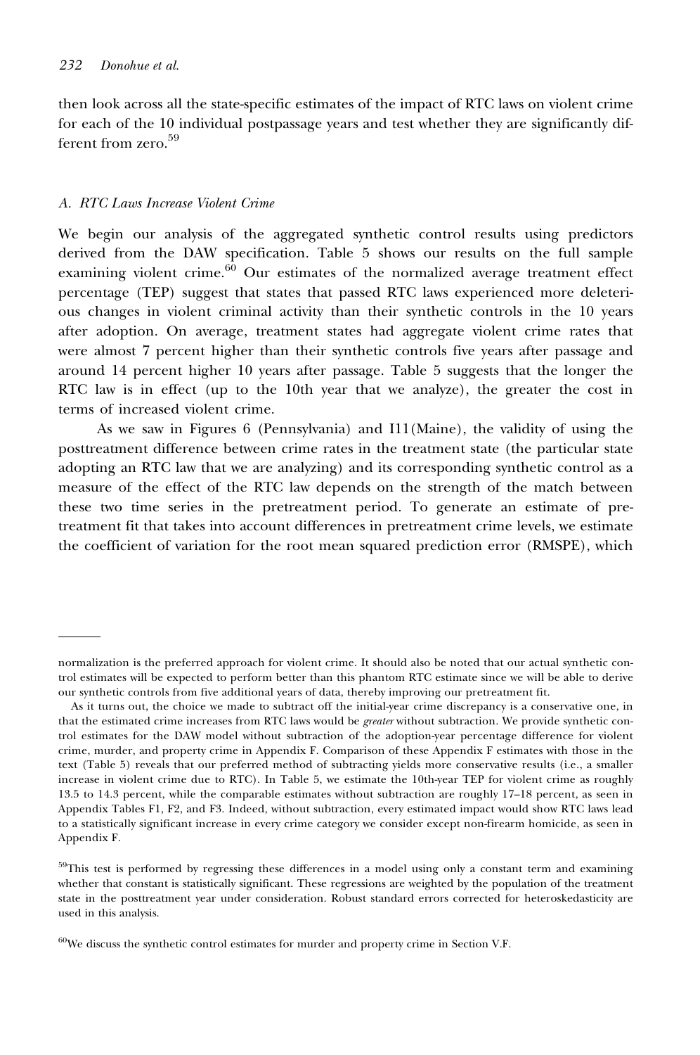then look across all the state-specific estimates of the impact of RTC laws on violent crime for each of the 10 individual postpassage years and test whether they are significantly different from zero.[59]

### A. *RTC Laws Increase Violent Crime*

We begin our analysis of the aggregated synthetic control results using predictors derived from the DAW specification. Table 5 shows our results on the full sample examining violent crime.[60] Our estimates of the normalized average treatment effect percentage (TEP) suggest that states that passed RTC laws experienced more deleterious changes in violent criminal activity than their synthetic controls in the 10 years after adoption. On average, treatment states had aggregate violent crime rates that were almost 7 percent higher than their synthetic controls five years after passage and around 14 percent higher 10 years after passage. Table 5 suggests that the longer the RTC law is in effect (up to the 10th year that we analyze), the greater the cost in terms of increased violent crime.

As we saw in Figures 6 (Pennsylvania) and I11(Maine), the validity of using the posttreatment difference between crime rates in the treatment state (the particular state adopting an RTC law that we are analyzing) and its corresponding synthetic control as a measure of the effect of the RTC law depends on the strength of the match between these two time series in the pretreatment period. To generate an estimate of pretreatment fit that takes into account differences in pretreatment crime levels, we estimate the coefficient of variation for the root mean squared prediction error (RMSPE), which

---

normalization is the preferred approach for violent crime. It should also be noted that our actual synthetic control estimates will be expected to perform better than this phantom RTC estimate since we will be able to derive our synthetic controls from five additional years of data, thereby improving our pretreatment fit.

As it turns out, the choice we made to subtract off the initial-year crime discrepancy is a conservative one, in that the estimated crime increases from RTC laws would be *greater* without subtraction. We provide synthetic control estimates for the DAW model without subtraction of the adoption-year percentage difference for violent crime, murder, and property crime in Appendix F. Comparison of these Appendix F estimates with those in the text (Table 5) reveals that our preferred method of subtracting yields more conservative results (i.e., a smaller increase in violent crime due to RTC). In Table 5, we estimate the 10th-year TEP for violent crime as roughly 13.5 to 14.3 percent, while the comparable estimates without subtraction are roughly 17–18 percent, as seen in Appendix Tables F1, F2, and F3. Indeed, without subtraction, every estimated impact would show RTC laws lead to a statistically significant increase in every crime category we consider except non-firearm homicide, as seen in Appendix F.

[59]This test is performed by regressing these differences in a model using only a constant term and examining whether that constant is statistically significant. These regressions are weighted by the population of the treatment state in the posttreatment year under consideration. Robust standard errors corrected for heteroskedasticity are used in this analysis.

[60]We discuss the synthetic control estimates for murder and property crime in Section V.F.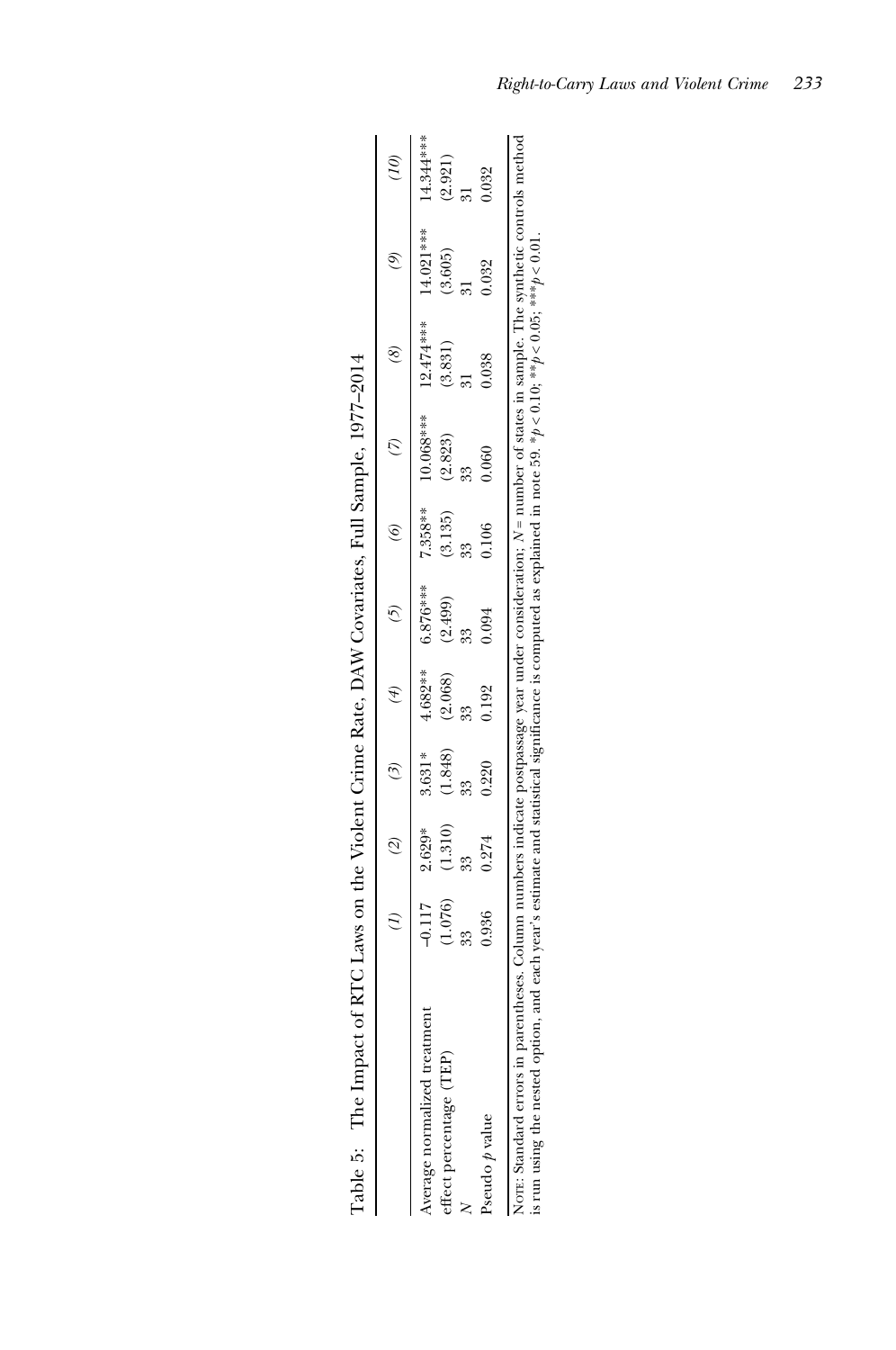Table 5: The Impact of RTC Laws on the Violent Crime Rate, DAW Covariates, Full Sample, 1977–2014

| | *(1)* | *(2)* | *(3)* | *(4)* | *(5)* | *(6)* | *(7)* | *(8)* | *(9)* | *(10)* |
|---|---|---|---|---|---|---|---|---|---|---|
| Average normalized treatment effect percentage (TEP) | –0.117 | 2.629* | 3.631* | 4.682** | 6.876*** | 7.358** | 10.068*** | 12.474*** | 14.021*** | 14.344*** |
| | (1.076) | (1.310) | (1.848) | (2.068) | (2.499) | (3.135) | (2.823) | (3.831) | (3.605) | (2.921) |
| $N$ | 33 | 33 | 33 | 33 | 33 | 33 | 33 | 31 | 31 | 31 |
| Pseudo $p$ value | 0.936 | 0.274 | 0.220 | 0.192 | 0.094 | 0.106 | 0.060 | 0.038 | 0.032 | 0.032 |

NOTE: Standard errors in parentheses. Column numbers indicate postpassage year under consideration; $N$ = number of states in sample. The synthetic controls method is run using the nested option, and each year's estimate and statistical significance is computed as explained in note 59. \*$p < 0.10$; \*\*$p < 0.05$; \*\*\*$p < 0.01$.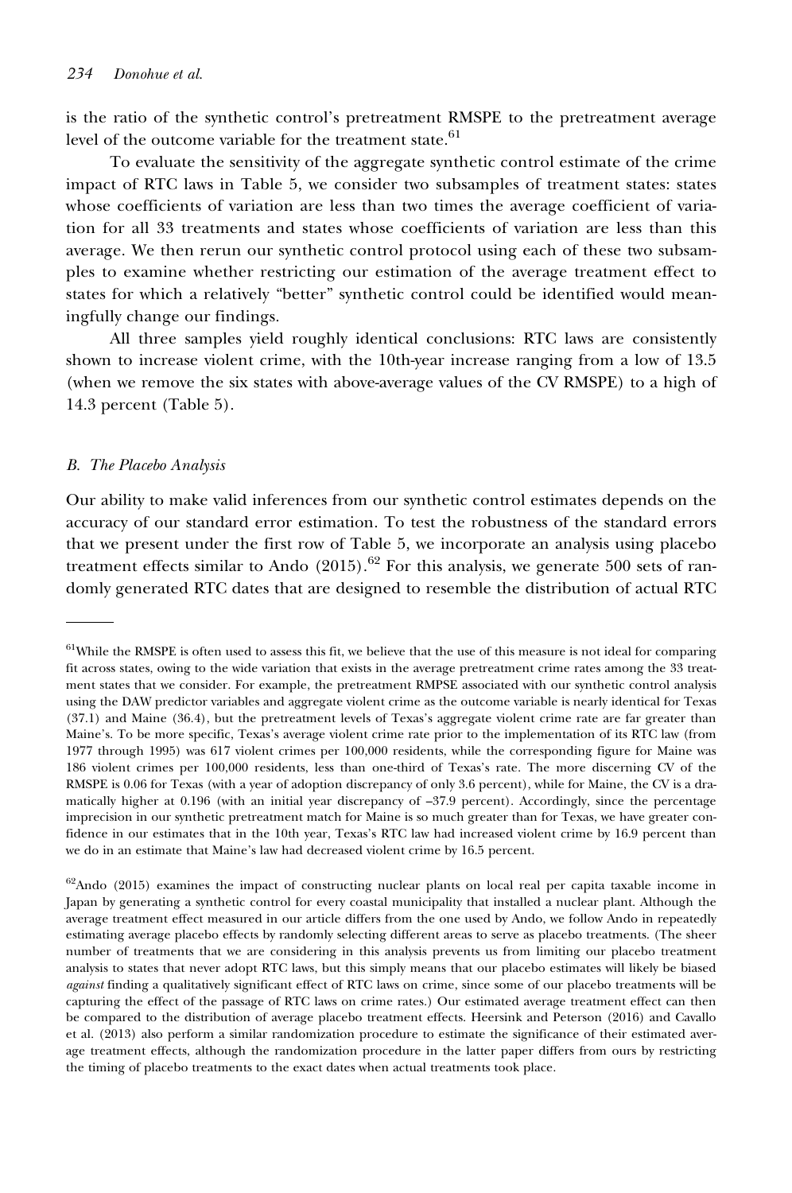is the ratio of the synthetic control's pretreatment RMSPE to the pretreatment average level of the outcome variable for the treatment state.[61]

To evaluate the sensitivity of the aggregate synthetic control estimate of the crime impact of RTC laws in Table 5, we consider two subsamples of treatment states: states whose coefficients of variation are less than two times the average coefficient of variation for all 33 treatments and states whose coefficients of variation are less than this average. We then rerun our synthetic control protocol using each of these two subsamples to examine whether restricting our estimation of the average treatment effect to states for which a relatively "better" synthetic control could be identified would meaningfully change our findings.

All three samples yield roughly identical conclusions: RTC laws are consistently shown to increase violent crime, with the 10th-year increase ranging from a low of 13.5 (when we remove the six states with above-average values of the CV RMSPE) to a high of 14.3 percent (Table 5).

### *B. The Placebo Analysis*

Our ability to make valid inferences from our synthetic control estimates depends on the accuracy of our standard error estimation. To test the robustness of the standard errors that we present under the first row of Table 5, we incorporate an analysis using placebo treatment effects similar to Ando (2015).[62] For this analysis, we generate 500 sets of randomly generated RTC dates that are designed to resemble the distribution of actual RTC

---

[61]While the RMSPE is often used to assess this fit, we believe that the use of this measure is not ideal for comparing fit across states, owing to the wide variation that exists in the average pretreatment crime rates among the 33 treatment states that we consider. For example, the pretreatment RMPSE associated with our synthetic control analysis using the DAW predictor variables and aggregate violent crime as the outcome variable is nearly identical for Texas (37.1) and Maine (36.4), but the pretreatment levels of Texas's aggregate violent crime rate are far greater than Maine's. To be more specific, Texas's average violent crime rate prior to the implementation of its RTC law (from 1977 through 1995) was 617 violent crimes per 100,000 residents, while the corresponding figure for Maine was 186 violent crimes per 100,000 residents, less than one-third of Texas's rate. The more discerning CV of the RMSPE is 0.06 for Texas (with a year of adoption discrepancy of only 3.6 percent), while for Maine, the CV is a dramatically higher at 0.196 (with an initial year discrepancy of –37.9 percent). Accordingly, since the percentage imprecision in our synthetic pretreatment match for Maine is so much greater than for Texas, we have greater confidence in our estimates that in the 10th year, Texas's RTC law had increased violent crime by 16.9 percent than we do in an estimate that Maine's law had decreased violent crime by 16.5 percent.

[62]Ando (2015) examines the impact of constructing nuclear plants on local real per capita taxable income in Japan by generating a synthetic control for every coastal municipality that installed a nuclear plant. Although the average treatment effect measured in our article differs from the one used by Ando, we follow Ando in repeatedly estimating average placebo effects by randomly selecting different areas to serve as placebo treatments. (The sheer number of treatments that we are considering in this analysis prevents us from limiting our placebo treatment analysis to states that never adopt RTC laws, but this simply means that our placebo estimates will likely be biased *against* finding a qualitatively significant effect of RTC laws on crime, since some of our placebo treatments will be capturing the effect of the passage of RTC laws on crime rates.) Our estimated average treatment effect can then be compared to the distribution of average placebo treatment effects. Heersink and Peterson (2016) and Cavallo et al. (2013) also perform a similar randomization procedure to estimate the significance of their estimated average treatment effects, although the randomization procedure in the latter paper differs from ours by restricting the timing of placebo treatments to the exact dates when actual treatments took place.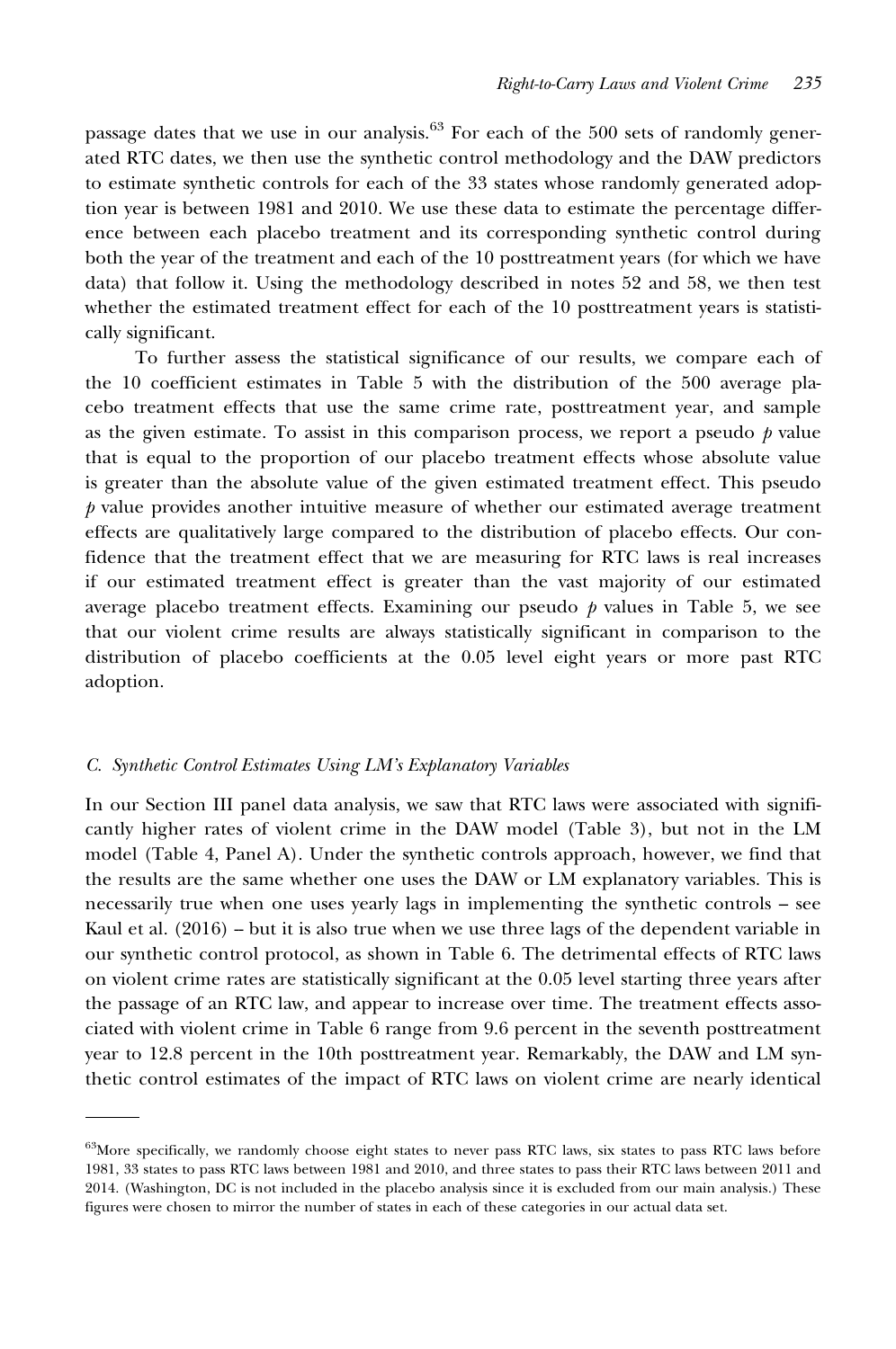passage dates that we use in our analysis.[63] For each of the 500 sets of randomly generated RTC dates, we then use the synthetic control methodology and the DAW predictors to estimate synthetic controls for each of the 33 states whose randomly generated adoption year is between 1981 and 2010. We use these data to estimate the percentage difference between each placebo treatment and its corresponding synthetic control during both the year of the treatment and each of the 10 posttreatment years (for which we have data) that follow it. Using the methodology described in notes 52 and 58, we then test whether the estimated treatment effect for each of the 10 posttreatment years is statistically significant.

To further assess the statistical significance of our results, we compare each of the 10 coefficient estimates in Table 5 with the distribution of the 500 average placebo treatment effects that use the same crime rate, posttreatment year, and sample as the given estimate. To assist in this comparison process, we report a pseudo *p* value that is equal to the proportion of our placebo treatment effects whose absolute value is greater than the absolute value of the given estimated treatment effect. This pseudo *p* value provides another intuitive measure of whether our estimated average treatment effects are qualitatively large compared to the distribution of placebo effects. Our confidence that the treatment effect that we are measuring for RTC laws is real increases if our estimated treatment effect is greater than the vast majority of our estimated average placebo treatment effects. Examining our pseudo *p* values in Table 5, we see that our violent crime results are always statistically significant in comparison to the distribution of placebo coefficients at the 0.05 level eight years or more past RTC adoption.

### *C. Synthetic Control Estimates Using LM's Explanatory Variables*

In our Section III panel data analysis, we saw that RTC laws were associated with significantly higher rates of violent crime in the DAW model (Table 3), but not in the LM model (Table 4, Panel A). Under the synthetic controls approach, however, we find that the results are the same whether one uses the DAW or LM explanatory variables. This is necessarily true when one uses yearly lags in implementing the synthetic controls – see Kaul et al. (2016) – but it is also true when we use three lags of the dependent variable in our synthetic control protocol, as shown in Table 6. The detrimental effects of RTC laws on violent crime rates are statistically significant at the 0.05 level starting three years after the passage of an RTC law, and appear to increase over time. The treatment effects associated with violent crime in Table 6 range from 9.6 percent in the seventh posttreatment year to 12.8 percent in the 10th posttreatment year. Remarkably, the DAW and LM synthetic control estimates of the impact of RTC laws on violent crime are nearly identical

---

[63]More specifically, we randomly choose eight states to never pass RTC laws, six states to pass RTC laws before 1981, 33 states to pass RTC laws between 1981 and 2010, and three states to pass their RTC laws between 2011 and 2014. (Washington, DC is not included in the placebo analysis since it is excluded from our main analysis.) These figures were chosen to mirror the number of states in each of these categories in our actual data set.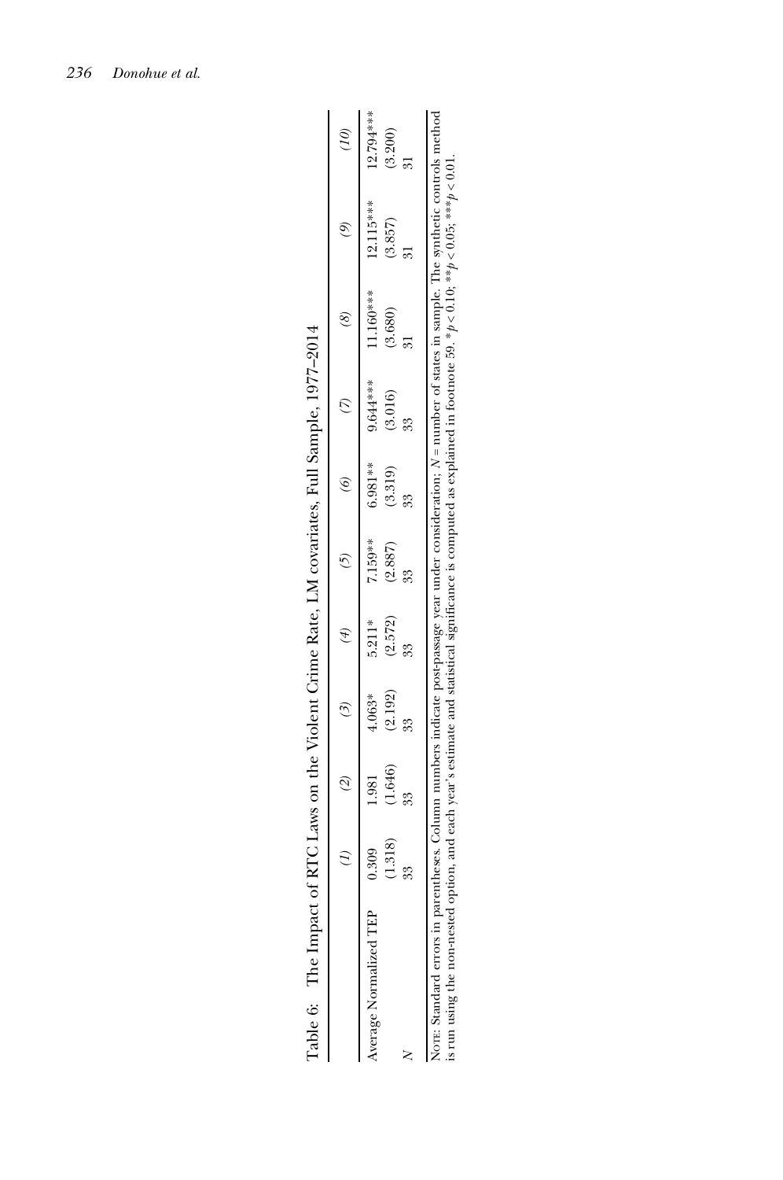Table 6: The Impact of RTC Laws on the Violent Crime Rate, LM covariates, Full Sample, 1977–2014

| | *(1)* | *(2)* | *(3)* | *(4)* | *(5)* | *(6)* | *(7)* | *(8)* | *(9)* | *(10)* |
|---|---|---|---|---|---|---|---|---|---|---|
| Average Normalized TEP | 0.309 | 1.981 | 4.063* | 5.211* | 7.159** | 6.981** | 9.644*** | 11.160*** | 12.115*** | 12.794*** |
| | (1.318) | (1.646) | (2.192) | (2.572) | (2.887) | (3.319) | (3.016) | (3.680) | (3.857) | (3.200) |
| $N$ | 33 | 33 | 33 | 33 | 33 | 33 | 33 | 31 | 31 | 31 |

Note: Standard errors in parentheses. Column numbers indicate post-passage year under consideration; $N$ = number of states in sample. The synthetic controls method is run using the non-nested option, and each year's estimate and statistical significance is computed as explained in footnote 59. $*p < 0.10$; $**p < 0.05$; $***p < 0.01$.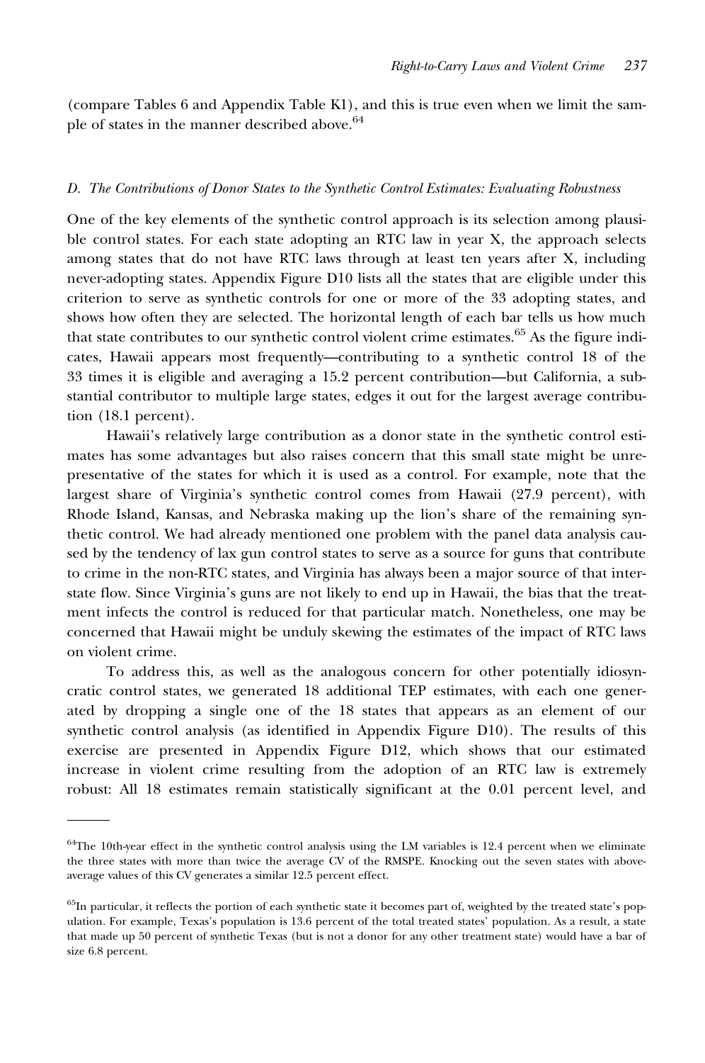(compare Tables 6 and Appendix Table K1), and this is true even when we limit the sample of states in the manner described above.[64]

### D. *The Contributions of Donor States to the Synthetic Control Estimates: Evaluating Robustness*

One of the key elements of the synthetic control approach is its selection among plausible control states. For each state adopting an RTC law in year X, the approach selects among states that do not have RTC laws through at least ten years after X, including never-adopting states. Appendix Figure D10 lists all the states that are eligible under this criterion to serve as synthetic controls for one or more of the 33 adopting states, and shows how often they are selected. The horizontal length of each bar tells us how much that state contributes to our synthetic control violent crime estimates.[65] As the figure indicates, Hawaii appears most frequently—contributing to a synthetic control 18 of the 33 times it is eligible and averaging a 15.2 percent contribution—but California, a substantial contributor to multiple large states, edges it out for the largest average contribution (18.1 percent).

Hawaii's relatively large contribution as a donor state in the synthetic control estimates has some advantages but also raises concern that this small state might be unrepresentative of the states for which it is used as a control. For example, note that the largest share of Virginia's synthetic control comes from Hawaii (27.9 percent), with Rhode Island, Kansas, and Nebraska making up the lion's share of the remaining synthetic control. We had already mentioned one problem with the panel data analysis caused by the tendency of lax gun control states to serve as a source for guns that contribute to crime in the non-RTC states, and Virginia has always been a major source of that interstate flow. Since Virginia's guns are not likely to end up in Hawaii, the bias that the treatment infects the control is reduced for that particular match. Nonetheless, one may be concerned that Hawaii might be unduly skewing the estimates of the impact of RTC laws on violent crime.

To address this, as well as the analogous concern for other potentially idiosyncratic control states, we generated 18 additional TEP estimates, with each one generated by dropping a single one of the 18 states that appears as an element of our synthetic control analysis (as identified in Appendix Figure D10). The results of this exercise are presented in Appendix Figure D12, which shows that our estimated increase in violent crime resulting from the adoption of an RTC law is extremely robust: All 18 estimates remain statistically significant at the 0.01 percent level, and

---

[64]The 10th-year effect in the synthetic control analysis using the LM variables is 12.4 percent when we eliminate the three states with more than twice the average CV of the RMSPE. Knocking out the seven states with above-average values of this CV generates a similar 12.5 percent effect.

[65]In particular, it reflects the portion of each synthetic state it becomes part of, weighted by the treated state's population. For example, Texas's population is 13.6 percent of the total treated states' population. As a result, a state that made up 50 percent of synthetic Texas (but is not a donor for any other treatment state) would have a bar of size 6.8 percent.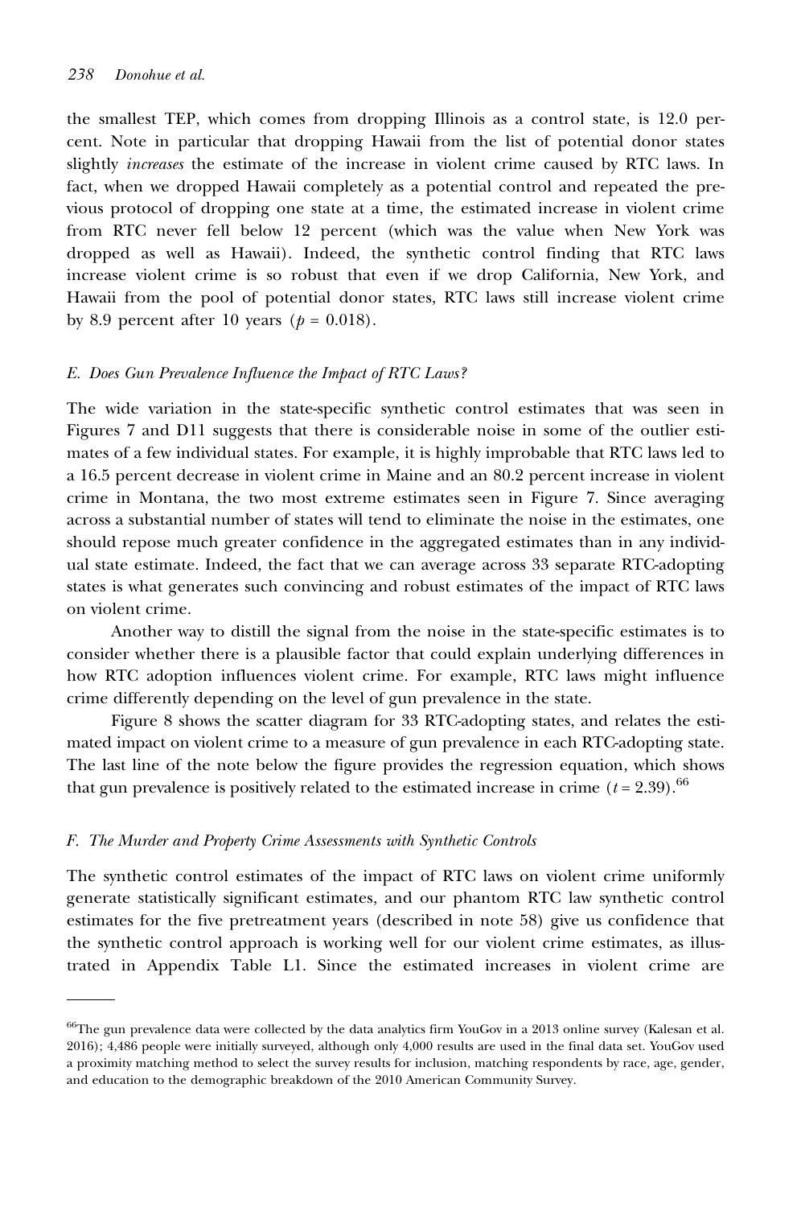the smallest TEP, which comes from dropping Illinois as a control state, is 12.0 percent. Note in particular that dropping Hawaii from the list of potential donor states slightly *increases* the estimate of the increase in violent crime caused by RTC laws. In fact, when we dropped Hawaii completely as a potential control and repeated the previous protocol of dropping one state at a time, the estimated increase in violent crime from RTC never fell below 12 percent (which was the value when New York was dropped as well as Hawaii). Indeed, the synthetic control finding that RTC laws increase violent crime is so robust that even if we drop California, New York, and Hawaii from the pool of potential donor states, RTC laws still increase violent crime by 8.9 percent after 10 years ($p = 0.018$).

#### *E. Does Gun Prevalence Influence the Impact of RTC Laws?*

The wide variation in the state-specific synthetic control estimates that was seen in Figures 7 and D11 suggests that there is considerable noise in some of the outlier estimates of a few individual states. For example, it is highly improbable that RTC laws led to a 16.5 percent decrease in violent crime in Maine and an 80.2 percent increase in violent crime in Montana, the two most extreme estimates seen in Figure 7. Since averaging across a substantial number of states will tend to eliminate the noise in the estimates, one should repose much greater confidence in the aggregated estimates than in any individual state estimate. Indeed, the fact that we can average across 33 separate RTC-adopting states is what generates such convincing and robust estimates of the impact of RTC laws on violent crime.

Another way to distill the signal from the noise in the state-specific estimates is to consider whether there is a plausible factor that could explain underlying differences in how RTC adoption influences violent crime. For example, RTC laws might influence crime differently depending on the level of gun prevalence in the state.

Figure 8 shows the scatter diagram for 33 RTC-adopting states, and relates the estimated impact on violent crime to a measure of gun prevalence in each RTC-adopting state. The last line of the note below the figure provides the regression equation, which shows that gun prevalence is positively related to the estimated increase in crime ($t = 2.39$).[66]

#### *F. The Murder and Property Crime Assessments with Synthetic Controls*

The synthetic control estimates of the impact of RTC laws on violent crime uniformly generate statistically significant estimates, and our phantom RTC law synthetic control estimates for the five pretreatment years (described in note 58) give us confidence that the synthetic control approach is working well for our violent crime estimates, as illustrated in Appendix Table L1. Since the estimated increases in violent crime are

---

[66]The gun prevalence data were collected by the data analytics firm YouGov in a 2013 online survey (Kalesan et al. 2016); 4,486 people were initially surveyed, although only 4,000 results are used in the final data set. YouGov used a proximity matching method to select the survey results for inclusion, matching respondents by race, age, gender, and education to the demographic breakdown of the 2010 American Community Survey.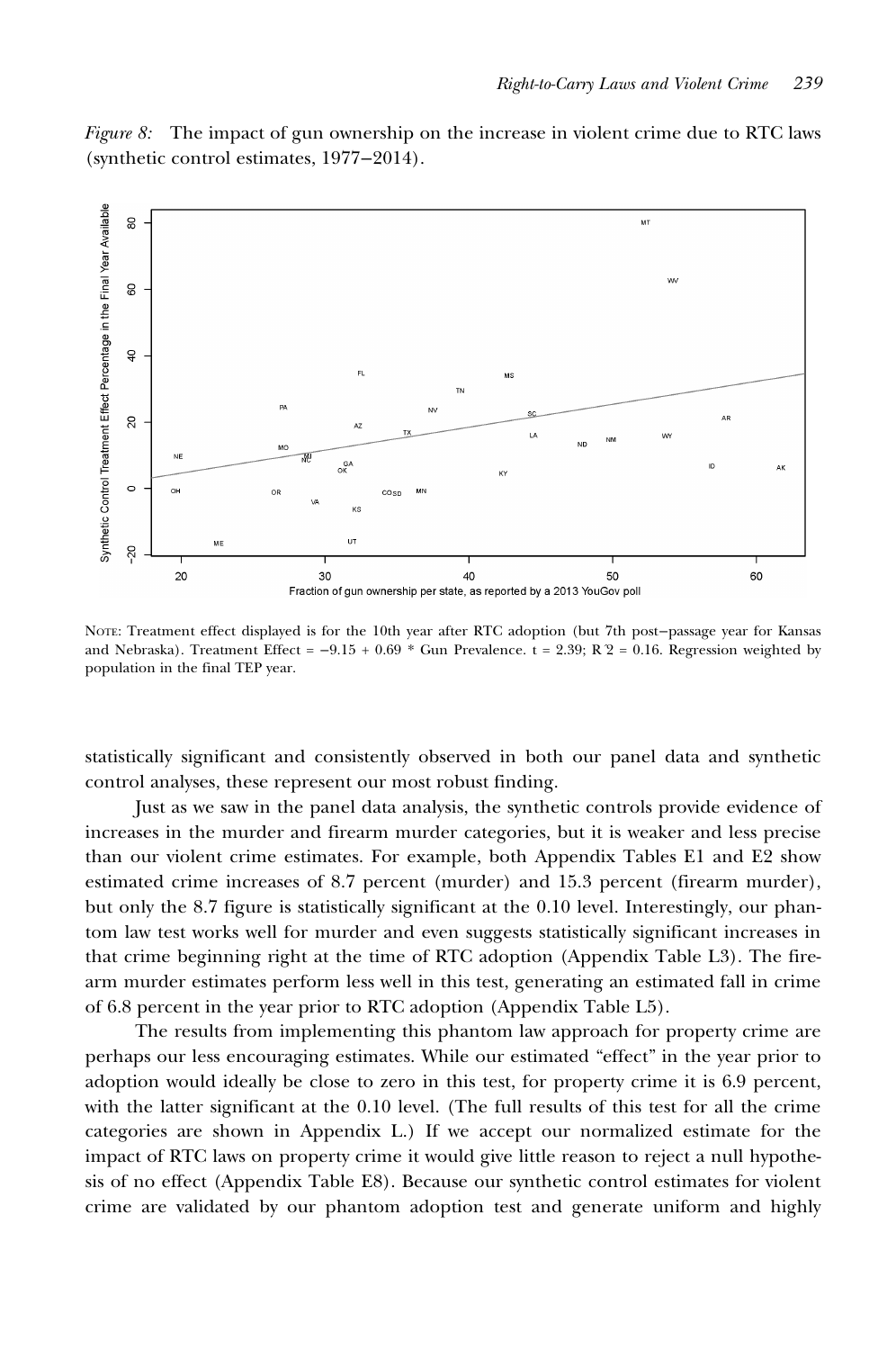*Figure 8:* The impact of gun ownership on the increase in violent crime due to RTC laws (synthetic control estimates, 1977–2014).

NOTE: Treatment effect displayed is for the 10th year after RTC adoption (but 7th post–passage year for Kansas and Nebraska). Treatment Effect = −9.15 + 0.69 * Gun Prevalence. t = 2.39; $R^2$ = 0.16. Regression weighted by population in the final TEP year.

statistically significant and consistently observed in both our panel data and synthetic control analyses, these represent our most robust finding.

Just as we saw in the panel data analysis, the synthetic controls provide evidence of increases in the murder and firearm murder categories, but it is weaker and less precise than our violent crime estimates. For example, both Appendix Tables E1 and E2 show estimated crime increases of 8.7 percent (murder) and 15.3 percent (firearm murder), but only the 8.7 figure is statistically significant at the 0.10 level. Interestingly, our phantom law test works well for murder and even suggests statistically significant increases in that crime beginning right at the time of RTC adoption (Appendix Table L3). The firearm murder estimates perform less well in this test, generating an estimated fall in crime of 6.8 percent in the year prior to RTC adoption (Appendix Table L5).

The results from implementing this phantom law approach for property crime are perhaps our less encouraging estimates. While our estimated "effect" in the year prior to adoption would ideally be close to zero in this test, for property crime it is 6.9 percent, with the latter significant at the 0.10 level. (The full results of this test for all the crime categories are shown in Appendix L.) If we accept our normalized estimate for the impact of RTC laws on property crime it would give little reason to reject a null hypothesis of no effect (Appendix Table E8). Because our synthetic control estimates for violent crime are validated by our phantom adoption test and generate uniform and highly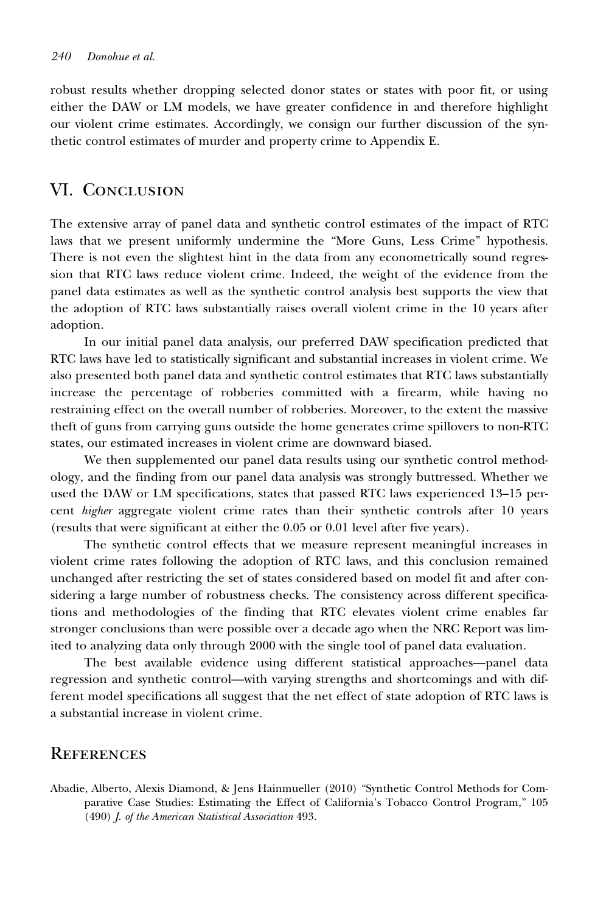robust results whether dropping selected donor states or states with poor fit, or using either the DAW or LM models, we have greater confidence in and therefore highlight our violent crime estimates. Accordingly, we consign our further discussion of the synthetic control estimates of murder and property crime to Appendix E.

## VI. Conclusion

The extensive array of panel data and synthetic control estimates of the impact of RTC laws that we present uniformly undermine the "More Guns, Less Crime" hypothesis. There is not even the slightest hint in the data from any econometrically sound regression that RTC laws reduce violent crime. Indeed, the weight of the evidence from the panel data estimates as well as the synthetic control analysis best supports the view that the adoption of RTC laws substantially raises overall violent crime in the 10 years after adoption.

In our initial panel data analysis, our preferred DAW specification predicted that RTC laws have led to statistically significant and substantial increases in violent crime. We also presented both panel data and synthetic control estimates that RTC laws substantially increase the percentage of robberies committed with a firearm, while having no restraining effect on the overall number of robberies. Moreover, to the extent the massive theft of guns from carrying guns outside the home generates crime spillovers to non-RTC states, our estimated increases in violent crime are downward biased.

We then supplemented our panel data results using our synthetic control methodology, and the finding from our panel data analysis was strongly buttressed. Whether we used the DAW or LM specifications, states that passed RTC laws experienced 13–15 percent *higher* aggregate violent crime rates than their synthetic controls after 10 years (results that were significant at either the 0.05 or 0.01 level after five years).

The synthetic control effects that we measure represent meaningful increases in violent crime rates following the adoption of RTC laws, and this conclusion remained unchanged after restricting the set of states considered based on model fit and after considering a large number of robustness checks. The consistency across different specifications and methodologies of the finding that RTC elevates violent crime enables far stronger conclusions than were possible over a decade ago when the NRC Report was limited to analyzing data only through 2000 with the single tool of panel data evaluation.

The best available evidence using different statistical approaches—panel data regression and synthetic control—with varying strengths and shortcomings and with different model specifications all suggest that the net effect of state adoption of RTC laws is a substantial increase in violent crime.

## References

Abadie, Alberto, Alexis Diamond, & Jens Hainmueller (2010) "Synthetic Control Methods for Comparative Case Studies: Estimating the Effect of California's Tobacco Control Program," 105 (490) *J. of the American Statistical Association* 493.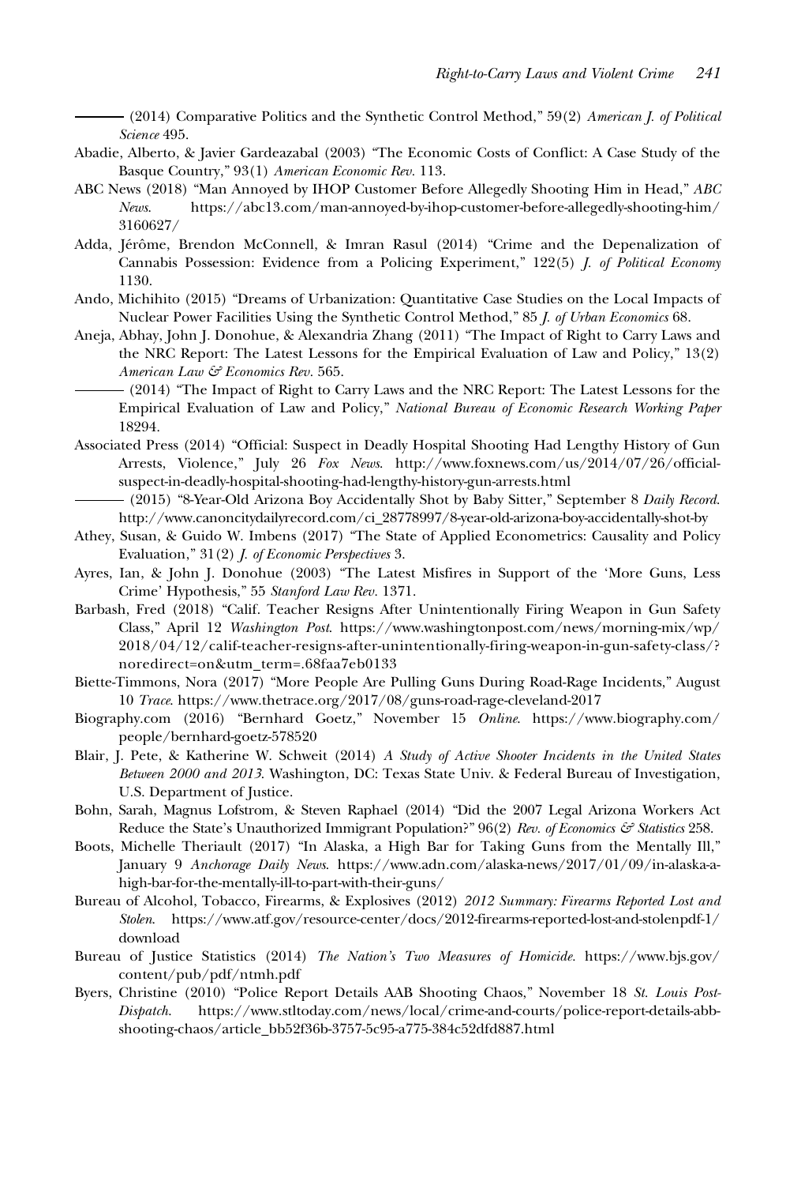——— (2014) Comparative Politics and the Synthetic Control Method," 59(2) *American J. of Political Science* 495.

Abadie, Alberto, & Javier Gardeazabal (2003) "The Economic Costs of Conflict: A Case Study of the Basque Country," 93(1) *American Economic Rev.* 113.

ABC News (2018) "Man Annoyed by IHOP Customer Before Allegedly Shooting Him in Head," *ABC News*. https://abc13.com/man-annoyed-by-ihop-customer-before-allegedly-shooting-him/3160627/

Adda, Jérôme, Brendon McConnell, & Imran Rasul (2014) "Crime and the Depenalization of Cannabis Possession: Evidence from a Policing Experiment," 122(5) *J. of Political Economy* 1130.

Ando, Michihito (2015) "Dreams of Urbanization: Quantitative Case Studies on the Local Impacts of Nuclear Power Facilities Using the Synthetic Control Method," 85 *J. of Urban Economics* 68.

Aneja, Abhay, John J. Donohue, & Alexandria Zhang (2011) "The Impact of Right to Carry Laws and the NRC Report: The Latest Lessons for the Empirical Evaluation of Law and Policy," 13(2) *American Law & Economics Rev.* 565.

——— (2014) "The Impact of Right to Carry Laws and the NRC Report: The Latest Lessons for the Empirical Evaluation of Law and Policy," *National Bureau of Economic Research Working Paper* 18294.

Associated Press (2014) "Official: Suspect in Deadly Hospital Shooting Had Lengthy History of Gun Arrests, Violence," July 26 *Fox News*. http://www.foxnews.com/us/2014/07/26/official-suspect-in-deadly-hospital-shooting-had-lengthy-history-gun-arrests.html

——— (2015) "8-Year-Old Arizona Boy Accidentally Shot by Baby Sitter," September 8 *Daily Record*. http://www.canoncitydailyrecord.com/ci_28778997/8-year-old-arizona-boy-accidentally-shot-by

Athey, Susan, & Guido W. Imbens (2017) "The State of Applied Econometrics: Causality and Policy Evaluation," 31(2) *J. of Economic Perspectives* 3.

Ayres, Ian, & John J. Donohue (2003) "The Latest Misfires in Support of the 'More Guns, Less Crime' Hypothesis," 55 *Stanford Law Rev.* 1371.

Barbash, Fred (2018) "Calif. Teacher Resigns After Unintentionally Firing Weapon in Gun Safety Class," April 12 *Washington Post*. https://www.washingtonpost.com/news/morning-mix/wp/2018/04/12/calif-teacher-resigns-after-unintentionally-firing-weapon-in-gun-safety-class/?noredirect=on&utm_term=.68faa7eb0133

Biette-Timmons, Nora (2017) "More People Are Pulling Guns During Road-Rage Incidents," August 10 *Trace*. https://www.thetrace.org/2017/08/guns-road-rage-cleveland-2017

Biography.com (2016) "Bernhard Goetz," November 15 *Online*. https://www.biography.com/people/bernhard-goetz-578520

Blair, J. Pete, & Katherine W. Schweit (2014) *A Study of Active Shooter Incidents in the United States Between 2000 and 2013*. Washington, DC: Texas State Univ. & Federal Bureau of Investigation, U.S. Department of Justice.

Bohn, Sarah, Magnus Lofstrom, & Steven Raphael (2014) "Did the 2007 Legal Arizona Workers Act Reduce the State's Unauthorized Immigrant Population?" 96(2) *Rev. of Economics & Statistics* 258.

Boots, Michelle Theriault (2017) "In Alaska, a High Bar for Taking Guns from the Mentally Ill," January 9 *Anchorage Daily News*. https://www.adn.com/alaska-news/2017/01/09/in-alaska-a-high-bar-for-the-mentally-ill-to-part-with-their-guns/

Bureau of Alcohol, Tobacco, Firearms, & Explosives (2012) *2012 Summary: Firearms Reported Lost and Stolen*. https://www.atf.gov/resource-center/docs/2012-firearms-reported-lost-and-stolenpdf-1/download

Bureau of Justice Statistics (2014) *The Nation's Two Measures of Homicide*. https://www.bjs.gov/content/pub/pdf/ntmh.pdf

Byers, Christine (2010) "Police Report Details AAB Shooting Chaos," November 18 *St. Louis Post-Dispatch*. https://www.stltoday.com/news/local/crime-and-courts/police-report-details-abb-shooting-chaos/article_bb52f36b-3757-5c95-a775-384c52dfd887.html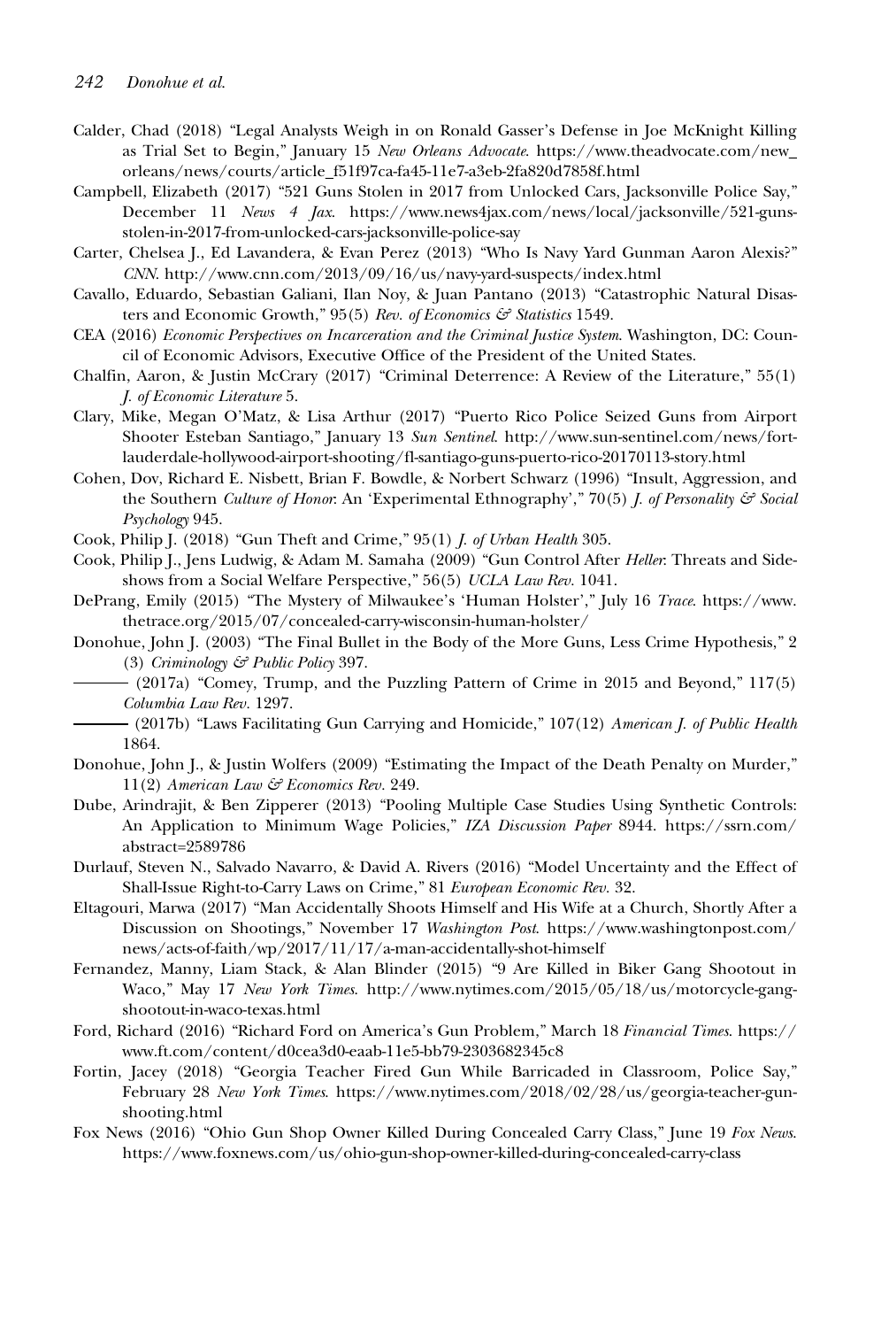Calder, Chad (2018) "Legal Analysts Weigh in on Ronald Gasser's Defense in Joe McKnight Killing as Trial Set to Begin," January 15 *New Orleans Advocate*. https://www.theadvocate.com/new_orleans/news/courts/article_f51f97ca-fa45-11e7-a3eb-2fa820d7858f.html

Campbell, Elizabeth (2017) "521 Guns Stolen in 2017 from Unlocked Cars, Jacksonville Police Say," December 11 *News 4 Jax*. https://www.news4jax.com/news/local/jacksonville/521-guns-stolen-in-2017-from-unlocked-cars-jacksonville-police-say

Carter, Chelsea J., Ed Lavandera, & Evan Perez (2013) "Who Is Navy Yard Gunman Aaron Alexis?" *CNN*. http://www.cnn.com/2013/09/16/us/navy-yard-suspects/index.html

Cavallo, Eduardo, Sebastian Galiani, Ilan Noy, & Juan Pantano (2013) "Catastrophic Natural Disasters and Economic Growth," 95(5) *Rev. of Economics & Statistics* 1549.

CEA (2016) *Economic Perspectives on Incarceration and the Criminal Justice System*. Washington, DC: Council of Economic Advisors, Executive Office of the President of the United States.

Chalfin, Aaron, & Justin McCrary (2017) "Criminal Deterrence: A Review of the Literature," 55(1) *J. of Economic Literature* 5.

Clary, Mike, Megan O'Matz, & Lisa Arthur (2017) "Puerto Rico Police Seized Guns from Airport Shooter Esteban Santiago," January 13 *Sun Sentinel*. http://www.sun-sentinel.com/news/fort-lauderdale-hollywood-airport-shooting/fl-santiago-guns-puerto-rico-20170113-story.html

Cohen, Dov, Richard E. Nisbett, Brian F. Bowdle, & Norbert Schwarz (1996) "Insult, Aggression, and the Southern *Culture of Honor*: An 'Experimental Ethnography'," 70(5) *J. of Personality & Social Psychology* 945.

Cook, Philip J. (2018) "Gun Theft and Crime," 95(1) *J. of Urban Health* 305.

Cook, Philip J., Jens Ludwig, & Adam M. Samaha (2009) "Gun Control After *Heller*: Threats and Sideshows from a Social Welfare Perspective," 56(5) *UCLA Law Rev.* 1041.

DePrang, Emily (2015) "The Mystery of Milwaukee's 'Human Holster'," July 16 *Trace*. https://www.thetrace.org/2015/07/concealed-carry-wisconsin-human-holster/

Donohue, John J. (2003) "The Final Bullet in the Body of the More Guns, Less Crime Hypothesis," 2 (3) *Criminology & Public Policy* 397.

——— (2017a) "Comey, Trump, and the Puzzling Pattern of Crime in 2015 and Beyond," 117(5) *Columbia Law Rev.* 1297.

——— (2017b) "Laws Facilitating Gun Carrying and Homicide," 107(12) *American J. of Public Health* 1864.

Donohue, John J., & Justin Wolfers (2009) "Estimating the Impact of the Death Penalty on Murder," 11(2) *American Law & Economics Rev.* 249.

Dube, Arindrajit, & Ben Zipperer (2013) "Pooling Multiple Case Studies Using Synthetic Controls: An Application to Minimum Wage Policies," *IZA Discussion Paper* 8944. https://ssrn.com/abstract=2589786

Durlauf, Steven N., Salvado Navarro, & David A. Rivers (2016) "Model Uncertainty and the Effect of Shall-Issue Right-to-Carry Laws on Crime," 81 *European Economic Rev.* 32.

Eltagouri, Marwa (2017) "Man Accidentally Shoots Himself and His Wife at a Church, Shortly After a Discussion on Shootings," November 17 *Washington Post*. https://www.washingtonpost.com/news/acts-of-faith/wp/2017/11/17/a-man-accidentally-shot-himself

Fernandez, Manny, Liam Stack, & Alan Blinder (2015) "9 Are Killed in Biker Gang Shootout in Waco," May 17 *New York Times*. http://www.nytimes.com/2015/05/18/us/motorcycle-gang-shootout-in-waco-texas.html

Ford, Richard (2016) "Richard Ford on America's Gun Problem," March 18 *Financial Times*. https://www.ft.com/content/d0cea3d0-eaab-11e5-bb79-2303682345c8

Fortin, Jacey (2018) "Georgia Teacher Fired Gun While Barricaded in Classroom, Police Say," February 28 *New York Times*. https://www.nytimes.com/2018/02/28/us/georgia-teacher-gun-shooting.html

Fox News (2016) "Ohio Gun Shop Owner Killed During Concealed Carry Class," June 19 *Fox News*. https://www.foxnews.com/us/ohio-gun-shop-owner-killed-during-concealed-carry-class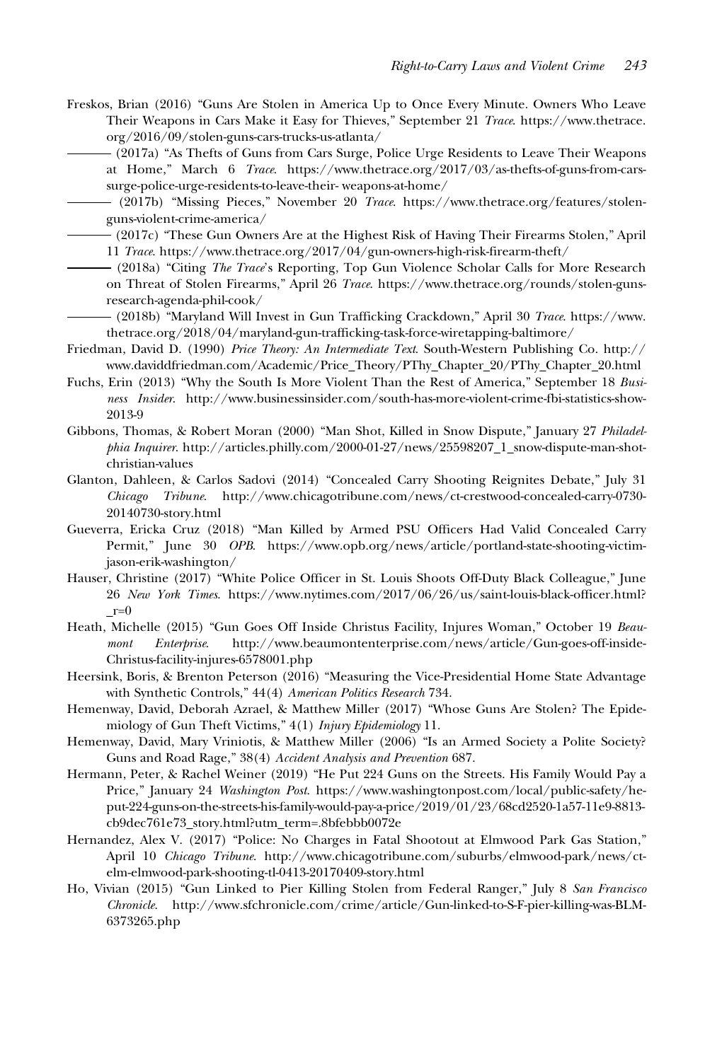Freskos, Brian (2016) "Guns Are Stolen in America Up to Once Every Minute. Owners Who Leave Their Weapons in Cars Make it Easy for Thieves," September 21 *Trace*. https://www.thetrace.org/2016/09/stolen-guns-cars-trucks-us-atlanta/

——— (2017a) "As Thefts of Guns from Cars Surge, Police Urge Residents to Leave Their Weapons at Home," March 6 *Trace*. https://www.thetrace.org/2017/03/as-thefts-of-guns-from-cars-surge-police-urge-residents-to-leave-their- weapons-at-home/

——— (2017b) "Missing Pieces," November 20 *Trace*. https://www.thetrace.org/features/stolen-guns-violent-crime-america/

——— (2017c) "These Gun Owners Are at the Highest Risk of Having Their Firearms Stolen," April 11 *Trace*. https://www.thetrace.org/2017/04/gun-owners-high-risk-firearm-theft/

——— (2018a) "Citing *The Trace*'s Reporting, Top Gun Violence Scholar Calls for More Research on Threat of Stolen Firearms," April 26 *Trace*. https://www.thetrace.org/rounds/stolen-guns-research-agenda-phil-cook/

——— (2018b) "Maryland Will Invest in Gun Trafficking Crackdown," April 30 *Trace*. https://www.thetrace.org/2018/04/maryland-gun-trafficking-task-force-wiretapping-baltimore/

Friedman, David D. (1990) *Price Theory: An Intermediate Text*. South-Western Publishing Co. http://www.daviddfriedman.com/Academic/Price_Theory/PThy_Chapter_20/PThy_Chapter_20.html

Fuchs, Erin (2013) "Why the South Is More Violent Than the Rest of America," September 18 *Business Insider*. http://www.businessinsider.com/south-has-more-violent-crime-fbi-statistics-show-2013-9

Gibbons, Thomas, & Robert Moran (2000) "Man Shot, Killed in Snow Dispute," January 27 *Philadelphia Inquirer*. http://articles.philly.com/2000-01-27/news/25598207_1_snow-dispute-man-shot-christian-values

Glanton, Dahleen, & Carlos Sadovi (2014) "Concealed Carry Shooting Reignites Debate," July 31 *Chicago Tribune*. http://www.chicagotribune.com/news/ct-crestwood-concealed-carry-0730-20140730-story.html

Gueverra, Ericka Cruz (2018) "Man Killed by Armed PSU Officers Had Valid Concealed Carry Permit," June 30 *OPB*. https://www.opb.org/news/article/portland-state-shooting-victim-jason-erik-washington/

Hauser, Christine (2017) "White Police Officer in St. Louis Shoots Off-Duty Black Colleague," June 26 *New York Times*. https://www.nytimes.com/2017/06/26/us/saint-louis-black-officer.html?_r=0

Heath, Michelle (2015) "Gun Goes Off Inside Christus Facility, Injures Woman," October 19 *Beaumont Enterprise*. http://www.beaumontenterprise.com/news/article/Gun-goes-off-inside-Christus-facility-injures-6578001.php

Heersink, Boris, & Brenton Peterson (2016) "Measuring the Vice-Presidential Home State Advantage with Synthetic Controls," 44(4) *American Politics Research* 734.

Hemenway, David, Deborah Azrael, & Matthew Miller (2017) "Whose Guns Are Stolen? The Epidemiology of Gun Theft Victims," 4(1) *Injury Epidemiology* 11.

Hemenway, David, Mary Vriniotis, & Matthew Miller (2006) "Is an Armed Society a Polite Society? Guns and Road Rage," 38(4) *Accident Analysis and Prevention* 687.

Hermann, Peter, & Rachel Weiner (2019) "He Put 224 Guns on the Streets. His Family Would Pay a Price," January 24 *Washington Post*. https://www.washingtonpost.com/local/public-safety/he-put-224-guns-on-the-streets-his-family-would-pay-a-price/2019/01/23/68cd2520-1a57-11e9-8813-cb9dec761e73_story.html?utm_term=.8bfebbb0072e

Hernandez, Alex V. (2017) "Police: No Charges in Fatal Shootout at Elmwood Park Gas Station," April 10 *Chicago Tribune*. http://www.chicagotribune.com/suburbs/elmwood-park/news/ct-elm-elmwood-park-shooting-tl-0413-20170409-story.html

Ho, Vivian (2015) "Gun Linked to Pier Killing Stolen from Federal Ranger," July 8 *San Francisco Chronicle*. http://www.sfchronicle.com/crime/article/Gun-linked-to-S-F-pier-killing-was-BLM-6373265.php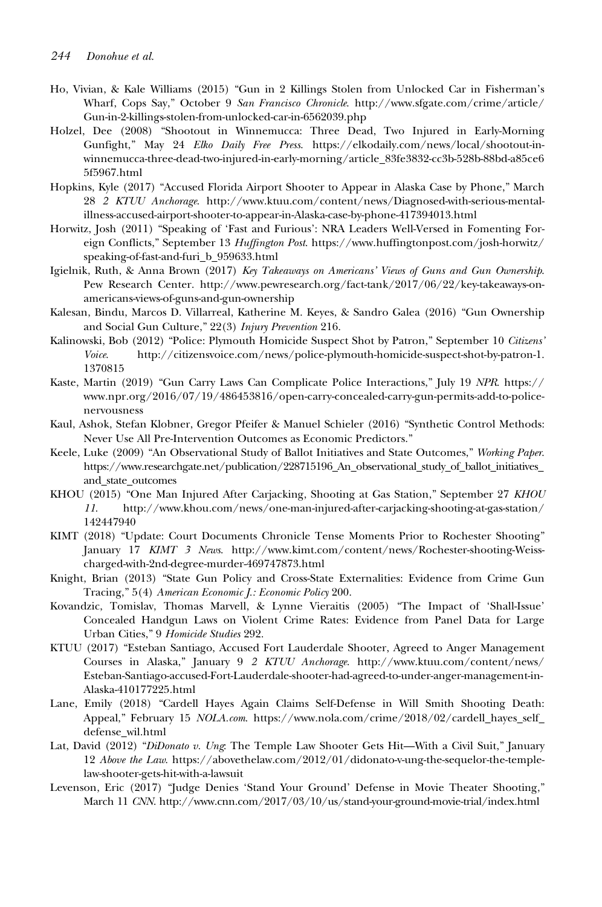Ho, Vivian, & Kale Williams (2015) "Gun in 2 Killings Stolen from Unlocked Car in Fisherman's Wharf, Cops Say," October 9 *San Francisco Chronicle*. http://www.sfgate.com/crime/article/Gun-in-2-killings-stolen-from-unlocked-car-in-6562039.php

Holzel, Dee (2008) "Shootout in Winnemucca: Three Dead, Two Injured in Early-Morning Gunfight," May 24 *Elko Daily Free Press*. https://elkodaily.com/news/local/shootout-in-winnemucca-three-dead-two-injured-in-early-morning/article_83fe3832-cc3b-528b-88bd-a85ce65f5967.html

Hopkins, Kyle (2017) "Accused Florida Airport Shooter to Appear in Alaska Case by Phone," March 28 *2 KTUU Anchorage*. http://www.ktuu.com/content/news/Diagnosed-with-serious-mental-illness-accused-airport-shooter-to-appear-in-Alaska-case-by-phone-417394013.html

Horwitz, Josh (2011) "Speaking of 'Fast and Furious': NRA Leaders Well-Versed in Fomenting Foreign Conflicts," September 13 *Huffington Post*. https://www.huffingtonpost.com/josh-horwitz/speaking-of-fast-and-furi_b_959633.html

Igielnik, Ruth, & Anna Brown (2017) *Key Takeaways on Americans' Views of Guns and Gun Ownership*. Pew Research Center. http://www.pewresearch.org/fact-tank/2017/06/22/key-takeaways-on-americans-views-of-guns-and-gun-ownership

Kalesan, Bindu, Marcos D. Villarreal, Katherine M. Keyes, & Sandro Galea (2016) "Gun Ownership and Social Gun Culture," 22(3) *Injury Prevention* 216.

Kalinowski, Bob (2012) "Police: Plymouth Homicide Suspect Shot by Patron," September 10 *Citizens' Voice*. http://citizensvoice.com/news/police-plymouth-homicide-suspect-shot-by-patron-1.1370815

Kaste, Martin (2019) "Gun Carry Laws Can Complicate Police Interactions," July 19 *NPR*. https://www.npr.org/2016/07/19/486453816/open-carry-concealed-carry-gun-permits-add-to-police-nervousness

Kaul, Ashok, Stefan Klobner, Gregor Pfeifer & Manuel Schieler (2016) "Synthetic Control Methods: Never Use All Pre-Intervention Outcomes as Economic Predictors."

Keele, Luke (2009) "An Observational Study of Ballot Initiatives and State Outcomes," *Working Paper*. https://www.researchgate.net/publication/228715196_An_observational_study_of_ballot_initiatives_and_state_outcomes

KHOU (2015) "One Man Injured After Carjacking, Shooting at Gas Station," September 27 *KHOU 11*. http://www.khou.com/news/one-man-injured-after-carjacking-shooting-at-gas-station/142447940

KIMT (2018) "Update: Court Documents Chronicle Tense Moments Prior to Rochester Shooting" January 17 *KIMT 3 News*. http://www.kimt.com/content/news/Rochester-shooting-Weiss-charged-with-2nd-degree-murder-469747873.html

Knight, Brian (2013) "State Gun Policy and Cross-State Externalities: Evidence from Crime Gun Tracing," 5(4) *American Economic J.: Economic Policy* 200.

Kovandzic, Tomislav, Thomas Marvell, & Lynne Vieraitis (2005) "The Impact of 'Shall-Issue' Concealed Handgun Laws on Violent Crime Rates: Evidence from Panel Data for Large Urban Cities," 9 *Homicide Studies* 292.

KTUU (2017) "Esteban Santiago, Accused Fort Lauderdale Shooter, Agreed to Anger Management Courses in Alaska," January 9 *2 KTUU Anchorage*. http://www.ktuu.com/content/news/Esteban-Santiago-accused-Fort-Lauderdale-shooter-had-agreed-to-under-anger-management-in-Alaska-410177225.html

Lane, Emily (2018) "Cardell Hayes Again Claims Self-Defense in Will Smith Shooting Death: Appeal," February 15 *NOLA.com*. https://www.nola.com/crime/2018/02/cardell_hayes_self_defense_wil.html

Lat, David (2012) "*DiDonato v. Ung*: The Temple Law Shooter Gets Hit—With a Civil Suit," January 12 *Above the Law*. https://abovethelaw.com/2012/01/didonato-v-ung-the-sequelor-the-temple-law-shooter-gets-hit-with-a-lawsuit

Levenson, Eric (2017) "Judge Denies 'Stand Your Ground' Defense in Movie Theater Shooting," March 11 *CNN*. http://www.cnn.com/2017/03/10/us/stand-your-ground-movie-trial/index.html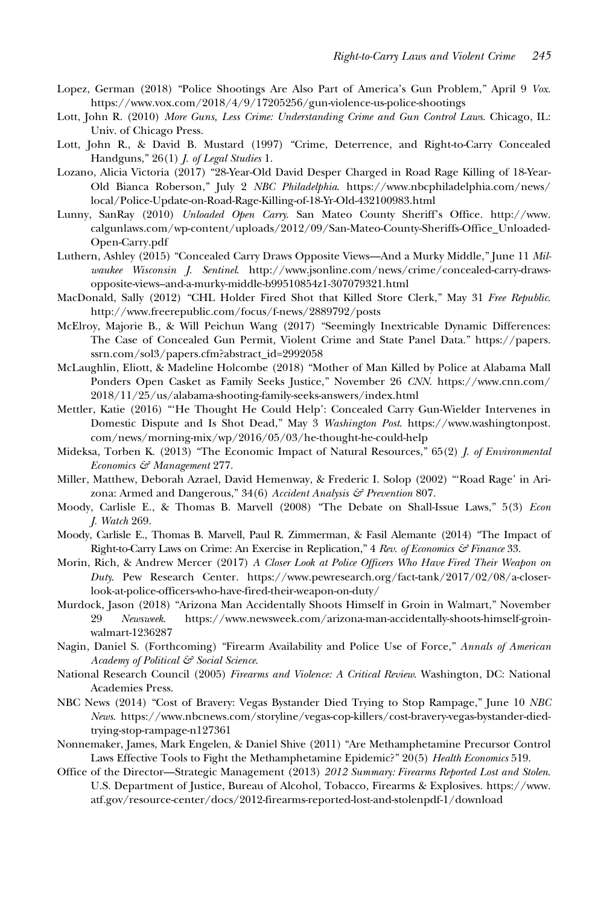Lopez, German (2018) "Police Shootings Are Also Part of America's Gun Problem," April 9 *Vox*. https://www.vox.com/2018/4/9/17205256/gun-violence-us-police-shootings

Lott, John R. (2010) *More Guns, Less Crime: Understanding Crime and Gun Control Laws*. Chicago, IL: Univ. of Chicago Press.

Lott, John R., & David B. Mustard (1997) "Crime, Deterrence, and Right-to-Carry Concealed Handguns," 26(1) *J. of Legal Studies* 1.

Lozano, Alicia Victoria (2017) "28-Year-Old David Desper Charged in Road Rage Killing of 18-Year-Old Bianca Roberson," July 2 *NBC Philadelphia*. https://www.nbcphiladelphia.com/news/local/Police-Update-on-Road-Rage-Killing-of-18-Yr-Old-432100983.html

Lunny, SanRay (2010) *Unloaded Open Carry*. San Mateo County Sheriff's Office. http://www.calgunlaws.com/wp-content/uploads/2012/09/San-Mateo-County-Sheriffs-Office_Unloaded-Open-Carry.pdf

Luthern, Ashley (2015) "Concealed Carry Draws Opposite Views—And a Murky Middle," June 11 *Milwaukee Wisconsin J. Sentinel*. http://www.jsonline.com/news/crime/concealed-carry-draws-opposite-views–and-a-murky-middle-b99510854z1-307079321.html

MacDonald, Sally (2012) "CHL Holder Fired Shot that Killed Store Clerk," May 31 *Free Republic*. http://www.freerepublic.com/focus/f-news/2889792/posts

McElroy, Majorie B., & Will Peichun Wang (2017) "Seemingly Inextricable Dynamic Differences: The Case of Concealed Gun Permit, Violent Crime and State Panel Data." https://papers.ssrn.com/sol3/papers.cfm?abstract_id=2992058

McLaughlin, Eliott, & Madeline Holcombe (2018) "Mother of Man Killed by Police at Alabama Mall Ponders Open Casket as Family Seeks Justice," November 26 *CNN*. https://www.cnn.com/2018/11/25/us/alabama-shooting-family-seeks-answers/index.html

Mettler, Katie (2016) "'He Thought He Could Help': Concealed Carry Gun-Wielder Intervenes in Domestic Dispute and Is Shot Dead," May 3 *Washington Post*. https://www.washingtonpost.com/news/morning-mix/wp/2016/05/03/he-thought-he-could-help

Mideksa, Torben K. (2013) "The Economic Impact of Natural Resources," 65(2) *J. of Environmental Economics & Management* 277.

Miller, Matthew, Deborah Azrael, David Hemenway, & Frederic I. Solop (2002) "'Road Rage' in Arizona: Armed and Dangerous," 34(6) *Accident Analysis & Prevention* 807.

Moody, Carlisle E., & Thomas B. Marvell (2008) "The Debate on Shall-Issue Laws," 5(3) *Econ J. Watch* 269.

Moody, Carlisle E., Thomas B. Marvell, Paul R. Zimmerman, & Fasil Alemante (2014) "The Impact of Right-to-Carry Laws on Crime: An Exercise in Replication," 4 *Rev. of Economics & Finance* 33.

Morin, Rich, & Andrew Mercer (2017) *A Closer Look at Police Officers Who Have Fired Their Weapon on Duty*. Pew Research Center. https://www.pewresearch.org/fact-tank/2017/02/08/a-closer-look-at-police-officers-who-have-fired-their-weapon-on-duty/

Murdock, Jason (2018) "Arizona Man Accidentally Shoots Himself in Groin in Walmart," November 29 *Newsweek*. https://www.newsweek.com/arizona-man-accidentally-shoots-himself-groin-walmart-1236287

Nagin, Daniel S. (Forthcoming) "Firearm Availability and Police Use of Force," *Annals of American Academy of Political & Social Science*.

National Research Council (2005) *Firearms and Violence: A Critical Review*. Washington, DC: National Academies Press.

NBC News (2014) "Cost of Bravery: Vegas Bystander Died Trying to Stop Rampage," June 10 *NBC News*. https://www.nbcnews.com/storyline/vegas-cop-killers/cost-bravery-vegas-bystander-died-trying-stop-rampage-n127361

Nonnemaker, James, Mark Engelen, & Daniel Shive (2011) "Are Methamphetamine Precursor Control Laws Effective Tools to Fight the Methamphetamine Epidemic?" 20(5) *Health Economics* 519.

Office of the Director—Strategic Management (2013) *2012 Summary: Firearms Reported Lost and Stolen*. U.S. Department of Justice, Bureau of Alcohol, Tobacco, Firearms & Explosives. https://www.atf.gov/resource-center/docs/2012-firearms-reported-lost-and-stolenpdf-1/download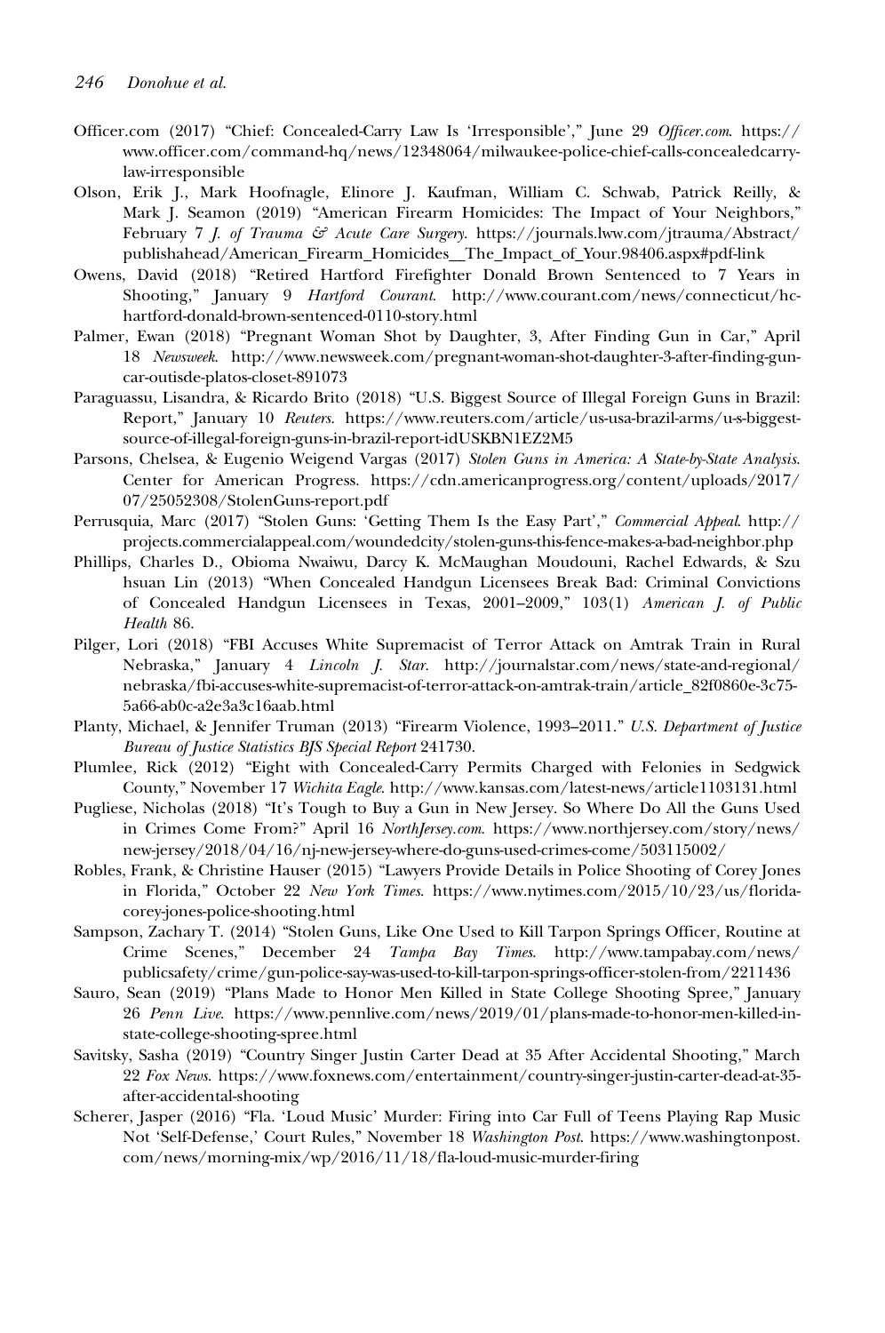Officer.com (2017) "Chief: Concealed-Carry Law Is 'Irresponsible'," June 29 *Officer.com*. https://www.officer.com/command-hq/news/12348064/milwaukee-police-chief-calls-concealedcarry-law-irresponsible

Olson, Erik J., Mark Hoofnagle, Elinore J. Kaufman, William C. Schwab, Patrick Reilly, & Mark J. Seamon (2019) "American Firearm Homicides: The Impact of Your Neighbors," February 7 *J. of Trauma & Acute Care Surgery*. https://journals.lww.com/jtrauma/Abstract/publishahead/American_Firearm_Homicides__The_Impact_of_Your.98406.aspx#pdf-link

Owens, David (2018) "Retired Hartford Firefighter Donald Brown Sentenced to 7 Years in Shooting," January 9 *Hartford Courant*. http://www.courant.com/news/connecticut/hc-hartford-donald-brown-sentenced-0110-story.html

Palmer, Ewan (2018) "Pregnant Woman Shot by Daughter, 3, After Finding Gun in Car," April 18 *Newsweek*. http://www.newsweek.com/pregnant-woman-shot-daughter-3-after-finding-gun-car-outisde-platos-closet-891073

Paraguassu, Lisandra, & Ricardo Brito (2018) "U.S. Biggest Source of Illegal Foreign Guns in Brazil: Report," January 10 *Reuters*. https://www.reuters.com/article/us-usa-brazil-arms/u-s-biggest-source-of-illegal-foreign-guns-in-brazil-report-idUSKBN1EZ2M5

Parsons, Chelsea, & Eugenio Weigend Vargas (2017) *Stolen Guns in America: A State-by-State Analysis*. Center for American Progress. https://cdn.americanprogress.org/content/uploads/2017/07/25052308/StolenGuns-report.pdf

Perrusquia, Marc (2017) "Stolen Guns: 'Getting Them Is the Easy Part'," *Commercial Appeal*. http://projects.commercialappeal.com/woundedcity/stolen-guns-this-fence-makes-a-bad-neighbor.php

Phillips, Charles D., Obioma Nwaiwu, Darcy K. McMaughan Moudouni, Rachel Edwards, & Szu hsuan Lin (2013) "When Concealed Handgun Licensees Break Bad: Criminal Convictions of Concealed Handgun Licensees in Texas, 2001–2009," 103(1) *American J. of Public Health* 86.

Pilger, Lori (2018) "FBI Accuses White Supremacist of Terror Attack on Amtrak Train in Rural Nebraska," January 4 *Lincoln J. Star*. http://journalstar.com/news/state-and-regional/nebraska/fbi-accuses-white-supremacist-of-terror-attack-on-amtrak-train/article_82f0860e-3c75-5a66-ab0c-a2e3a3c16aab.html

Planty, Michael, & Jennifer Truman (2013) "Firearm Violence, 1993–2011." *U.S. Department of Justice Bureau of Justice Statistics BJS Special Report* 241730.

Plumlee, Rick (2012) "Eight with Concealed-Carry Permits Charged with Felonies in Sedgwick County," November 17 *Wichita Eagle*. http://www.kansas.com/latest-news/article1103131.html

Pugliese, Nicholas (2018) "It's Tough to Buy a Gun in New Jersey. So Where Do All the Guns Used in Crimes Come From?" April 16 *NorthJersey.com*. https://www.northjersey.com/story/news/new-jersey/2018/04/16/nj-new-jersey-where-do-guns-used-crimes-come/503115002/

Robles, Frank, & Christine Hauser (2015) "Lawyers Provide Details in Police Shooting of Corey Jones in Florida," October 22 *New York Times*. https://www.nytimes.com/2015/10/23/us/florida-corey-jones-police-shooting.html

Sampson, Zachary T. (2014) "Stolen Guns, Like One Used to Kill Tarpon Springs Officer, Routine at Crime Scenes," December 24 *Tampa Bay Times*. http://www.tampabay.com/news/publicsafety/crime/gun-police-say-was-used-to-kill-tarpon-springs-officer-stolen-from/2211436

Sauro, Sean (2019) "Plans Made to Honor Men Killed in State College Shooting Spree," January 26 *Penn Live*. https://www.pennlive.com/news/2019/01/plans-made-to-honor-men-killed-in-state-college-shooting-spree.html

Savitsky, Sasha (2019) "Country Singer Justin Carter Dead at 35 After Accidental Shooting," March 22 *Fox News*. https://www.foxnews.com/entertainment/country-singer-justin-carter-dead-at-35-after-accidental-shooting

Scherer, Jasper (2016) "Fla. 'Loud Music' Murder: Firing into Car Full of Teens Playing Rap Music Not 'Self-Defense,' Court Rules," November 18 *Washington Post*. https://www.washingtonpost.com/news/morning-mix/wp/2016/11/18/fla-loud-music-murder-firing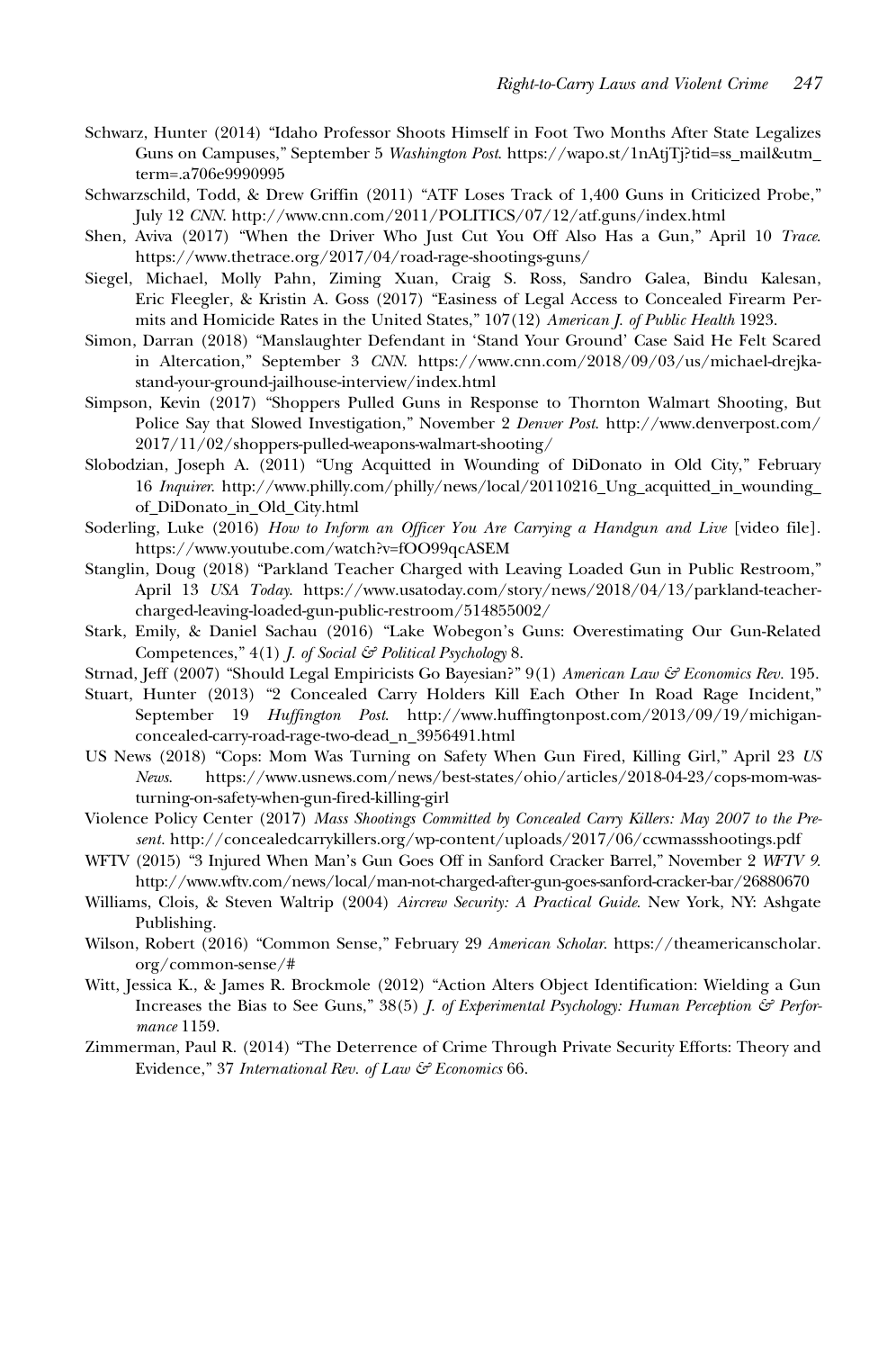Schwarz, Hunter (2014) "Idaho Professor Shoots Himself in Foot Two Months After State Legalizes Guns on Campuses," September 5 *Washington Post*. https://wapo.st/1nAtjTj?tid=ss_mail&utm_term=.a706e9990995

Schwarzschild, Todd, & Drew Griffin (2011) "ATF Loses Track of 1,400 Guns in Criticized Probe," July 12 *CNN*. http://www.cnn.com/2011/POLITICS/07/12/atf.guns/index.html

Shen, Aviva (2017) "When the Driver Who Just Cut You Off Also Has a Gun," April 10 *Trace*. https://www.thetrace.org/2017/04/road-rage-shootings-guns/

Siegel, Michael, Molly Pahn, Ziming Xuan, Craig S. Ross, Sandro Galea, Bindu Kalesan, Eric Fleegler, & Kristin A. Goss (2017) "Easiness of Legal Access to Concealed Firearm Permits and Homicide Rates in the United States," 107(12) *American J. of Public Health* 1923.

Simon, Darran (2018) "Manslaughter Defendant in 'Stand Your Ground' Case Said He Felt Scared in Altercation," September 3 *CNN*. https://www.cnn.com/2018/09/03/us/michael-drejka-stand-your-ground-jailhouse-interview/index.html

Simpson, Kevin (2017) "Shoppers Pulled Guns in Response to Thornton Walmart Shooting, But Police Say that Slowed Investigation," November 2 *Denver Post*. http://www.denverpost.com/2017/11/02/shoppers-pulled-weapons-walmart-shooting/

Slobodzian, Joseph A. (2011) "Ung Acquitted in Wounding of DiDonato in Old City," February 16 *Inquirer*. http://www.philly.com/philly/news/local/20110216_Ung_acquitted_in_wounding_of_DiDonato_in_Old_City.html

Soderling, Luke (2016) *How to Inform an Officer You Are Carrying a Handgun and Live* [video file]. https://www.youtube.com/watch?v=fOO99qcASEM

Stanglin, Doug (2018) "Parkland Teacher Charged with Leaving Loaded Gun in Public Restroom," April 13 *USA Today*. https://www.usatoday.com/story/news/2018/04/13/parkland-teacher-charged-leaving-loaded-gun-public-restroom/514855002/

Stark, Emily, & Daniel Sachau (2016) "Lake Wobegon's Guns: Overestimating Our Gun-Related Competences," 4(1) *J. of Social & Political Psychology* 8.

Strnad, Jeff (2007) "Should Legal Empiricists Go Bayesian?" 9(1) *American Law & Economics Rev*. 195.

Stuart, Hunter (2013) "2 Concealed Carry Holders Kill Each Other In Road Rage Incident," September 19 *Huffington Post*. http://www.huffingtonpost.com/2013/09/19/michigan-concealed-carry-road-rage-two-dead_n_3956491.html

US News (2018) "Cops: Mom Was Turning on Safety When Gun Fired, Killing Girl," April 23 *US News*. https://www.usnews.com/news/best-states/ohio/articles/2018-04-23/cops-mom-was-turning-on-safety-when-gun-fired-killing-girl

Violence Policy Center (2017) *Mass Shootings Committed by Concealed Carry Killers: May 2007 to the Present*. http://concealedcarrykillers.org/wp-content/uploads/2017/06/ccwmassshootings.pdf

WFTV (2015) "3 Injured When Man's Gun Goes Off in Sanford Cracker Barrel," November 2 *WFTV 9*. http://www.wftv.com/news/local/man-not-charged-after-gun-goes-sanford-cracker-bar/26880670

Williams, Clois, & Steven Waltrip (2004) *Aircrew Security: A Practical Guide*. New York, NY: Ashgate Publishing.

Wilson, Robert (2016) "Common Sense," February 29 *American Scholar*. https://theamericanscholar.org/common-sense/#

Witt, Jessica K., & James R. Brockmole (2012) "Action Alters Object Identification: Wielding a Gun Increases the Bias to See Guns," 38(5) *J. of Experimental Psychology: Human Perception & Performance* 1159.

Zimmerman, Paul R. (2014) "The Deterrence of Crime Through Private Security Efforts: Theory and Evidence," 37 *International Rev. of Law & Economics* 66.